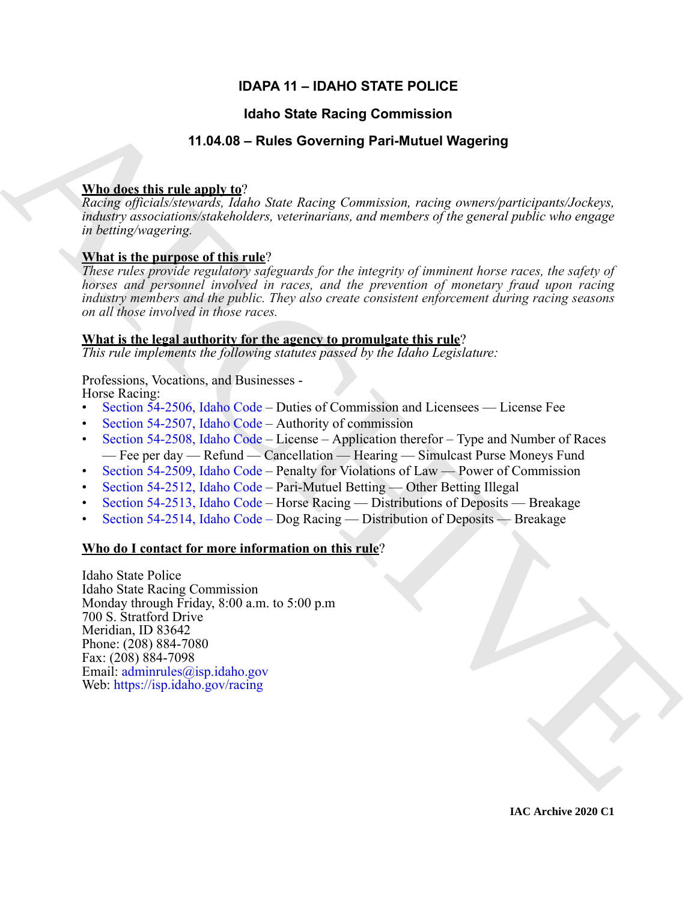# IDAPA 11 – IDAHO STATE POLICE

## Idaho State Racing Commission

## 11.04.08 – Rules Governing Pari-Mutuel Wagering

**Who does this rule apply to?**
*Racing officials/stewards, Idaho State Racing Commission, racing owners/participants/Jockeys, industry associations/stakeholders, veterinarians, and members of the general public who engage in betting/wagering.*

**What is the purpose of this rule?**
*These rules provide regulatory safeguards for the integrity of imminent horse races, the safety of horses and personnel involved in races, and the prevention of monetary fraud upon racing industry members and the public. They also create consistent enforcement during racing seasons on all those involved in those races.*

**What is the legal authority for the agency to promulgate this rule?**
*This rule implements the following statutes passed by the Idaho Legislature:*

Professions, Vocations, and Businesses -
Horse Racing:

- Section 54-2506, Idaho Code – Duties of Commission and Licensees — License Fee
- Section 54-2507, Idaho Code – Authority of commission
- Section 54-2508, Idaho Code – License – Application therefor – Type and Number of Races — Fee per day — Refund — Cancellation — Hearing — Simulcast Purse Moneys Fund
- Section 54-2509, Idaho Code – Penalty for Violations of Law — Power of Commission
- Section 54-2512, Idaho Code – Pari-Mutuel Betting — Other Betting Illegal
- Section 54-2513, Idaho Code – Horse Racing — Distributions of Deposits — Breakage
- Section 54-2514, Idaho Code – Dog Racing — Distribution of Deposits — Breakage

**Who do I contact for more information on this rule?**

Idaho State Police
Idaho State Racing Commission
Monday through Friday, 8:00 a.m. to 5:00 p.m
700 S. Stratford Drive
Meridian, ID 83642
Phone: (208) 884-7080
Fax: (208) 884-7098
Email: adminrules@isp.idaho.gov
Web: https://isp.idaho.gov/racing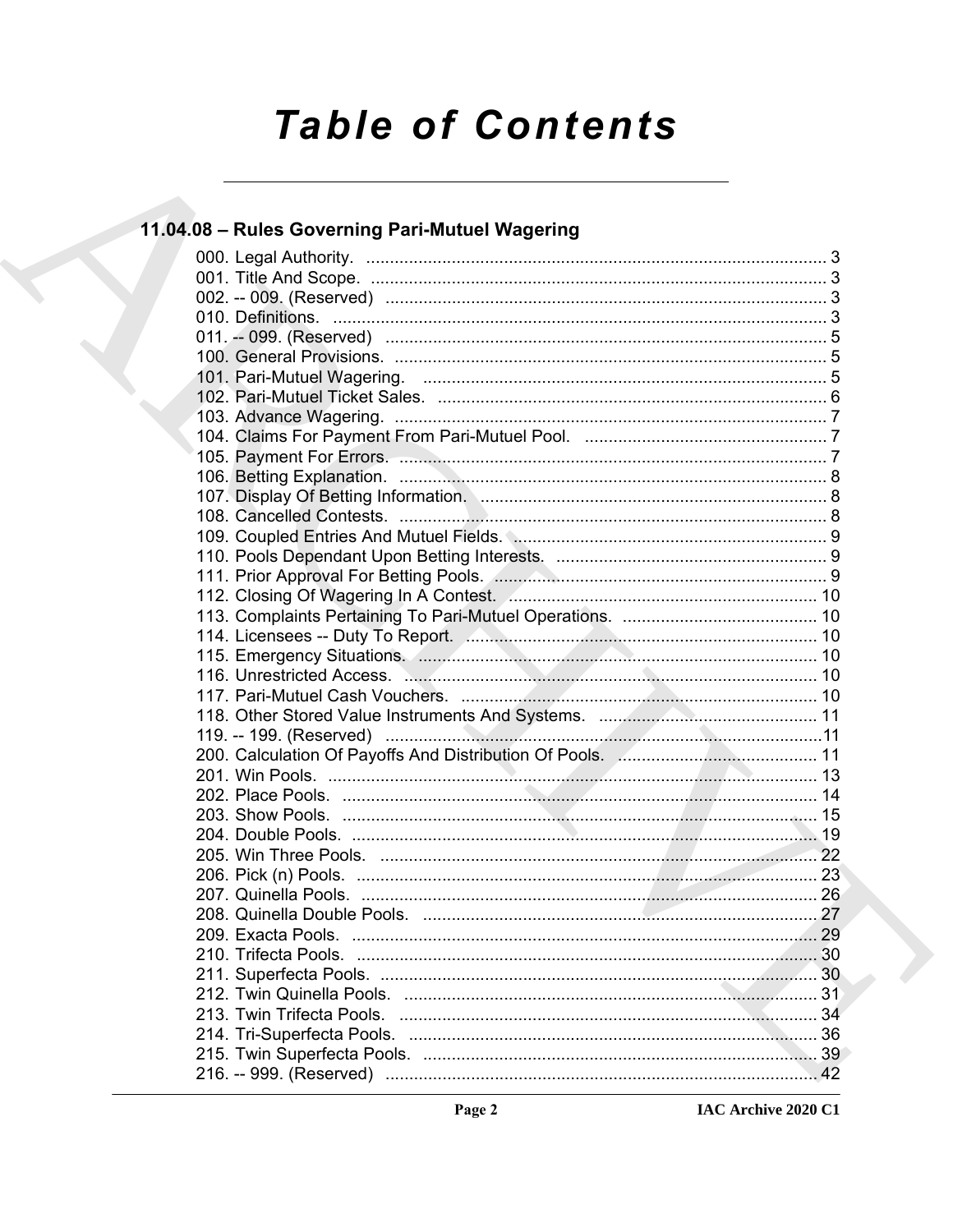# Table of Contents

## 11.04.08 – Rules Governing Pari-Mutuel Wagering

000. Legal Authority. .......... 3
001. Title And Scope. .......... 3
002. -- 009. (Reserved) .......... 3
010. Definitions. .......... 3
011. -- 099. (Reserved) .......... 5
100. General Provisions. .......... 5
101. Pari-Mutuel Wagering. .......... 5
102. Pari-Mutuel Ticket Sales. .......... 6
103. Advance Wagering. .......... 7
104. Claims For Payment From Pari-Mutuel Pool. .......... 7
105. Payment For Errors. .......... 7
106. Betting Explanation. .......... 8
107. Display Of Betting Information. .......... 8
108. Cancelled Contests. .......... 8
109. Coupled Entries And Mutuel Fields. .......... 9
110. Pools Dependant Upon Betting Interests. .......... 9
111. Prior Approval For Betting Pools. .......... 9
112. Closing Of Wagering In A Contest. .......... 10
113. Complaints Pertaining To Pari-Mutuel Operations. .......... 10
114. Licensees -- Duty To Report. .......... 10
115. Emergency Situations. .......... 10
116. Unrestricted Access. .......... 10
117. Pari-Mutuel Cash Vouchers. .......... 10
118. Other Stored Value Instruments And Systems. .......... 11
119. -- 199. (Reserved) .......... 11
200. Calculation Of Payoffs And Distribution Of Pools. .......... 11
201. Win Pools. .......... 13
202. Place Pools. .......... 14
203. Show Pools. .......... 15
204. Double Pools. .......... 19
205. Win Three Pools. .......... 22
206. Pick (n) Pools. .......... 23
207. Quinella Pools. .......... 26
208. Quinella Double Pools. .......... 27
209. Exacta Pools. .......... 29
210. Trifecta Pools. .......... 30
211. Superfecta Pools. .......... 30
212. Twin Quinella Pools. .......... 31
213. Twin Trifecta Pools. .......... 34
214. Tri-Superfecta Pools. .......... 36
215. Twin Superfecta Pools. .......... 39
216. -- 999. (Reserved) .......... 42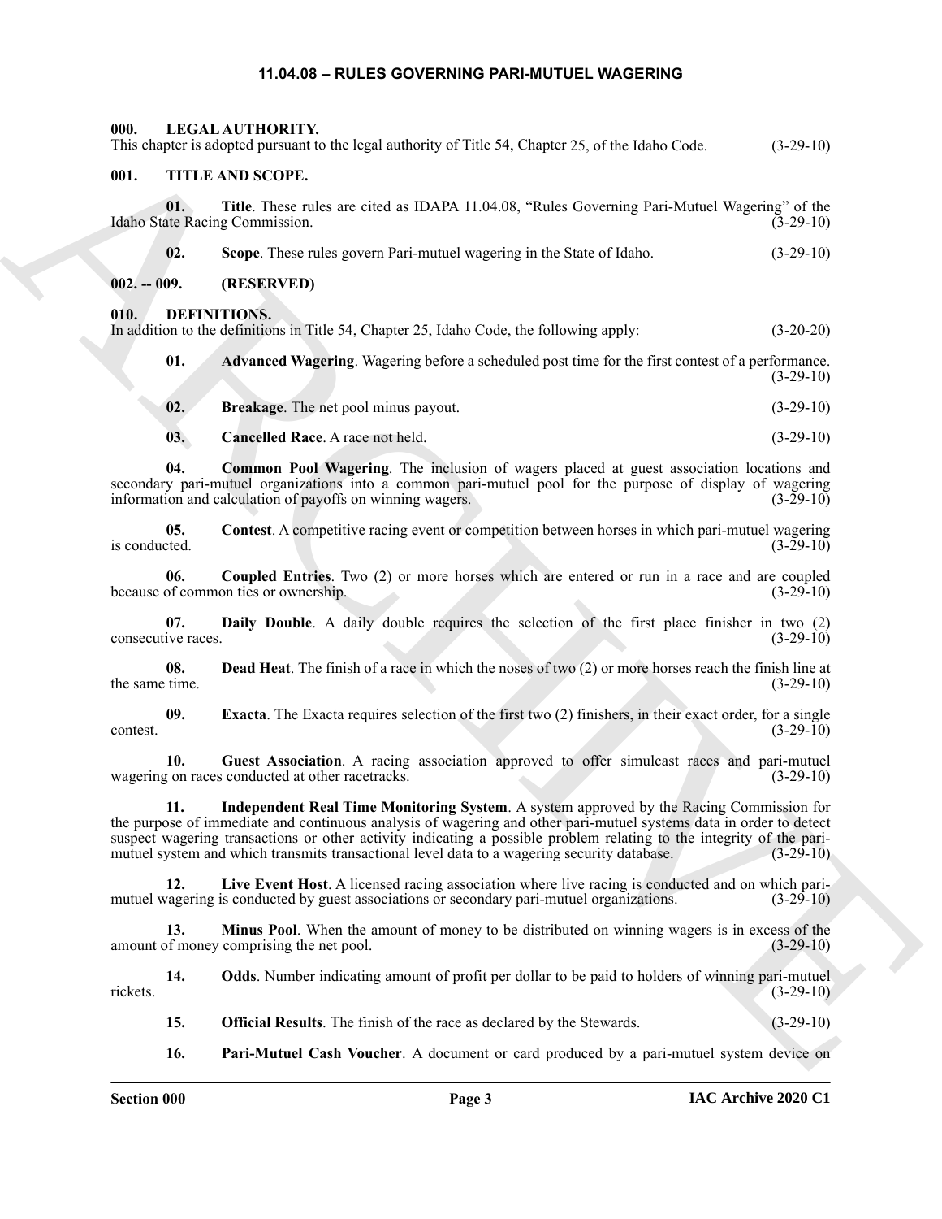# 11.04.08 – RULES GOVERNING PARI-MUTUEL WAGERING

## 000. LEGAL AUTHORITY.

This chapter is adopted pursuant to the legal authority of Title 54, Chapter 25, of the Idaho Code. (3-29-10)

## 001. TITLE AND SCOPE.

**01. Title**. These rules are cited as IDAPA 11.04.08, "Rules Governing Pari-Mutuel Wagering" of the Idaho State Racing Commission. (3-29-10)

**02. Scope**. These rules govern Pari-mutuel wagering in the State of Idaho. (3-29-10)

## 002. -- 009. (RESERVED)

## 010. DEFINITIONS.

In addition to the definitions in Title 54, Chapter 25, Idaho Code, the following apply: (3-20-20)

**01. Advanced Wagering**. Wagering before a scheduled post time for the first contest of a performance. (3-29-10)

**02. Breakage**. The net pool minus payout. (3-29-10)

**03. Cancelled Race**. A race not held. (3-29-10)

**04. Common Pool Wagering**. The inclusion of wagers placed at guest association locations and secondary pari-mutuel organizations into a common pari-mutuel pool for the purpose of display of wagering information and calculation of payoffs on winning wagers. (3-29-10)

**05. Contest**. A competitive racing event or competition between horses in which pari-mutuel wagering is conducted. (3-29-10)

**06. Coupled Entries**. Two (2) or more horses which are entered or run in a race and are coupled because of common ties or ownership. (3-29-10)

**07. Daily Double**. A daily double requires the selection of the first place finisher in two (2) consecutive races. (3-29-10)

**08. Dead Heat**. The finish of a race in which the noses of two (2) or more horses reach the finish line at the same time. (3-29-10)

**09. Exacta**. The Exacta requires selection of the first two (2) finishers, in their exact order, for a single contest. (3-29-10)

**10. Guest Association**. A racing association approved to offer simulcast races and pari-mutuel wagering on races conducted at other racetracks. (3-29-10)

**11. Independent Real Time Monitoring System**. A system approved by the Racing Commission for the purpose of immediate and continuous analysis of wagering and other pari-mutuel systems data in order to detect suspect wagering transactions or other activity indicating a possible problem relating to the integrity of the pari-mutuel system and which transmits transactional level data to a wagering security database. (3-29-10)

**12. Live Event Host**. A licensed racing association where live racing is conducted and on which pari-mutuel wagering is conducted by guest associations or secondary pari-mutuel organizations. (3-29-10)

**13. Minus Pool**. When the amount of money to be distributed on winning wagers is in excess of the amount of money comprising the net pool. (3-29-10)

**14. Odds**. Number indicating amount of profit per dollar to be paid to holders of winning pari-mutuel rickets. (3-29-10)

**15. Official Results**. The finish of the race as declared by the Stewards. (3-29-10)

**16. Pari-Mutuel Cash Voucher**. A document or card produced by a pari-mutuel system device on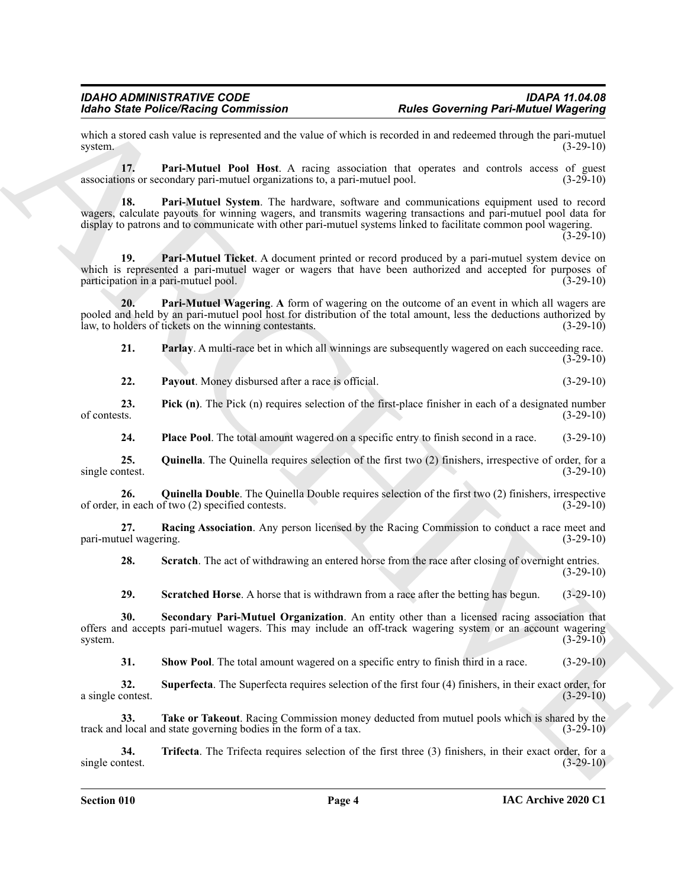which a stored cash value is represented and the value of which is recorded in and redeemed through the pari-mutuel system. (3-29-10)

**17. Pari-Mutuel Pool Host**. A racing association that operates and controls access of guest associations or secondary pari-mutuel organizations to, a pari-mutuel pool. (3-29-10)

**18. Pari-Mutuel System**. The hardware, software and communications equipment used to record wagers, calculate payouts for winning wagers, and transmits wagering transactions and pari-mutuel pool data for display to patrons and to communicate with other pari-mutuel systems linked to facilitate common pool wagering. (3-29-10)

**19. Pari-Mutuel Ticket**. A document printed or record produced by a pari-mutuel system device on which is represented a pari-mutuel wager or wagers that have been authorized and accepted for purposes of participation in a pari-mutuel pool. (3-29-10)

**20. Pari-Mutuel Wagering**. **A** form of wagering on the outcome of an event in which all wagers are pooled and held by an pari-mutuel pool host for distribution of the total amount, less the deductions authorized by law, to holders of tickets on the winning contestants. (3-29-10)

**21. Parlay**. A multi-race bet in which all winnings are subsequently wagered on each succeeding race. (3-29-10)

**22. Payout**. Money disbursed after a race is official. (3-29-10)

**23. Pick (n)**. The Pick (n) requires selection of the first-place finisher in each of a designated number of contests. (3-29-10)

**24. Place Pool**. The total amount wagered on a specific entry to finish second in a race. (3-29-10)

**25. Quinella**. The Quinella requires selection of the first two (2) finishers, irrespective of order, for a single contest. (3-29-10)

**26. Quinella Double**. The Quinella Double requires selection of the first two (2) finishers, irrespective of order, in each of two (2) specified contests. (3-29-10)

**27. Racing Association**. Any person licensed by the Racing Commission to conduct a race meet and pari-mutuel wagering. (3-29-10)

**28. Scratch**. The act of withdrawing an entered horse from the race after closing of overnight entries. (3-29-10)

**29. Scratched Horse**. A horse that is withdrawn from a race after the betting has begun. (3-29-10)

**30. Secondary Pari-Mutuel Organization**. An entity other than a licensed racing association that offers and accepts pari-mutuel wagers. This may include an off-track wagering system or an account wagering system. (3-29-10)

**31. Show Pool**. The total amount wagered on a specific entry to finish third in a race. (3-29-10)

**32. Superfecta**. The Superfecta requires selection of the first four (4) finishers, in their exact order, for a single contest. (3-29-10)

**33. Take or Takeout**. Racing Commission money deducted from mutuel pools which is shared by the track and local and state governing bodies in the form of a tax. (3-29-10)

**34. Trifecta**. The Trifecta requires selection of the first three (3) finishers, in their exact order, for a single contest. (3-29-10)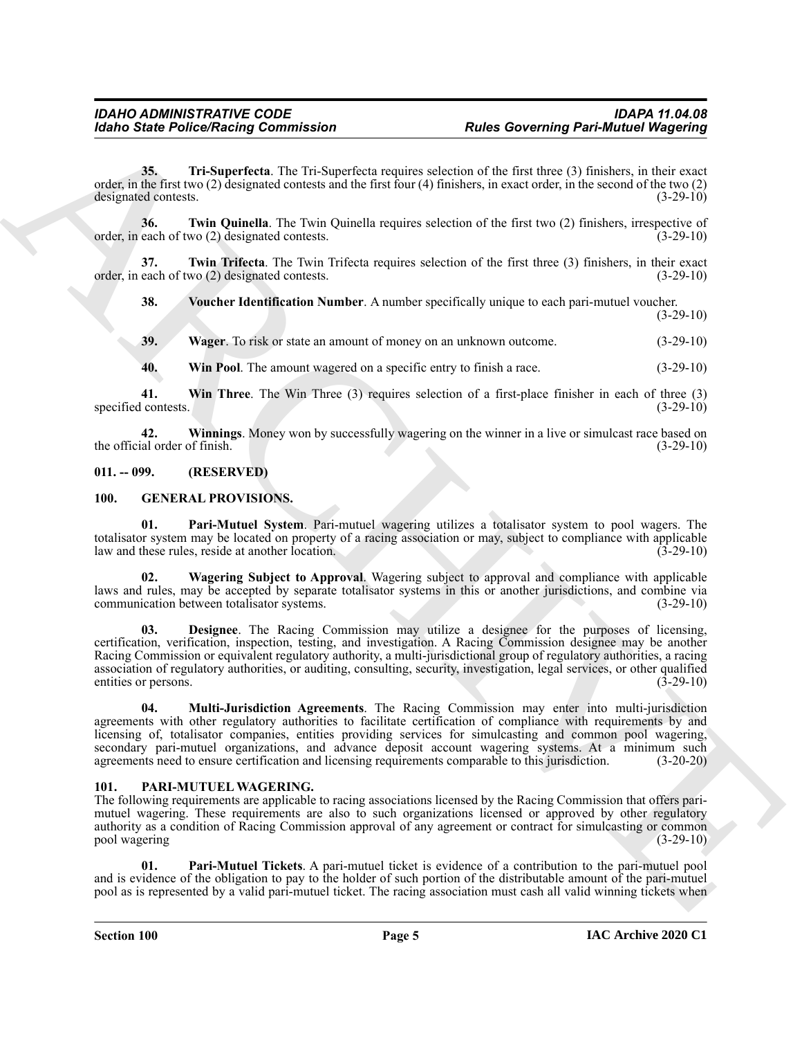**35. Tri-Superfecta**. The Tri-Superfecta requires selection of the first three (3) finishers, in their exact order, in the first two (2) designated contests and the first four (4) finishers, in exact order, in the second of the two (2) designated contests. (3-29-10)

**36. Twin Quinella**. The Twin Quinella requires selection of the first two (2) finishers, irrespective of order, in each of two (2) designated contests. (3-29-10)

**37. Twin Trifecta**. The Twin Trifecta requires selection of the first three (3) finishers, in their exact order, in each of two (2) designated contests. (3-29-10)

**38. Voucher Identification Number**. A number specifically unique to each pari-mutuel voucher. (3-29-10)

**39. Wager**. To risk or state an amount of money on an unknown outcome. (3-29-10)

**40. Win Pool**. The amount wagered on a specific entry to finish a race. (3-29-10)

**41. Win Three**. The Win Three (3) requires selection of a first-place finisher in each of three (3) specified contests. (3-29-10)

**42. Winnings**. Money won by successfully wagering on the winner in a live or simulcast race based on the official order of finish. (3-29-10)

## 011. -- 099. (RESERVED)

## 100. GENERAL PROVISIONS.

**01. Pari-Mutuel System**. Pari-mutuel wagering utilizes a totalisator system to pool wagers. The totalisator system may be located on property of a racing association or may, subject to compliance with applicable law and these rules, reside at another location. (3-29-10)

**02. Wagering Subject to Approval**. Wagering subject to approval and compliance with applicable laws and rules, may be accepted by separate totalisator systems in this or another jurisdictions, and combine via communication between totalisator systems. (3-29-10)

**03. Designee**. The Racing Commission may utilize a designee for the purposes of licensing, certification, verification, inspection, testing, and investigation. A Racing Commission designee may be another Racing Commission or equivalent regulatory authority, a multi-jurisdictional group of regulatory authorities, a racing association of regulatory authorities, or auditing, consulting, security, investigation, legal services, or other qualified entities or persons. (3-29-10)

**04. Multi-Jurisdiction Agreements**. The Racing Commission may enter into multi-jurisdiction agreements with other regulatory authorities to facilitate certification of compliance with requirements by and licensing of, totalisator companies, entities providing services for simulcasting and common pool wagering, secondary pari-mutuel organizations, and advance deposit account wagering systems. At a minimum such agreements need to ensure certification and licensing requirements comparable to this jurisdiction. (3-20-20)

## 101. PARI-MUTUEL WAGERING.

The following requirements are applicable to racing associations licensed by the Racing Commission that offers pari-mutuel wagering. These requirements are also to such organizations licensed or approved by other regulatory authority as a condition of Racing Commission approval of any agreement or contract for simulcasting or common pool wagering (3-29-10)

**01. Pari-Mutuel Tickets**. A pari-mutuel ticket is evidence of a contribution to the pari-mutuel pool and is evidence of the obligation to pay to the holder of such portion of the distributable amount of the pari-mutuel pool as is represented by a valid pari-mutuel ticket. The racing association must cash all valid winning tickets when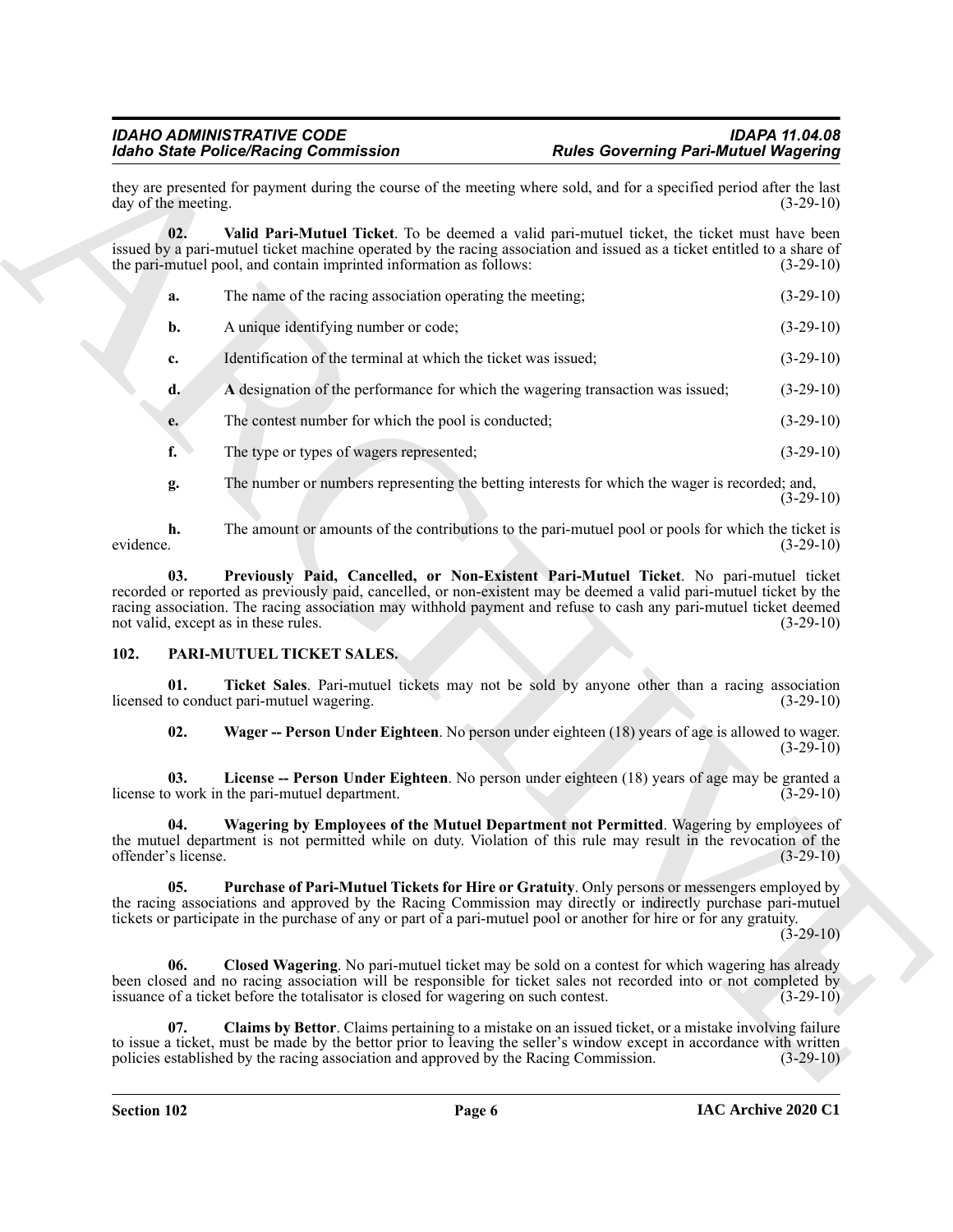they are presented for payment during the course of the meeting where sold, and for a specified period after the last day of the meeting. (3-29-10)

**02. Valid Pari-Mutuel Ticket**. To be deemed a valid pari-mutuel ticket, the ticket must have been issued by a pari-mutuel ticket machine operated by the racing association and issued as a ticket entitled to a share of the pari-mutuel pool, and contain imprinted information as follows: (3-29-10)

**a.** The name of the racing association operating the meeting; (3-29-10)

**b.** A unique identifying number or code; (3-29-10)

**c.** Identification of the terminal at which the ticket was issued; (3-29-10)

**d.** A designation of the performance for which the wagering transaction was issued; (3-29-10)

**e.** The contest number for which the pool is conducted; (3-29-10)

**f.** The type or types of wagers represented; (3-29-10)

**g.** The number or numbers representing the betting interests for which the wager is recorded; and, (3-29-10)

**h.** The amount or amounts of the contributions to the pari-mutuel pool or pools for which the ticket is evidence. (3-29-10)

**03. Previously Paid, Cancelled, or Non-Existent Pari-Mutuel Ticket**. No pari-mutuel ticket recorded or reported as previously paid, cancelled, or non-existent may be deemed a valid pari-mutuel ticket by the racing association. The racing association may withhold payment and refuse to cash any pari-mutuel ticket deemed not valid, except as in these rules. (3-29-10)

## 102. PARI-MUTUEL TICKET SALES.

**01. Ticket Sales**. Pari-mutuel tickets may not be sold by anyone other than a racing association licensed to conduct pari-mutuel wagering. (3-29-10)

**02. Wager -- Person Under Eighteen**. No person under eighteen (18) years of age is allowed to wager. (3-29-10)

**03. License -- Person Under Eighteen**. No person under eighteen (18) years of age may be granted a license to work in the pari-mutuel department. (3-29-10)

**04. Wagering by Employees of the Mutuel Department not Permitted**. Wagering by employees of the mutuel department is not permitted while on duty. Violation of this rule may result in the revocation of the offender's license. (3-29-10)

**05. Purchase of Pari-Mutuel Tickets for Hire or Gratuity**. Only persons or messengers employed by the racing associations and approved by the Racing Commission may directly or indirectly purchase pari-mutuel tickets or participate in the purchase of any or part of a pari-mutuel pool or another for hire or for any gratuity. (3-29-10)

**06. Closed Wagering**. No pari-mutuel ticket may be sold on a contest for which wagering has already been closed and no racing association will be responsible for ticket sales not recorded into or not completed by issuance of a ticket before the totalisator is closed for wagering on such contest. (3-29-10)

**07. Claims by Bettor**. Claims pertaining to a mistake on an issued ticket, or a mistake involving failure to issue a ticket, must be made by the bettor prior to leaving the seller's window except in accordance with written policies established by the racing association and approved by the Racing Commission. (3-29-10)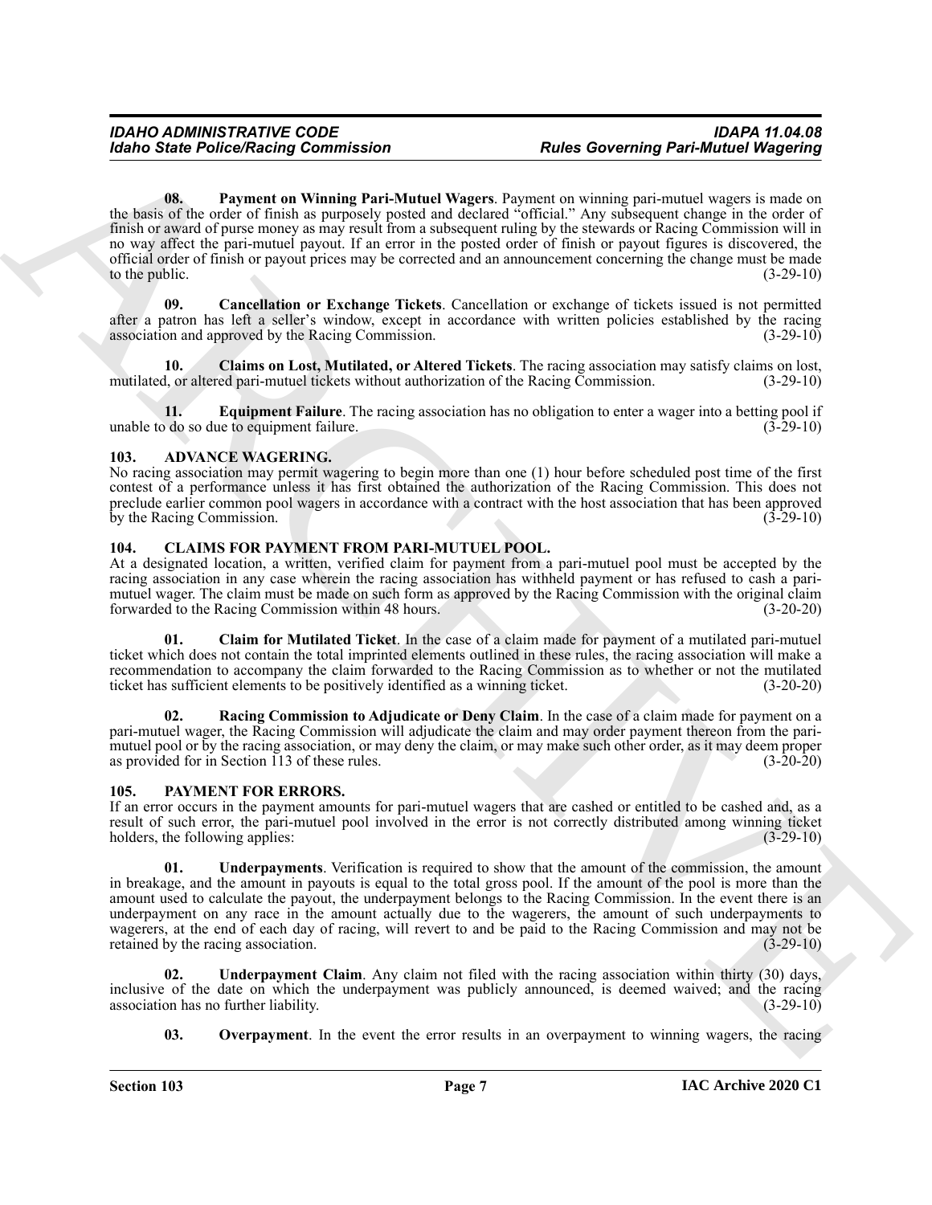**08. Payment on Winning Pari-Mutuel Wagers**. Payment on winning pari-mutuel wagers is made on the basis of the order of finish as purposely posted and declared "official." Any subsequent change in the order of finish or award of purse money as may result from a subsequent ruling by the stewards or Racing Commission will in no way affect the pari-mutuel payout. If an error in the posted order of finish or payout figures is discovered, the official order of finish or payout prices may be corrected and an announcement concerning the change must be made to the public. (3-29-10)

**09. Cancellation or Exchange Tickets**. Cancellation or exchange of tickets issued is not permitted after a patron has left a seller's window, except in accordance with written policies established by the racing association and approved by the Racing Commission. (3-29-10)

**10. Claims on Lost, Mutilated, or Altered Tickets**. The racing association may satisfy claims on lost, mutilated, or altered pari-mutuel tickets without authorization of the Racing Commission. (3-29-10)

**11. Equipment Failure**. The racing association has no obligation to enter a wager into a betting pool if unable to do so due to equipment failure. (3-29-10)

## 103. ADVANCE WAGERING.

No racing association may permit wagering to begin more than one (1) hour before scheduled post time of the first contest of a performance unless it has first obtained the authorization of the Racing Commission. This does not preclude earlier common pool wagers in accordance with a contract with the host association that has been approved by the Racing Commission. (3-29-10)

## 104. CLAIMS FOR PAYMENT FROM PARI-MUTUEL POOL.

At a designated location, a written, verified claim for payment from a pari-mutuel pool must be accepted by the racing association in any case wherein the racing association has withheld payment or has refused to cash a pari-mutuel wager. The claim must be made on such form as approved by the Racing Commission with the original claim forwarded to the Racing Commission within 48 hours. (3-20-20)

**01. Claim for Mutilated Ticket**. In the case of a claim made for payment of a mutilated pari-mutuel ticket which does not contain the total imprinted elements outlined in these rules, the racing association will make a recommendation to accompany the claim forwarded to the Racing Commission as to whether or not the mutilated ticket has sufficient elements to be positively identified as a winning ticket. (3-20-20)

**02. Racing Commission to Adjudicate or Deny Claim**. In the case of a claim made for payment on a pari-mutuel wager, the Racing Commission will adjudicate the claim and may order payment thereon from the pari-mutuel pool or by the racing association, or may deny the claim, or may make such other order, as it may deem proper as provided for in Section 113 of these rules. (3-20-20)

## 105. PAYMENT FOR ERRORS.

If an error occurs in the payment amounts for pari-mutuel wagers that are cashed or entitled to be cashed and, as a result of such error, the pari-mutuel pool involved in the error is not correctly distributed among winning ticket holders, the following applies: (3-29-10)

**01. Underpayments**. Verification is required to show that the amount of the commission, the amount in breakage, and the amount in payouts is equal to the total gross pool. If the amount of the pool is more than the amount used to calculate the payout, the underpayment belongs to the Racing Commission. In the event there is an underpayment on any race in the amount actually due to the wagerers, the amount of such underpayments to wagerers, at the end of each day of racing, will revert to and be paid to the Racing Commission and may not be retained by the racing association. (3-29-10)

**02. Underpayment Claim**. Any claim not filed with the racing association within thirty (30) days, inclusive of the date on which the underpayment was publicly announced, is deemed waived; and the racing association has no further liability. (3-29-10)

**03. Overpayment**. In the event the error results in an overpayment to winning wagers, the racing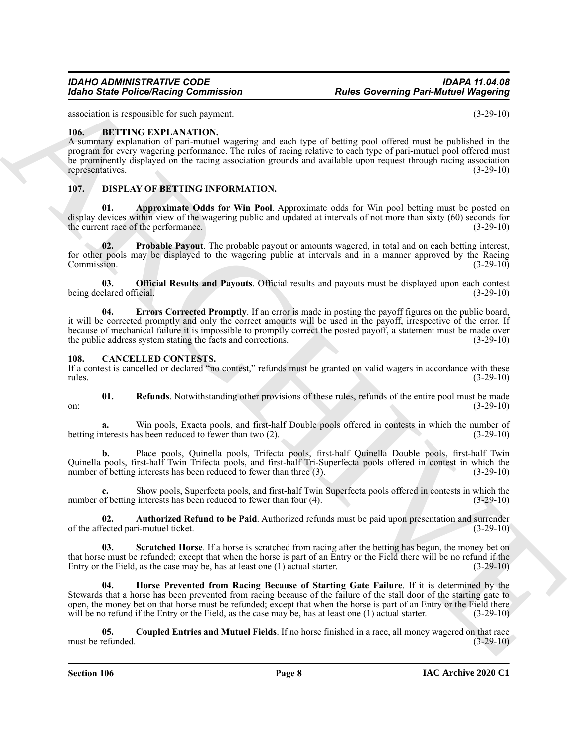association is responsible for such payment. (3-29-10)

### 106. BETTING EXPLANATION.

A summary explanation of pari-mutuel wagering and each type of betting pool offered must be published in the program for every wagering performance. The rules of racing relative to each type of pari-mutuel pool offered must be prominently displayed on the racing association grounds and available upon request through racing association representatives. (3-29-10)

### 107. DISPLAY OF BETTING INFORMATION.

**01. Approximate Odds for Win Pool**. Approximate odds for Win pool betting must be posted on display devices within view of the wagering public and updated at intervals of not more than sixty (60) seconds for the current race of the performance. (3-29-10)

**02. Probable Payout**. The probable payout or amounts wagered, in total and on each betting interest, for other pools may be displayed to the wagering public at intervals and in a manner approved by the Racing Commission. (3-29-10)

**03. Official Results and Payouts**. Official results and payouts must be displayed upon each contest being declared official. (3-29-10)

**04. Errors Corrected Promptly**. If an error is made in posting the payoff figures on the public board, it will be corrected promptly and only the correct amounts will be used in the payoff, irrespective of the error. If because of mechanical failure it is impossible to promptly correct the posted payoff, a statement must be made over the public address system stating the facts and corrections. (3-29-10)

### 108. CANCELLED CONTESTS.

If a contest is cancelled or declared "no contest," refunds must be granted on valid wagers in accordance with these rules. (3-29-10)

**01. Refunds**. Notwithstanding other provisions of these rules, refunds of the entire pool must be made on: (3-29-10)

**a.** Win pools, Exacta pools, and first-half Double pools offered in contests in which the number of betting interests has been reduced to fewer than two (2). (3-29-10)

**b.** Place pools, Quinella pools, Trifecta pools, first-half Quinella Double pools, first-half Twin Quinella pools, first-half Twin Trifecta pools, and first-half Tri-Superfecta pools offered in contest in which the number of betting interests has been reduced to fewer than three (3). (3-29-10)

**c.** Show pools, Superfecta pools, and first-half Twin Superfecta pools offered in contests in which the number of betting interests has been reduced to fewer than four (4). (3-29-10)

**02. Authorized Refund to be Paid**. Authorized refunds must be paid upon presentation and surrender of the affected pari-mutuel ticket. (3-29-10)

**03. Scratched Horse**. If a horse is scratched from racing after the betting has begun, the money bet on that horse must be refunded; except that when the horse is part of an Entry or the Field there will be no refund if the Entry or the Field, as the case may be, has at least one (1) actual starter. (3-29-10)

**04. Horse Prevented from Racing Because of Starting Gate Failure**. If it is determined by the Stewards that a horse has been prevented from racing because of the failure of the stall door of the starting gate to open, the money bet on that horse must be refunded; except that when the horse is part of an Entry or the Field there will be no refund if the Entry or the Field, as the case may be, has at least one (1) actual starter. (3-29-10)

**05. Coupled Entries and Mutuel Fields**. If no horse finished in a race, all money wagered on that race must be refunded. (3-29-10)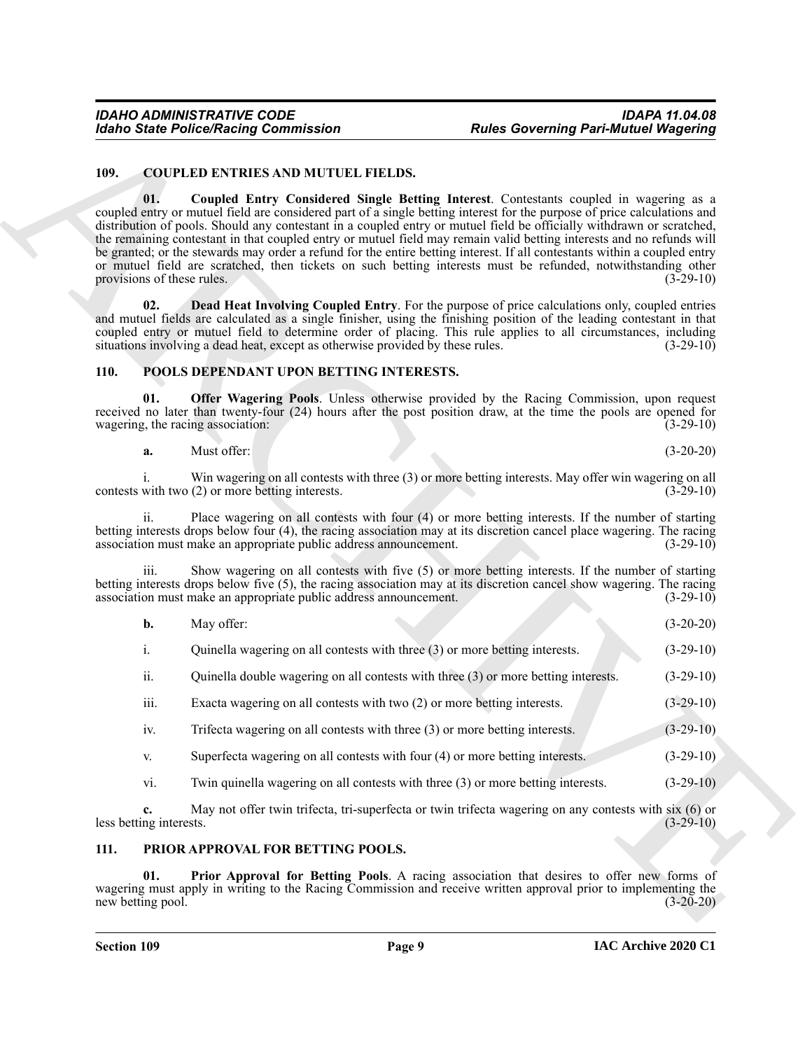## 109. COUPLED ENTRIES AND MUTUEL FIELDS.

**01. Coupled Entry Considered Single Betting Interest**. Contestants coupled in wagering as a coupled entry or mutuel field are considered part of a single betting interest for the purpose of price calculations and distribution of pools. Should any contestant in a coupled entry or mutuel field be officially withdrawn or scratched, the remaining contestant in that coupled entry or mutuel field may remain valid betting interests and no refunds will be granted; or the stewards may order a refund for the entire betting interest. If all contestants within a coupled entry or mutuel field are scratched, then tickets on such betting interests must be refunded, notwithstanding other provisions of these rules. (3-29-10)

**02. Dead Heat Involving Coupled Entry**. For the purpose of price calculations only, coupled entries and mutuel fields are calculated as a single finisher, using the finishing position of the leading contestant in that coupled entry or mutuel field to determine order of placing. This rule applies to all circumstances, including situations involving a dead heat, except as otherwise provided by these rules. (3-29-10)

## 110. POOLS DEPENDANT UPON BETTING INTERESTS.

**01. Offer Wagering Pools**. Unless otherwise provided by the Racing Commission, upon request received no later than twenty-four (24) hours after the post position draw, at the time the pools are opened for wagering, the racing association: (3-29-10)

**a.** Must offer: (3-20-20)

i. Win wagering on all contests with three (3) or more betting interests. May offer win wagering on all contests with two (2) or more betting interests. (3-29-10)

ii. Place wagering on all contests with four (4) or more betting interests. If the number of starting betting interests drops below four (4), the racing association may at its discretion cancel place wagering. The racing association must make an appropriate public address announcement. (3-29-10)

iii. Show wagering on all contests with five (5) or more betting interests. If the number of starting betting interests drops below five (5), the racing association may at its discretion cancel show wagering. The racing association must make an appropriate public address announcement. (3-29-10)

**b.** May offer: (3-20-20)

i. Quinella wagering on all contests with three (3) or more betting interests. (3-29-10)

ii. Quinella double wagering on all contests with three (3) or more betting interests. (3-29-10)

iii. Exacta wagering on all contests with two (2) or more betting interests. (3-29-10)

iv. Trifecta wagering on all contests with three (3) or more betting interests. (3-29-10)

v. Superfecta wagering on all contests with four (4) or more betting interests. (3-29-10)

vi. Twin quinella wagering on all contests with three (3) or more betting interests. (3-29-10)

**c.** May not offer twin trifecta, tri-superfecta or twin trifecta wagering on any contests with six (6) or less betting interests. (3-29-10)

## 111. PRIOR APPROVAL FOR BETTING POOLS.

**01. Prior Approval for Betting Pools**. A racing association that desires to offer new forms of wagering must apply in writing to the Racing Commission and receive written approval prior to implementing the new betting pool. (3-20-20)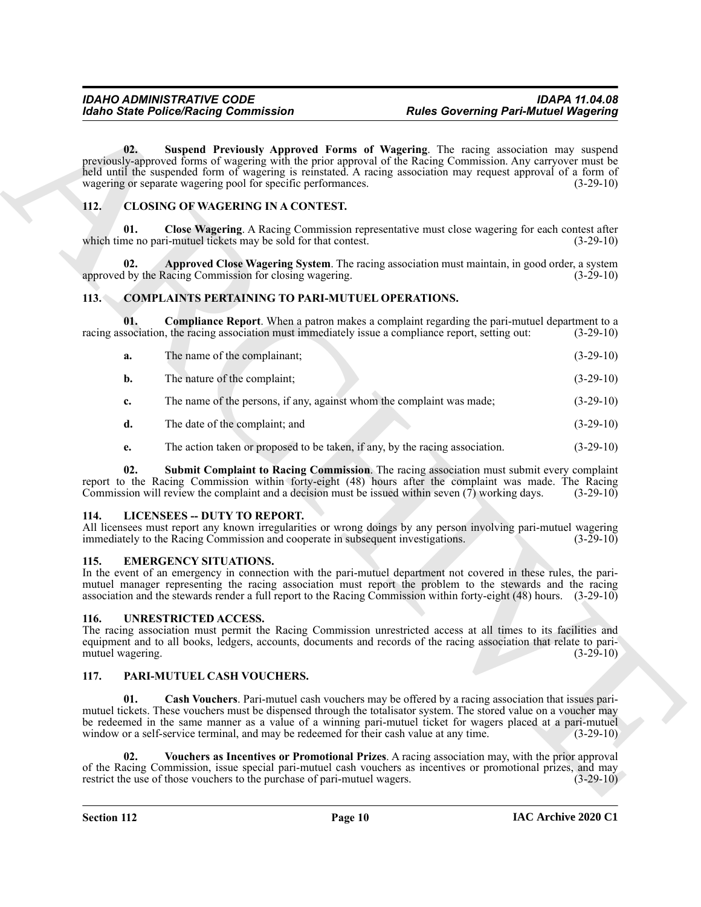**02. Suspend Previously Approved Forms of Wagering**. The racing association may suspend previously-approved forms of wagering with the prior approval of the Racing Commission. Any carryover must be held until the suspended form of wagering is reinstated. A racing association may request approval of a form of wagering or separate wagering pool for specific performances. (3-29-10)

## 112. CLOSING OF WAGERING IN A CONTEST.

**01. Close Wagering**. A Racing Commission representative must close wagering for each contest after which time no pari-mutuel tickets may be sold for that contest. (3-29-10)

**02. Approved Close Wagering System**. The racing association must maintain, in good order, a system approved by the Racing Commission for closing wagering. (3-29-10)

## 113. COMPLAINTS PERTAINING TO PARI-MUTUEL OPERATIONS.

**01. Compliance Report**. When a patron makes a complaint regarding the pari-mutuel department to a racing association, the racing association must immediately issue a compliance report, setting out: (3-29-10)

a. The name of the complainant; (3-29-10)

b. The nature of the complaint; (3-29-10)

c. The name of the persons, if any, against whom the complaint was made; (3-29-10)

d. The date of the complaint; and (3-29-10)

e. The action taken or proposed to be taken, if any, by the racing association. (3-29-10)

**02. Submit Complaint to Racing Commission**. The racing association must submit every complaint report to the Racing Commission within forty-eight (48) hours after the complaint was made. The Racing Commission will review the complaint and a decision must be issued within seven (7) working days. (3-29-10)

## 114. LICENSEES -- DUTY TO REPORT.

All licensees must report any known irregularities or wrong doings by any person involving pari-mutuel wagering immediately to the Racing Commission and cooperate in subsequent investigations. (3-29-10)

## 115. EMERGENCY SITUATIONS.

In the event of an emergency in connection with the pari-mutuel department not covered in these rules, the pari-mutuel manager representing the racing association must report the problem to the stewards and the racing association and the stewards render a full report to the Racing Commission within forty-eight (48) hours. (3-29-10)

## 116. UNRESTRICTED ACCESS.

The racing association must permit the Racing Commission unrestricted access at all times to its facilities and equipment and to all books, ledgers, accounts, documents and records of the racing association that relate to pari-mutuel wagering. (3-29-10)

## 117. PARI-MUTUEL CASH VOUCHERS.

**01. Cash Vouchers**. Pari-mutuel cash vouchers may be offered by a racing association that issues pari-mutuel tickets. These vouchers must be dispensed through the totalisator system. The stored value on a voucher may be redeemed in the same manner as a value of a winning pari-mutuel ticket for wagers placed at a pari-mutuel window or a self-service terminal, and may be redeemed for their cash value at any time. (3-29-10)

**02. Vouchers as Incentives or Promotional Prizes**. A racing association may, with the prior approval of the Racing Commission, issue special pari-mutuel cash vouchers as incentives or promotional prizes, and may restrict the use of those vouchers to the purchase of pari-mutuel wagers. (3-29-10)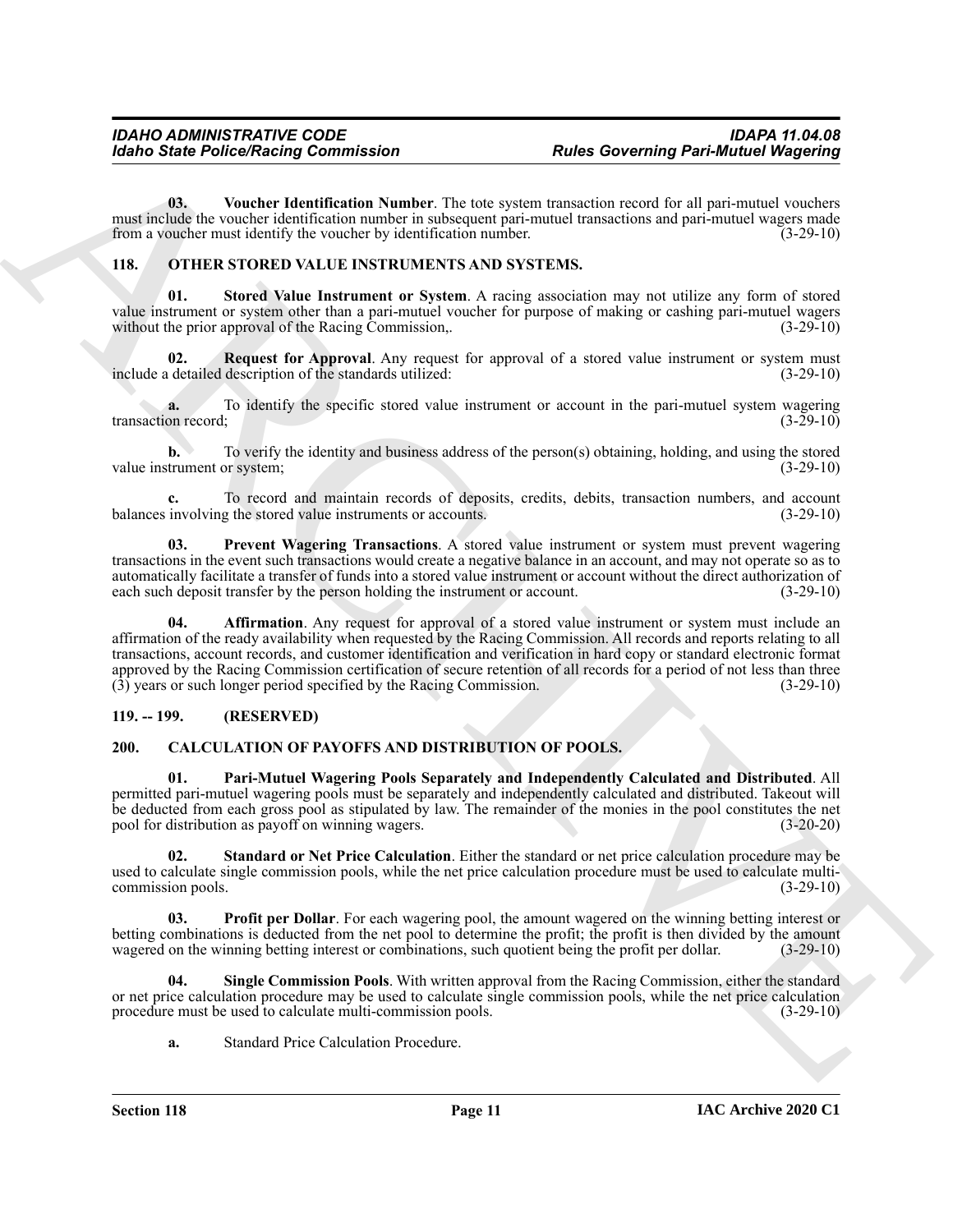**03. Voucher Identification Number**. The tote system transaction record for all pari-mutuel vouchers must include the voucher identification number in subsequent pari-mutuel transactions and pari-mutuel wagers made from a voucher must identify the voucher by identification number. (3-29-10)

## 118. OTHER STORED VALUE INSTRUMENTS AND SYSTEMS.

**01. Stored Value Instrument or System**. A racing association may not utilize any form of stored value instrument or system other than a pari-mutuel voucher for purpose of making or cashing pari-mutuel wagers without the prior approval of the Racing Commission,. (3-29-10)

**02. Request for Approval**. Any request for approval of a stored value instrument or system must include a detailed description of the standards utilized: (3-29-10)

**a.** To identify the specific stored value instrument or account in the pari-mutuel system wagering transaction record; (3-29-10)

**b.** To verify the identity and business address of the person(s) obtaining, holding, and using the stored value instrument or system; (3-29-10)

**c.** To record and maintain records of deposits, credits, debits, transaction numbers, and account balances involving the stored value instruments or accounts. (3-29-10)

**03. Prevent Wagering Transactions**. A stored value instrument or system must prevent wagering transactions in the event such transactions would create a negative balance in an account, and may not operate so as to automatically facilitate a transfer of funds into a stored value instrument or account without the direct authorization of each such deposit transfer by the person holding the instrument or account. (3-29-10)

**04. Affirmation**. Any request for approval of a stored value instrument or system must include an affirmation of the ready availability when requested by the Racing Commission. All records and reports relating to all transactions, account records, and customer identification and verification in hard copy or standard electronic format approved by the Racing Commission certification of secure retention of all records for a period of not less than three (3) years or such longer period specified by the Racing Commission. (3-29-10)

## 119. -- 199. (RESERVED)

## 200. CALCULATION OF PAYOFFS AND DISTRIBUTION OF POOLS.

**01. Pari-Mutuel Wagering Pools Separately and Independently Calculated and Distributed**. All permitted pari-mutuel wagering pools must be separately and independently calculated and distributed. Takeout will be deducted from each gross pool as stipulated by law. The remainder of the monies in the pool constitutes the net pool for distribution as payoff on winning wagers. (3-20-20)

**02. Standard or Net Price Calculation**. Either the standard or net price calculation procedure may be used to calculate single commission pools, while the net price calculation procedure must be used to calculate multi-commission pools. (3-29-10)

**03. Profit per Dollar**. For each wagering pool, the amount wagered on the winning betting interest or betting combinations is deducted from the net pool to determine the profit; the profit is then divided by the amount wagered on the winning betting interest or combinations, such quotient being the profit per dollar. (3-29-10)

**04. Single Commission Pools**. With written approval from the Racing Commission, either the standard or net price calculation procedure may be used to calculate single commission pools, while the net price calculation procedure must be used to calculate multi-commission pools. (3-29-10)

**a.** Standard Price Calculation Procedure.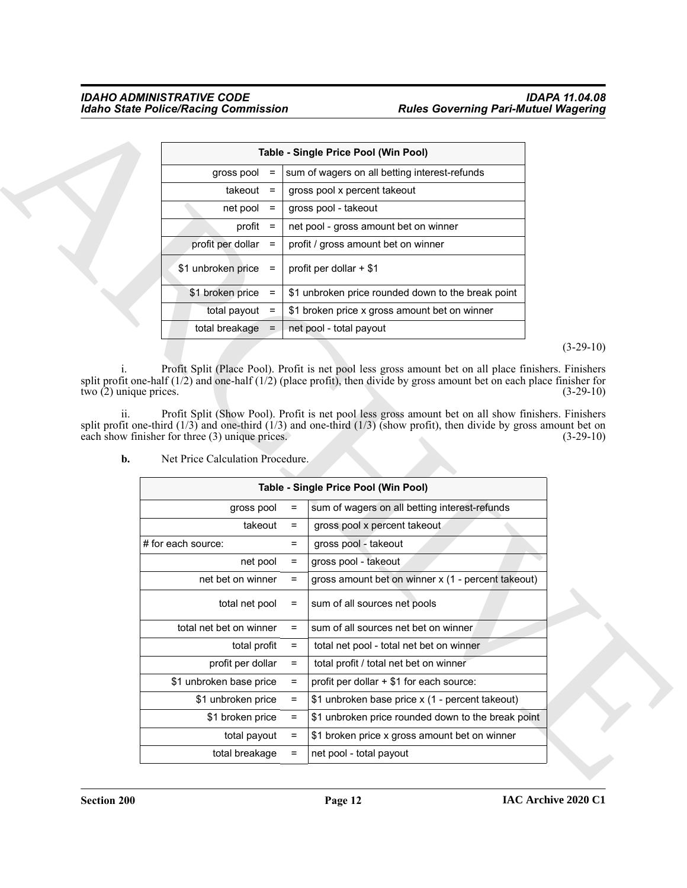| Table - Single Price Pool (Win Pool) | | |
|---|---|---|
| gross pool | = | sum of wagers on all betting interest-refunds |
| takeout | = | gross pool x percent takeout |
| net pool | = | gross pool - takeout |
| profit | = | net pool - gross amount bet on winner |
| profit per dollar | = | profit / gross amount bet on winner |
| $1 unbroken price | = | profit per dollar + $1 |
| $1 broken price | = | $1 unbroken price rounded down to the break point |
| total payout | = | $1 broken price x gross amount bet on winner |
| total breakage | = | net pool - total payout |

(3-29-10)

i. Profit Split (Place Pool). Profit is net pool less gross amount bet on all place finishers. Finishers split profit one-half (1/2) and one-half (1/2) (place profit), then divide by gross amount bet on each place finisher for two (2) unique prices. (3-29-10)

ii. Profit Split (Show Pool). Profit is net pool less gross amount bet on all show finishers. Finishers split profit one-third (1/3) and one-third (1/3) and one-third (1/3) (show profit), then divide by gross amount bet on each show finisher for three (3) unique prices. (3-29-10)

**b.** Net Price Calculation Procedure.

| Table - Single Price Pool (Win Pool) | | |
|---|---|---|
| gross pool | = | sum of wagers on all betting interest-refunds |
| takeout | = | gross pool x percent takeout |
| # for each source: | = | gross pool - takeout |
| net pool | = | gross pool - takeout |
| net bet on winner | = | gross amount bet on winner x (1 - percent takeout) |
| total net pool | = | sum of all sources net pools |
| total net bet on winner | = | sum of all sources net bet on winner |
| total profit | = | total net pool - total net bet on winner |
| profit per dollar | = | total profit / total net bet on winner |
| $1 unbroken base price | = | profit per dollar + $1 for each source: |
| $1 unbroken price | = | $1 unbroken base price x (1 - percent takeout) |
| $1 broken price | = | $1 unbroken price rounded down to the break point |
| total payout | = | $1 broken price x gross amount bet on winner |
| total breakage | = | net pool - total payout |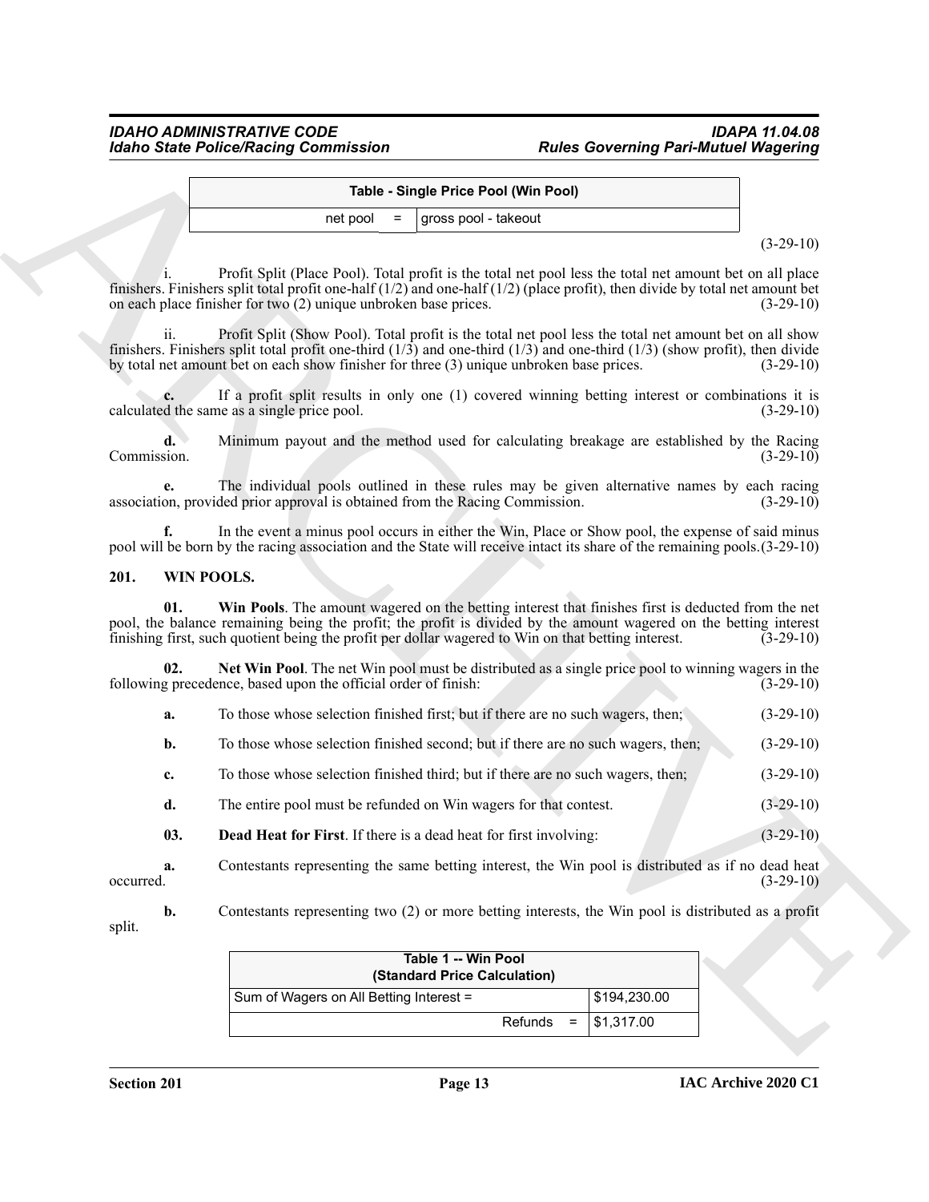| Table - Single Price Pool (Win Pool) | | |
|---|---|---|
| net pool | = | gross pool - takeout |

(3-29-10)

i. Profit Split (Place Pool). Total profit is the total net pool less the total net amount bet on all place finishers. Finishers split total profit one-half (1/2) and one-half (1/2) (place profit), then divide by total net amount bet on each place finisher for two (2) unique unbroken base prices. (3-29-10)

ii. Profit Split (Show Pool). Total profit is the total net pool less the total net amount bet on all show finishers. Finishers split total profit one-third (1/3) and one-third (1/3) and one-third (1/3) (show profit), then divide by total net amount bet on each show finisher for three (3) unique unbroken base prices. (3-29-10)

**c.** If a profit split results in only one (1) covered winning betting interest or combinations it is calculated the same as a single price pool. (3-29-10)

**d.** Minimum payout and the method used for calculating breakage are established by the Racing Commission. (3-29-10)

**e.** The individual pools outlined in these rules may be given alternative names by each racing association, provided prior approval is obtained from the Racing Commission. (3-29-10)

**f.** In the event a minus pool occurs in either the Win, Place or Show pool, the expense of said minus pool will be born by the racing association and the State will receive intact its share of the remaining pools. (3-29-10)

## 201. WIN POOLS.

**01. Win Pools**. The amount wagered on the betting interest that finishes first is deducted from the net pool, the balance remaining being the profit; the profit is divided by the amount wagered on the betting interest finishing first, such quotient being the profit per dollar wagered to Win on that betting interest. (3-29-10)

**02. Net Win Pool**. The net Win pool must be distributed as a single price pool to winning wagers in the following precedence, based upon the official order of finish: (3-29-10)

**a.** To those whose selection finished first; but if there are no such wagers, then; (3-29-10)

**b.** To those whose selection finished second; but if there are no such wagers, then; (3-29-10)

**c.** To those whose selection finished third; but if there are no such wagers, then; (3-29-10)

**d.** The entire pool must be refunded on Win wagers for that contest. (3-29-10)

**03. Dead Heat for First**. If there is a dead heat for first involving: (3-29-10)

**a.** Contestants representing the same betting interest, the Win pool is distributed as if no dead heat occurred. (3-29-10)

**b.** Contestants representing two (2) or more betting interests, the Win pool is distributed as a profit split.

| Table 1 -- Win Pool (Standard Price Calculation) | |
|---|---|
| Sum of Wagers on All Betting Interest = | $194,230.00 |
| Refunds = | $1,317.00 |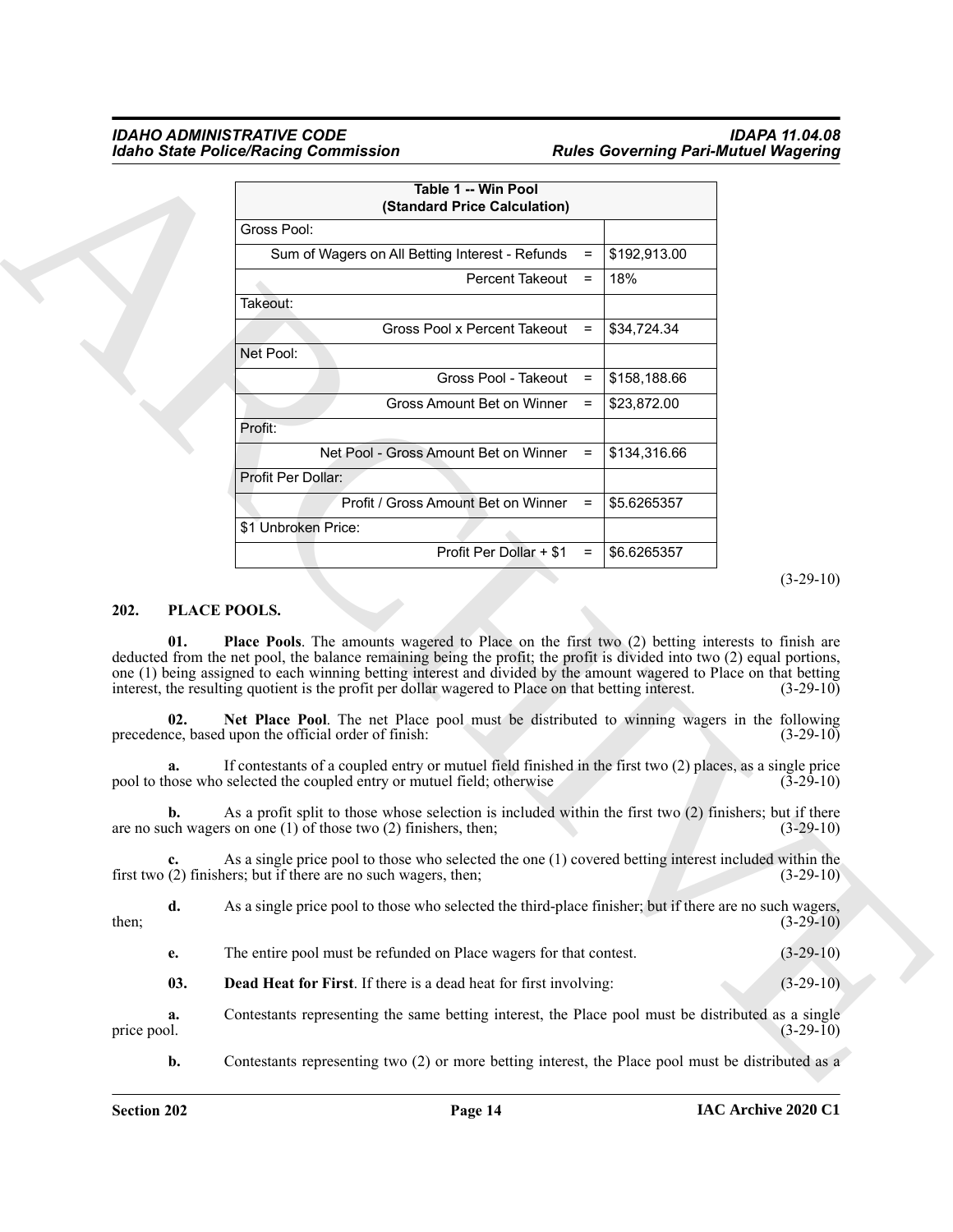| Table 1 -- Win Pool (Standard Price Calculation) | | |
|---|---|---|
| Gross Pool: | | |
| Sum of Wagers on All Betting Interest - Refunds | = | $192,913.00 |
| Percent Takeout | = | 18% |
| Takeout: | | |
| Gross Pool x Percent Takeout | = | $34,724.34 |
| Net Pool: | | |
| Gross Pool - Takeout | = | $158,188.66 |
| Gross Amount Bet on Winner | = | $23,872.00 |
| Profit: | | |
| Net Pool - Gross Amount Bet on Winner | = | $134,316.66 |
| Profit Per Dollar: | | |
| Profit / Gross Amount Bet on Winner | = | $5.6265357 |
| $1 Unbroken Price: | | |
| Profit Per Dollar + $1 | = | $6.6265357 |

(3-29-10)

## 202. PLACE POOLS.

**01. Place Pools**. The amounts wagered to Place on the first two (2) betting interests to finish are deducted from the net pool, the balance remaining being the profit; the profit is divided into two (2) equal portions, one (1) being assigned to each winning betting interest and divided by the amount wagered to Place on that betting interest, the resulting quotient is the profit per dollar wagered to Place on that betting interest. (3-29-10)

**02. Net Place Pool**. The net Place pool must be distributed to winning wagers in the following precedence, based upon the official order of finish: (3-29-10)

**a.** If contestants of a coupled entry or mutuel field finished in the first two (2) places, as a single price pool to those who selected the coupled entry or mutuel field; otherwise (3-29-10)

**b.** As a profit split to those whose selection is included within the first two (2) finishers; but if there are no such wagers on one (1) of those two (2) finishers, then; (3-29-10)

**c.** As a single price pool to those who selected the one (1) covered betting interest included within the first two (2) finishers; but if there are no such wagers, then; (3-29-10)

**d.** As a single price pool to those who selected the third-place finisher; but if there are no such wagers, then; (3-29-10)

**e.** The entire pool must be refunded on Place wagers for that contest. (3-29-10)

**03. Dead Heat for First**. If there is a dead heat for first involving: (3-29-10)

**a.** Contestants representing the same betting interest, the Place pool must be distributed as a single price pool. (3-29-10)

**b.** Contestants representing two (2) or more betting interest, the Place pool must be distributed as a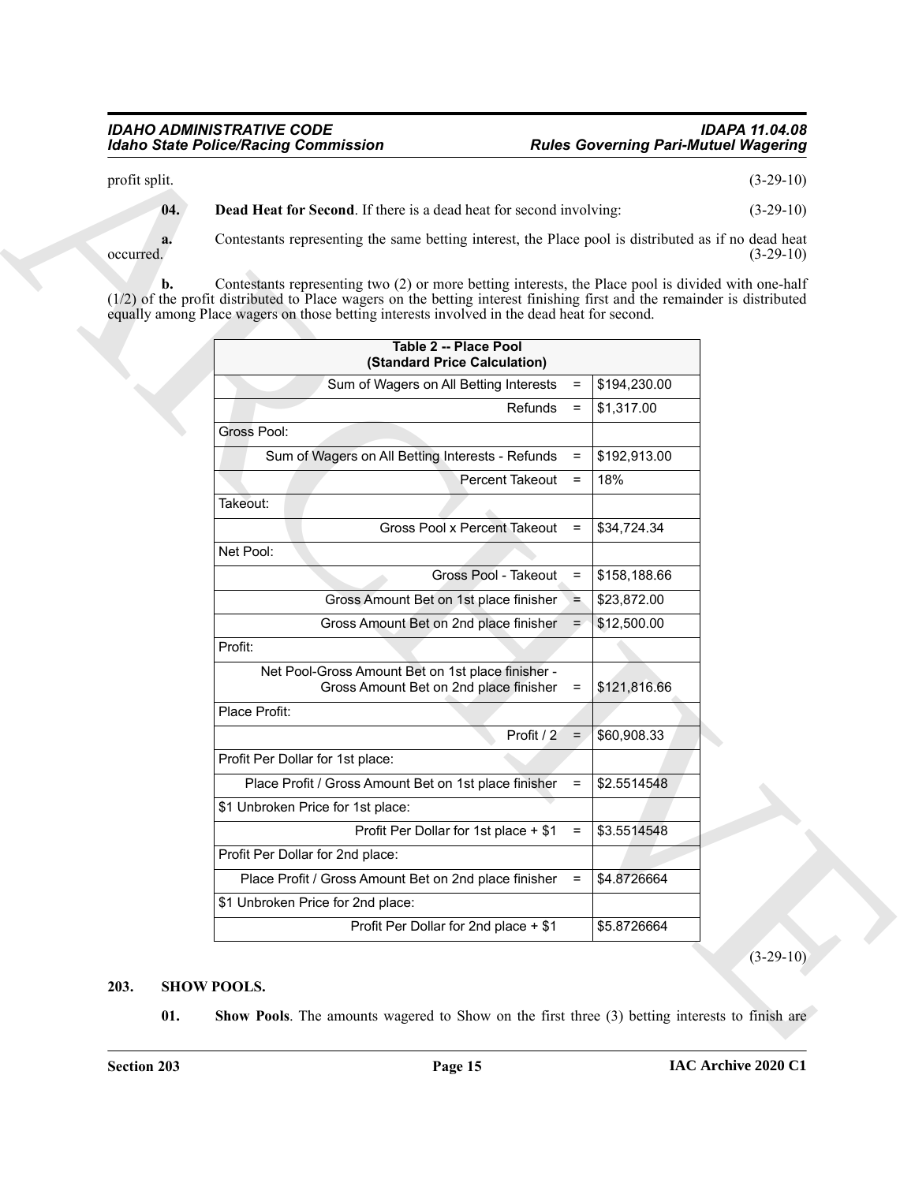profit split. (3-29-10)

**04. Dead Heat for Second**. If there is a dead heat for second involving: (3-29-10)

**a.** Contestants representing the same betting interest, the Place pool is distributed as if no dead heat occurred. (3-29-10)

**b.** Contestants representing two (2) or more betting interests, the Place pool is divided with one-half (1/2) of the profit distributed to Place wagers on the betting interest finishing first and the remainder is distributed equally among Place wagers on those betting interests involved in the dead heat for second.

| Table 2 -- Place Pool (Standard Price Calculation) | | |
|---|---|---|
| Sum of Wagers on All Betting Interests | = | $194,230.00 |
| Refunds | = | $1,317.00 |
| Gross Pool: | | |
| Sum of Wagers on All Betting Interests - Refunds | = | $192,913.00 |
| Percent Takeout | = | 18% |
| Takeout: | | |
| Gross Pool x Percent Takeout | = | $34,724.34 |
| Net Pool: | | |
| Gross Pool - Takeout | = | $158,188.66 |
| Gross Amount Bet on 1st place finisher | = | $23,872.00 |
| Gross Amount Bet on 2nd place finisher | = | $12,500.00 |
| Profit: | | |
| Net Pool-Gross Amount Bet on 1st place finisher - Gross Amount Bet on 2nd place finisher | = | $121,816.66 |
| Place Profit: | | |
| Profit / 2 | = | $60,908.33 |
| Profit Per Dollar for 1st place: | | |
| Place Profit / Gross Amount Bet on 1st place finisher | = | $2.5514548 |
| $1 Unbroken Price for 1st place: | | |
| Profit Per Dollar for 1st place + $1 | = | $3.5514548 |
| Profit Per Dollar for 2nd place: | | |
| Place Profit / Gross Amount Bet on 2nd place finisher | = | $4.8726664 |
| $1 Unbroken Price for 2nd place: | | |
| Profit Per Dollar for 2nd place + $1 | | $5.8726664 |

(3-29-10)

## 203. SHOW POOLS.

**01. Show Pools**. The amounts wagered to Show on the first three (3) betting interests to finish are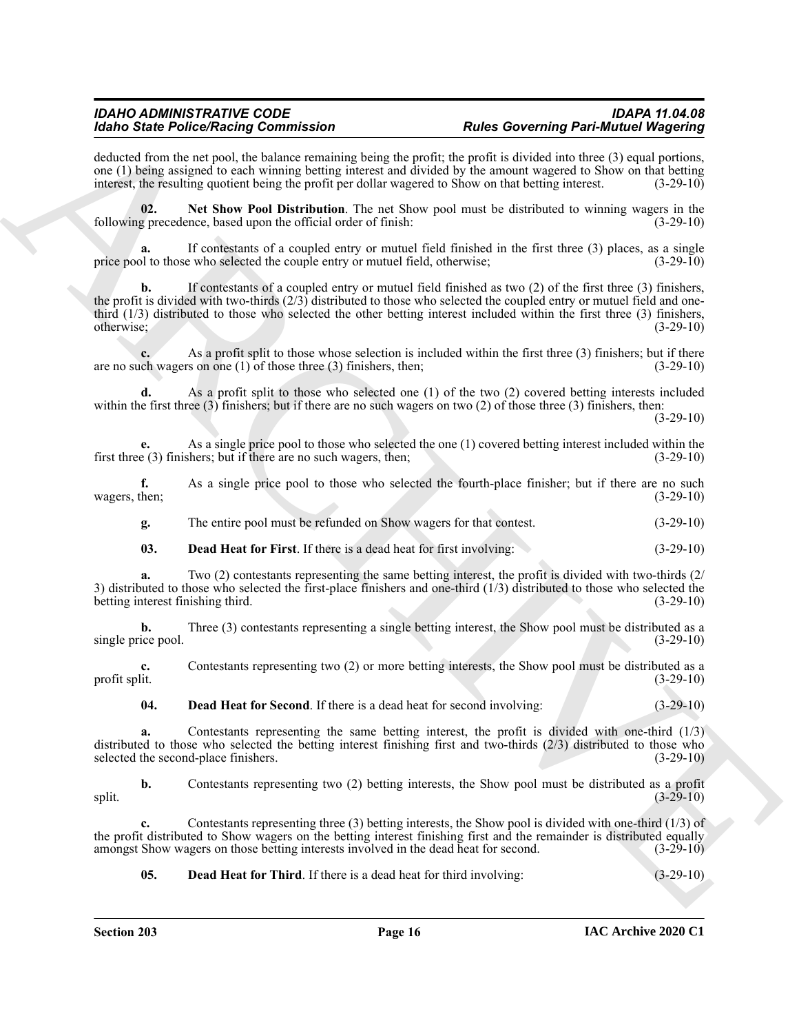deducted from the net pool, the balance remaining being the profit; the profit is divided into three (3) equal portions, one (1) being assigned to each winning betting interest and divided by the amount wagered to Show on that betting interest, the resulting quotient being the profit per dollar wagered to Show on that betting interest. (3-29-10)

**02. Net Show Pool Distribution**. The net Show pool must be distributed to winning wagers in the following precedence, based upon the official order of finish: (3-29-10)

**a.** If contestants of a coupled entry or mutuel field finished in the first three (3) places, as a single price pool to those who selected the couple entry or mutuel field, otherwise; (3-29-10)

**b.** If contestants of a coupled entry or mutuel field finished as two (2) of the first three (3) finishers, the profit is divided with two-thirds (2/3) distributed to those who selected the coupled entry or mutuel field and one-third (1/3) distributed to those who selected the other betting interest included within the first three (3) finishers, otherwise; (3-29-10)

**c.** As a profit split to those whose selection is included within the first three (3) finishers; but if there are no such wagers on one (1) of those three (3) finishers, then; (3-29-10)

**d.** As a profit split to those who selected one (1) of the two (2) covered betting interests included within the first three (3) finishers; but if there are no such wagers on two (2) of those three (3) finishers, then: (3-29-10)

**e.** As a single price pool to those who selected the one (1) covered betting interest included within the first three (3) finishers; but if there are no such wagers, then; (3-29-10)

**f.** As a single price pool to those who selected the fourth-place finisher; but if there are no such wagers, then; (3-29-10)

**g.** The entire pool must be refunded on Show wagers for that contest. (3-29-10)

**03. Dead Heat for First**. If there is a dead heat for first involving: (3-29-10)

**a.** Two (2) contestants representing the same betting interest, the profit is divided with two-thirds (2/3) distributed to those who selected the first-place finishers and one-third (1/3) distributed to those who selected the betting interest finishing third. (3-29-10)

**b.** Three (3) contestants representing a single betting interest, the Show pool must be distributed as a single price pool. (3-29-10)

**c.** Contestants representing two (2) or more betting interests, the Show pool must be distributed as a profit split. (3-29-10)

**04. Dead Heat for Second**. If there is a dead heat for second involving: (3-29-10)

**a.** Contestants representing the same betting interest, the profit is divided with one-third (1/3) distributed to those who selected the betting interest finishing first and two-thirds (2/3) distributed to those who selected the second-place finishers. (3-29-10)

**b.** Contestants representing two (2) betting interests, the Show pool must be distributed as a profit split. (3-29-10)

**c.** Contestants representing three (3) betting interests, the Show pool is divided with one-third (1/3) of the profit distributed to Show wagers on the betting interest finishing first and the remainder is distributed equally amongst Show wagers on those betting interests involved in the dead heat for second. (3-29-10)

**05. Dead Heat for Third**. If there is a dead heat for third involving: (3-29-10)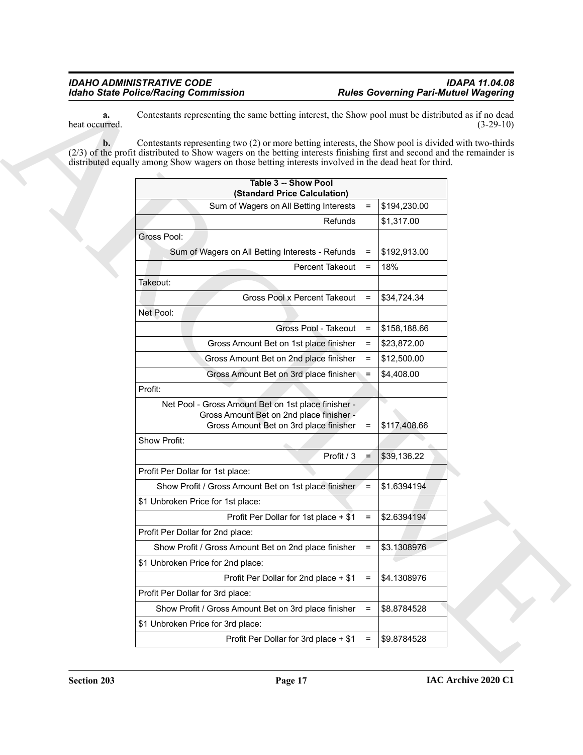**a.** Contestants representing the same betting interest, the Show pool must be distributed as if no dead heat occurred. (3-29-10)

**b.** Contestants representing two (2) or more betting interests, the Show pool is divided with two-thirds (2/3) of the profit distributed to Show wagers on the betting interests finishing first and second and the remainder is distributed equally among Show wagers on those betting interests involved in the dead heat for third.

| Table 3 -- Show Pool (Standard Price Calculation) | | |
|---|---|---|
| Sum of Wagers on All Betting Interests | = | $194,230.00 |
| Refunds | | $1,317.00 |
| Gross Pool: | | |
| Sum of Wagers on All Betting Interests - Refunds | = | $192,913.00 |
| Percent Takeout | = | 18% |
| Takeout: | | |
| Gross Pool x Percent Takeout | = | $34,724.34 |
| Net Pool: | | |
| Gross Pool - Takeout | = | $158,188.66 |
| Gross Amount Bet on 1st place finisher | = | $23,872.00 |
| Gross Amount Bet on 2nd place finisher | = | $12,500.00 |
| Gross Amount Bet on 3rd place finisher | = | $4,408.00 |
| Profit: | | |
| Net Pool - Gross Amount Bet on 1st place finisher - Gross Amount Bet on 2nd place finisher - Gross Amount Bet on 3rd place finisher | = | $117,408.66 |
| Show Profit: | | |
| Profit / 3 | = | $39,136.22 |
| Profit Per Dollar for 1st place: | | |
| Show Profit / Gross Amount Bet on 1st place finisher | = | $1.6394194 |
| $1 Unbroken Price for 1st place: | | |
| Profit Per Dollar for 1st place + $1 | = | $2.6394194 |
| Profit Per Dollar for 2nd place: | | |
| Show Profit / Gross Amount Bet on 2nd place finisher | = | $3.1308976 |
| $1 Unbroken Price for 2nd place: | | |
| Profit Per Dollar for 2nd place + $1 | = | $4.1308976 |
| Profit Per Dollar for 3rd place: | | |
| Show Profit / Gross Amount Bet on 3rd place finisher | = | $8.8784528 |
| $1 Unbroken Price for 3rd place: | | |
| Profit Per Dollar for 3rd place + $1 | = | $9.8784528 |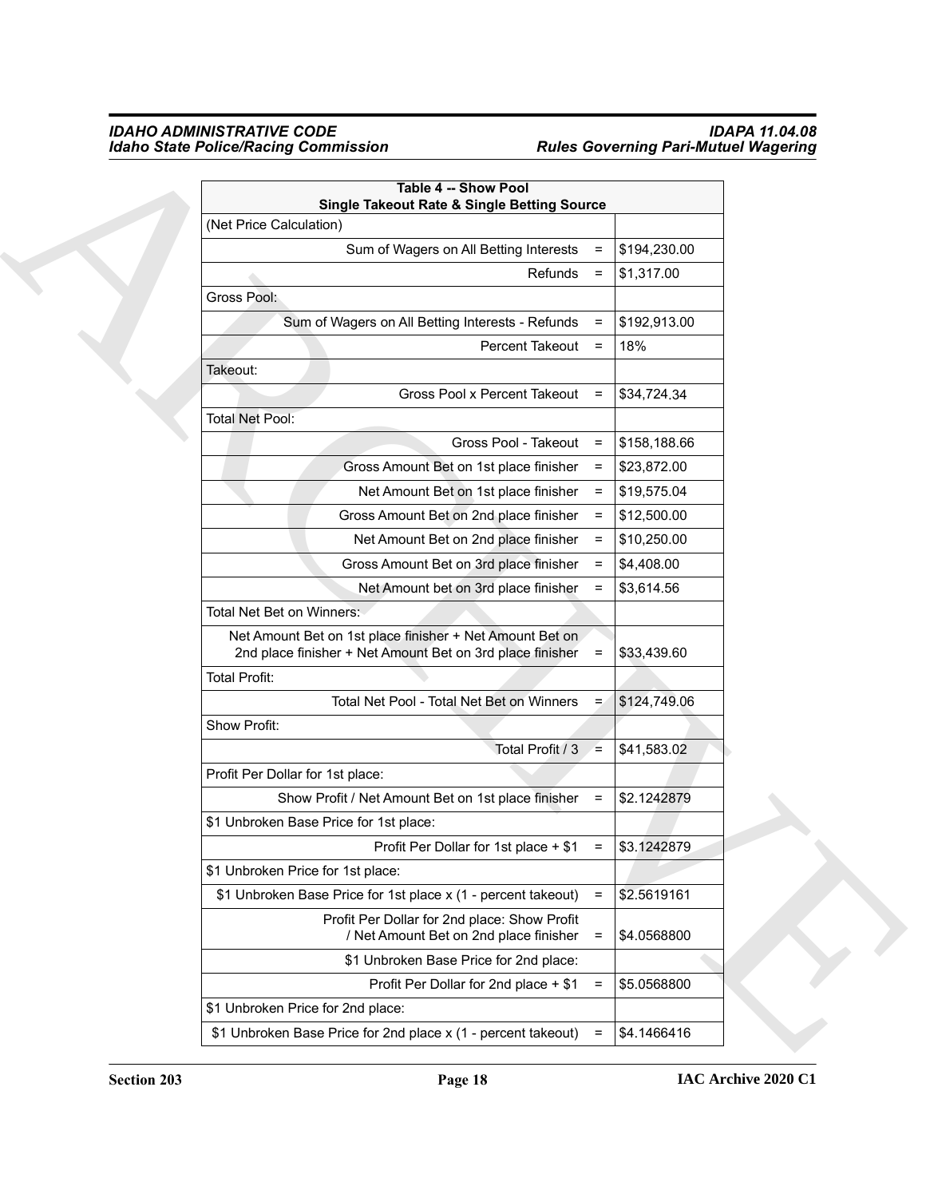| Table 4 -- Show Pool Single Takeout Rate & Single Betting Source | | |
|---|---|---|
| (Net Price Calculation) | | |
| Sum of Wagers on All Betting Interests | = | $194,230.00 |
| Refunds | = | $1,317.00 |
| Gross Pool: | | |
| Sum of Wagers on All Betting Interests - Refunds | = | $192,913.00 |
| Percent Takeout | = | 18% |
| Takeout: | | |
| Gross Pool x Percent Takeout | = | $34,724.34 |
| Total Net Pool: | | |
| Gross Pool - Takeout | = | $158,188.66 |
| Gross Amount Bet on 1st place finisher | = | $23,872.00 |
| Net Amount Bet on 1st place finisher | = | $19,575.04 |
| Gross Amount Bet on 2nd place finisher | = | $12,500.00 |
| Net Amount Bet on 2nd place finisher | = | $10,250.00 |
| Gross Amount Bet on 3rd place finisher | = | $4,408.00 |
| Net Amount bet on 3rd place finisher | = | $3,614.56 |
| Total Net Bet on Winners: | | |
| Net Amount Bet on 1st place finisher + Net Amount Bet on 2nd place finisher + Net Amount Bet on 3rd place finisher | = | $33,439.60 |
| Total Profit: | | |
| Total Net Pool - Total Net Bet on Winners | = | $124,749.06 |
| Show Profit: | | |
| Total Profit / 3 | = | $41,583.02 |
| Profit Per Dollar for 1st place: | | |
| Show Profit / Net Amount Bet on 1st place finisher | = | $2.1242879 |
| $1 Unbroken Base Price for 1st place: | | |
| Profit Per Dollar for 1st place + $1 | = | $3.1242879 |
| $1 Unbroken Price for 1st place: | | |
| $1 Unbroken Base Price for 1st place x (1 - percent takeout) | = | $2.5619161 |
| Profit Per Dollar for 2nd place: Show Profit / Net Amount Bet on 2nd place finisher | = | $4.0568800 |
| $1 Unbroken Base Price for 2nd place: | | |
| Profit Per Dollar for 2nd place + $1 | = | $5.0568800 |
| $1 Unbroken Price for 2nd place: | | |
| $1 Unbroken Base Price for 2nd place x (1 - percent takeout) | = | $4.1466416 |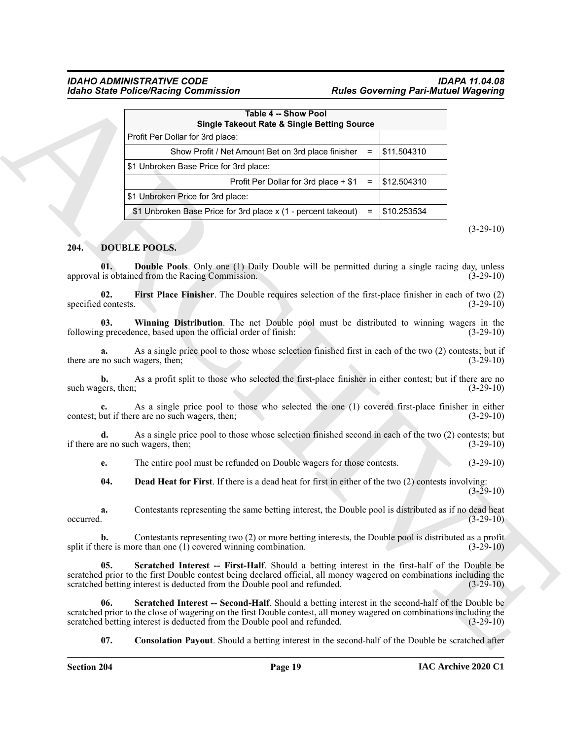| Table 4 -- Show Pool<br>Single Takeout Rate & Single Betting Source | | |
|---|---|---|
| Profit Per Dollar for 3rd place: | | |
| Show Profit / Net Amount Bet on 3rd place finisher | = | $11.504310 |
| $1 Unbroken Base Price for 3rd place: | | |
| Profit Per Dollar for 3rd place + $1 | = | $12.504310 |
| $1 Unbroken Price for 3rd place: | | |
| $1 Unbroken Base Price for 3rd place x (1 - percent takeout) | = | $10.253534 |

(3-29-10)

## 204. DOUBLE POOLS.

**01. Double Pools**. Only one (1) Daily Double will be permitted during a single racing day, unless approval is obtained from the Racing Commission. (3-29-10)

**02. First Place Finisher**. The Double requires selection of the first-place finisher in each of two (2) specified contests. (3-29-10)

**03. Winning Distribution**. The net Double pool must be distributed to winning wagers in the following precedence, based upon the official order of finish: (3-29-10)

**a.** As a single price pool to those whose selection finished first in each of the two (2) contests; but if there are no such wagers, then; (3-29-10)

**b.** As a profit split to those who selected the first-place finisher in either contest; but if there are no such wagers, then; (3-29-10)

**c.** As a single price pool to those who selected the one (1) covered first-place finisher in either contest; but if there are no such wagers, then; (3-29-10)

**d.** As a single price pool to those whose selection finished second in each of the two (2) contests; but if there are no such wagers, then; (3-29-10)

**e.** The entire pool must be refunded on Double wagers for those contests. (3-29-10)

**04. Dead Heat for First**. If there is a dead heat for first in either of the two (2) contests involving: (3-29-10)

**a.** Contestants representing the same betting interest, the Double pool is distributed as if no dead heat occurred. (3-29-10)

**b.** Contestants representing two (2) or more betting interests, the Double pool is distributed as a profit split if there is more than one (1) covered winning combination. (3-29-10)

**05. Scratched Interest -- First-Half**. Should a betting interest in the first-half of the Double be scratched prior to the first Double contest being declared official, all money wagered on combinations including the scratched betting interest is deducted from the Double pool and refunded. (3-29-10)

**06. Scratched Interest -- Second-Half**. Should a betting interest in the second-half of the Double be scratched prior to the close of wagering on the first Double contest, all money wagered on combinations including the scratched betting interest is deducted from the Double pool and refunded. (3-29-10)

**07. Consolation Payout**. Should a betting interest in the second-half of the Double be scratched after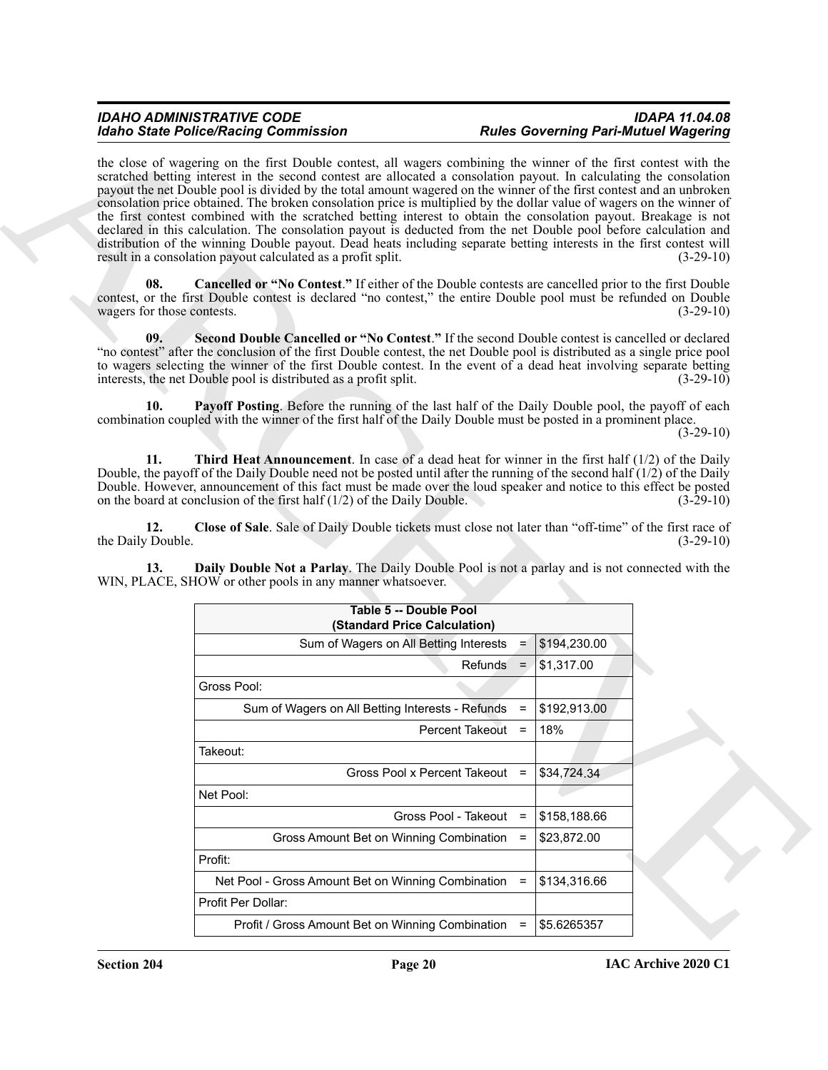the close of wagering on the first Double contest, all wagers combining the winner of the first contest with the scratched betting interest in the second contest are allocated a consolation payout. In calculating the consolation payout the net Double pool is divided by the total amount wagered on the winner of the first contest and an unbroken consolation price obtained. The broken consolation price is multiplied by the dollar value of wagers on the winner of the first contest combined with the scratched betting interest to obtain the consolation payout. Breakage is not declared in this calculation. The consolation payout is deducted from the net Double pool before calculation and distribution of the winning Double payout. Dead heats including separate betting interests in the first contest will result in a consolation payout calculated as a profit split. (3-29-10)

**08. Cancelled or "No Contest."** If either of the Double contests are cancelled prior to the first Double contest, or the first Double contest is declared "no contest," the entire Double pool must be refunded on Double wagers for those contests. (3-29-10)

**09. Second Double Cancelled or "No Contest."** If the second Double contest is cancelled or declared "no contest" after the conclusion of the first Double contest, the net Double pool is distributed as a single price pool to wagers selecting the winner of the first Double contest. In the event of a dead heat involving separate betting interests, the net Double pool is distributed as a profit split. (3-29-10)

**10. Payoff Posting**. Before the running of the last half of the Daily Double pool, the payoff of each combination coupled with the winner of the first half of the Daily Double must be posted in a prominent place. (3-29-10)

**11. Third Heat Announcement**. In case of a dead heat for winner in the first half (1/2) of the Daily Double, the payoff of the Daily Double need not be posted until after the running of the second half (1/2) of the Daily Double. However, announcement of this fact must be made over the loud speaker and notice to this effect be posted on the board at conclusion of the first half (1/2) of the Daily Double. (3-29-10)

**12. Close of Sale**. Sale of Daily Double tickets must close not later than "off-time" of the first race of the Daily Double. (3-29-10)

**13. Daily Double Not a Parlay**. The Daily Double Pool is not a parlay and is not connected with the WIN, PLACE, SHOW or other pools in any manner whatsoever.

| Table 5 -- Double Pool (Standard Price Calculation) | | |
|---|---|---|
| Sum of Wagers on All Betting Interests | = | $194,230.00 |
| Refunds | = | $1,317.00 |
| Gross Pool: | | |
| Sum of Wagers on All Betting Interests - Refunds | = | $192,913.00 |
| Percent Takeout | = | 18% |
| Takeout: | | |
| Gross Pool x Percent Takeout | = | $34,724.34 |
| Net Pool: | | |
| Gross Pool - Takeout | = | $158,188.66 |
| Gross Amount Bet on Winning Combination | = | $23,872.00 |
| Profit: | | |
| Net Pool - Gross Amount Bet on Winning Combination | = | $134,316.66 |
| Profit Per Dollar: | | |
| Profit / Gross Amount Bet on Winning Combination | = | $5.6265357 |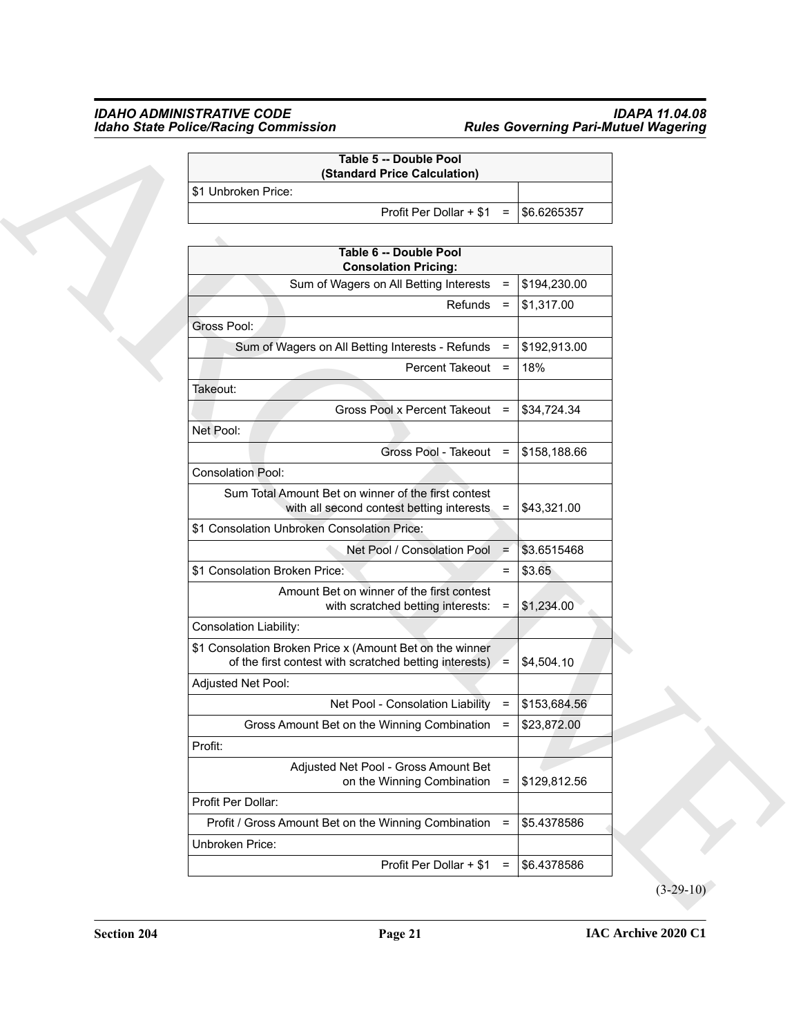| Table 5 -- Double Pool (Standard Price Calculation) | | |
|---|---|---|
| $1 Unbroken Price: | | |
| Profit Per Dollar + $1 | = | $6.6265357 |

| Table 6 -- Double Pool Consolation Pricing: | | |
|---|---|---|
| Sum of Wagers on All Betting Interests | = | $194,230.00 |
| Refunds | = | $1,317.00 |
| Gross Pool: | | |
| Sum of Wagers on All Betting Interests - Refunds | = | $192,913.00 |
| Percent Takeout | = | 18% |
| Takeout: | | |
| Gross Pool x Percent Takeout | = | $34,724.34 |
| Net Pool: | | |
| Gross Pool - Takeout | = | $158,188.66 |
| Consolation Pool: | | |
| Sum Total Amount Bet on winner of the first contest with all second contest betting interests | = | $43,321.00 |
| $1 Consolation Unbroken Consolation Price: | | |
| Net Pool / Consolation Pool | = | $3.6515468 |
| $1 Consolation Broken Price: | = | $3.65 |
| Amount Bet on winner of the first contest with scratched betting interests: | = | $1,234.00 |
| Consolation Liability: | | |
| $1 Consolation Broken Price x (Amount Bet on the winner of the first contest with scratched betting interests) | = | $4,504.10 |
| Adjusted Net Pool: | | |
| Net Pool - Consolation Liability | = | $153,684.56 |
| Gross Amount Bet on the Winning Combination | = | $23,872.00 |
| Profit: | | |
| Adjusted Net Pool - Gross Amount Bet on the Winning Combination | = | $129,812.56 |
| Profit Per Dollar: | | |
| Profit / Gross Amount Bet on the Winning Combination | = | $5.4378586 |
| Unbroken Price: | | |
| Profit Per Dollar + $1 | = | $6.4378586 |

(3-29-10)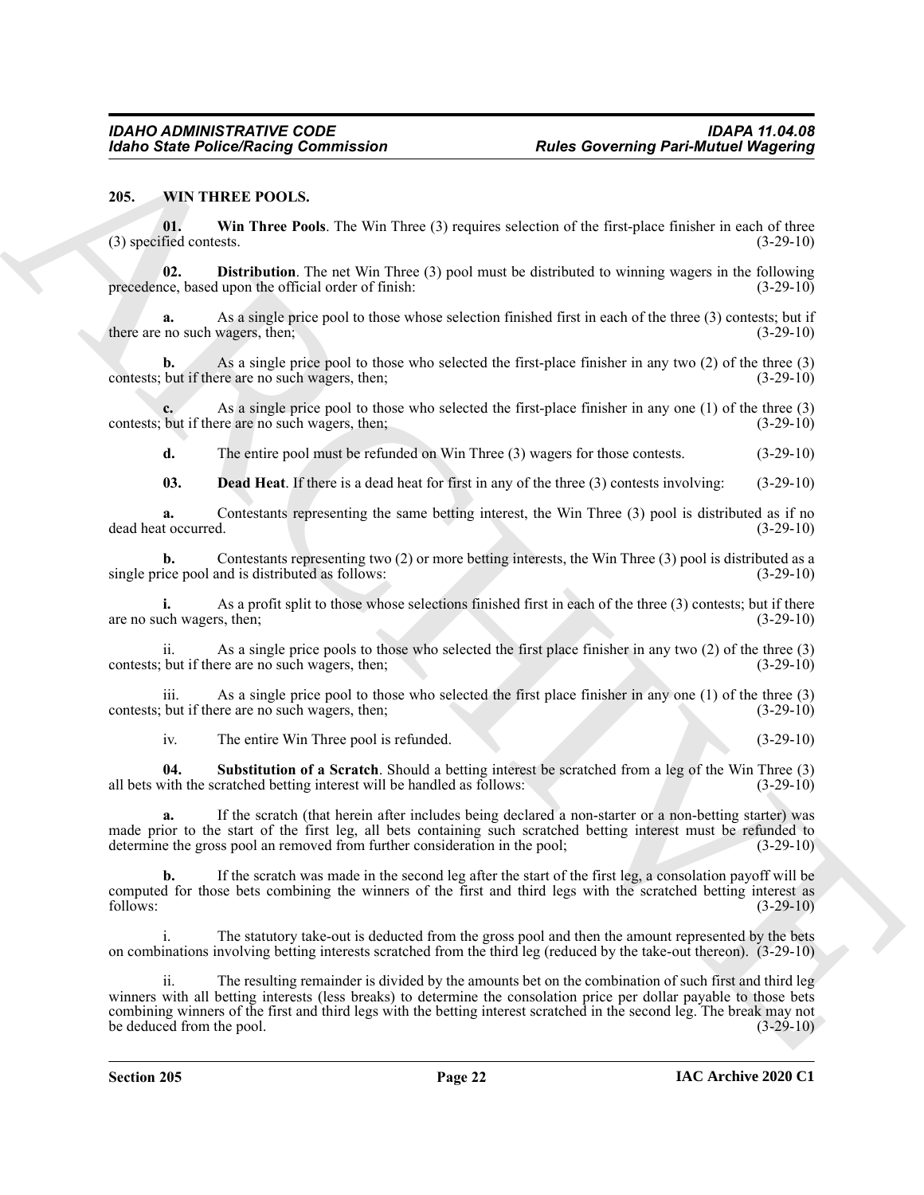## 205. WIN THREE POOLS.

**01. Win Three Pools**. The Win Three (3) requires selection of the first-place finisher in each of three (3) specified contests. (3-29-10)

**02. Distribution**. The net Win Three (3) pool must be distributed to winning wagers in the following precedence, based upon the official order of finish: (3-29-10)

**a.** As a single price pool to those whose selection finished first in each of the three (3) contests; but if there are no such wagers, then; (3-29-10)

**b.** As a single price pool to those who selected the first-place finisher in any two (2) of the three (3) contests; but if there are no such wagers, then; (3-29-10)

**c.** As a single price pool to those who selected the first-place finisher in any one (1) of the three (3) contests; but if there are no such wagers, then; (3-29-10)

**d.** The entire pool must be refunded on Win Three (3) wagers for those contests. (3-29-10)

**03. Dead Heat**. If there is a dead heat for first in any of the three (3) contests involving: (3-29-10)

**a.** Contestants representing the same betting interest, the Win Three (3) pool is distributed as if no dead heat occurred. (3-29-10)

**b.** Contestants representing two (2) or more betting interests, the Win Three (3) pool is distributed as a single price pool and is distributed as follows: (3-29-10)

**i.** As a profit split to those whose selections finished first in each of the three (3) contests; but if there are no such wagers, then; (3-29-10)

ii. As a single price pools to those who selected the first place finisher in any two (2) of the three (3) contests; but if there are no such wagers, then; (3-29-10)

iii. As a single price pool to those who selected the first place finisher in any one (1) of the three (3) contests; but if there are no such wagers, then; (3-29-10)

iv. The entire Win Three pool is refunded. (3-29-10)

**04. Substitution of a Scratch**. Should a betting interest be scratched from a leg of the Win Three (3) all bets with the scratched betting interest will be handled as follows: (3-29-10)

**a.** If the scratch (that herein after includes being declared a non-starter or a non-betting starter) was made prior to the start of the first leg, all bets containing such scratched betting interest must be refunded to determine the gross pool an removed from further consideration in the pool; (3-29-10)

**b.** If the scratch was made in the second leg after the start of the first leg, a consolation payoff will be computed for those bets combining the winners of the first and third legs with the scratched betting interest as follows: (3-29-10)

i. The statutory take-out is deducted from the gross pool and then the amount represented by the bets on combinations involving betting interests scratched from the third leg (reduced by the take-out thereon). (3-29-10)

ii. The resulting remainder is divided by the amounts bet on the combination of such first and third leg winners with all betting interests (less breaks) to determine the consolation price per dollar payable to those bets combining winners of the first and third legs with the betting interest scratched in the second leg. The break may not be deduced from the pool. (3-29-10)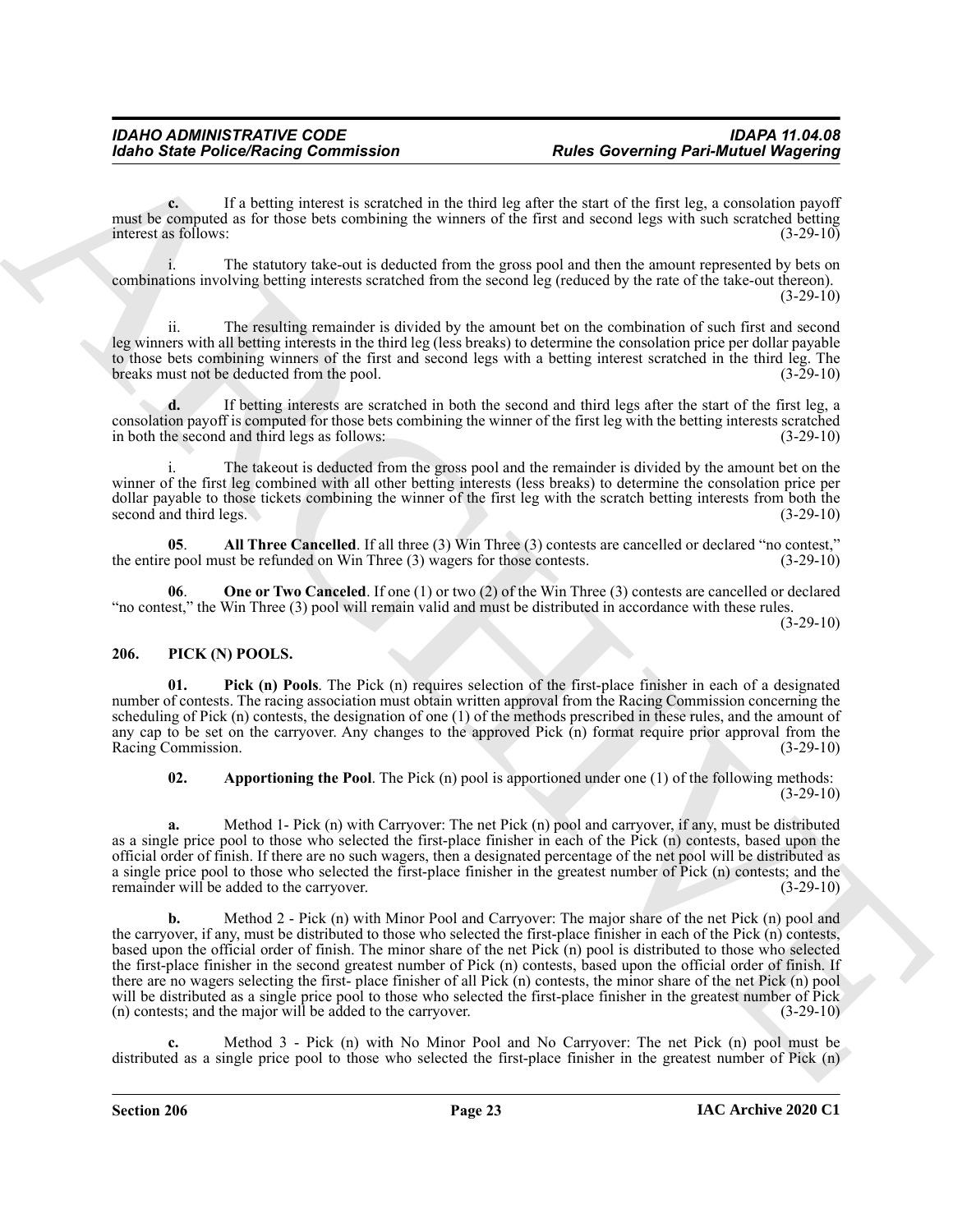**c.** If a betting interest is scratched in the third leg after the start of the first leg, a consolation payoff must be computed as for those bets combining the winners of the first and second legs with such scratched betting interest as follows: (3-29-10)

i. The statutory take-out is deducted from the gross pool and then the amount represented by bets on combinations involving betting interests scratched from the second leg (reduced by the rate of the take-out thereon). (3-29-10)

ii. The resulting remainder is divided by the amount bet on the combination of such first and second leg winners with all betting interests in the third leg (less breaks) to determine the consolation price per dollar payable to those bets combining winners of the first and second legs with a betting interest scratched in the third leg. The breaks must not be deducted from the pool. (3-29-10)

**d.** If betting interests are scratched in both the second and third legs after the start of the first leg, a consolation payoff is computed for those bets combining the winner of the first leg with the betting interests scratched in both the second and third legs as follows: (3-29-10)

i. The takeout is deducted from the gross pool and the remainder is divided by the amount bet on the winner of the first leg combined with all other betting interests (less breaks) to determine the consolation price per dollar payable to those tickets combining the winner of the first leg with the scratch betting interests from both the second and third legs. (3-29-10)

**05**. **All Three Cancelled**. If all three (3) Win Three (3) contests are cancelled or declared "no contest," the entire pool must be refunded on Win Three (3) wagers for those contests. (3-29-10)

**06**. **One or Two Canceled**. If one (1) or two (2) of the Win Three (3) contests are cancelled or declared "no contest," the Win Three (3) pool will remain valid and must be distributed in accordance with these rules. (3-29-10)

## 206. PICK (N) POOLS.

**01. Pick (n) Pools**. The Pick (n) requires selection of the first-place finisher in each of a designated number of contests. The racing association must obtain written approval from the Racing Commission concerning the scheduling of Pick (n) contests, the designation of one (1) of the methods prescribed in these rules, and the amount of any cap to be set on the carryover. Any changes to the approved Pick (n) format require prior approval from the Racing Commission. (3-29-10)

**02. Apportioning the Pool**. The Pick (n) pool is apportioned under one (1) of the following methods: (3-29-10)

**a.** Method 1- Pick (n) with Carryover: The net Pick (n) pool and carryover, if any, must be distributed as a single price pool to those who selected the first-place finisher in each of the Pick (n) contests, based upon the official order of finish. If there are no such wagers, then a designated percentage of the net pool will be distributed as a single price pool to those who selected the first-place finisher in the greatest number of Pick (n) contests; and the remainder will be added to the carryover. (3-29-10)

**b.** Method 2 - Pick (n) with Minor Pool and Carryover: The major share of the net Pick (n) pool and the carryover, if any, must be distributed to those who selected the first-place finisher in each of the Pick (n) contests, based upon the official order of finish. The minor share of the net Pick (n) pool is distributed to those who selected the first-place finisher in the second greatest number of Pick (n) contests, based upon the official order of finish. If there are no wagers selecting the first- place finisher of all Pick (n) contests, the minor share of the net Pick (n) pool will be distributed as a single price pool to those who selected the first-place finisher in the greatest number of Pick (n) contests; and the major will be added to the carryover. (3-29-10)

**c.** Method 3 - Pick (n) with No Minor Pool and No Carryover: The net Pick (n) pool must be distributed as a single price pool to those who selected the first-place finisher in the greatest number of Pick (n)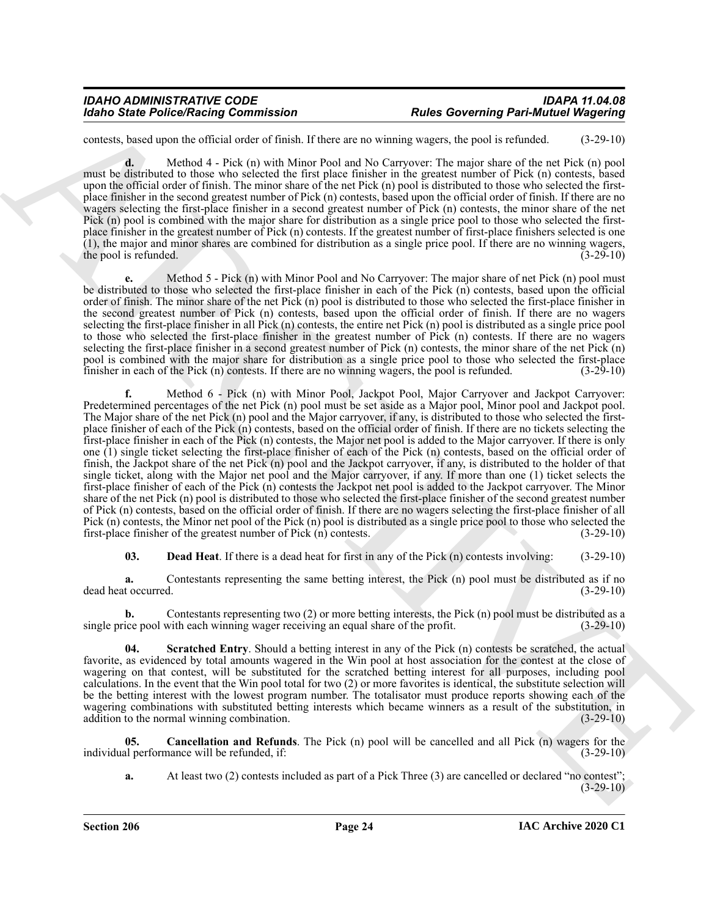contests, based upon the official order of finish. If there are no winning wagers, the pool is refunded. (3-29-10)

**d.** Method 4 - Pick (n) with Minor Pool and No Carryover: The major share of the net Pick (n) pool must be distributed to those who selected the first place finisher in the greatest number of Pick (n) contests, based upon the official order of finish. The minor share of the net Pick (n) pool is distributed to those who selected the first-place finisher in the second greatest number of Pick (n) contests, based upon the official order of finish. If there are no wagers selecting the first-place finisher in a second greatest number of Pick (n) contests, the minor share of the net Pick (n) pool is combined with the major share for distribution as a single price pool to those who selected the first-place finisher in the greatest number of Pick (n) contests. If the greatest number of first-place finishers selected is one (1), the major and minor shares are combined for distribution as a single price pool. If there are no winning wagers, the pool is refunded. (3-29-10)

**e.** Method 5 - Pick (n) with Minor Pool and No Carryover: The major share of net Pick (n) pool must be distributed to those who selected the first-place finisher in each of the Pick (n) contests, based upon the official order of finish. The minor share of the net Pick (n) pool is distributed to those who selected the first-place finisher in the second greatest number of Pick (n) contests, based upon the official order of finish. If there are no wagers selecting the first-place finisher in all Pick (n) contests, the entire net Pick (n) pool is distributed as a single price pool to those who selected the first-place finisher in the greatest number of Pick (n) contests. If there are no wagers selecting the first-place finisher in a second greatest number of Pick (n) contests, the minor share of the net Pick (n) pool is combined with the major share for distribution as a single price pool to those who selected the first-place finisher in each of the Pick (n) contests. If there are no winning wagers, the pool is refunded. (3-29-10)

**f.** Method 6 - Pick (n) with Minor Pool, Jackpot Pool, Major Carryover and Jackpot Carryover: Predetermined percentages of the net Pick (n) pool must be set aside as a Major pool, Minor pool and Jackpot pool. The Major share of the net Pick (n) pool and the Major carryover, if any, is distributed to those who selected the first-place finisher of each of the Pick (n) contests, based on the official order of finish. If there are no tickets selecting the first-place finisher in each of the Pick (n) contests, the Major net pool is added to the Major carryover. If there is only one (1) single ticket selecting the first-place finisher of each of the Pick (n) contests, based on the official order of finish, the Jackpot share of the net Pick (n) pool and the Jackpot carryover, if any, is distributed to the holder of that single ticket, along with the Major net pool and the Major carryover, if any. If more than one (1) ticket selects the first-place finisher of each of the Pick (n) contests the Jackpot net pool is added to the Jackpot carryover. The Minor share of the net Pick (n) pool is distributed to those who selected the first-place finisher of the second greatest number of Pick (n) contests, based on the official order of finish. If there are no wagers selecting the first-place finisher of all Pick (n) contests, the Minor net pool of the Pick (n) pool is distributed as a single price pool to those who selected the first-place finisher of the greatest number of Pick (n) contests. (3-29-10)

**03. Dead Heat**. If there is a dead heat for first in any of the Pick (n) contests involving: (3-29-10)

**a.** Contestants representing the same betting interest, the Pick (n) pool must be distributed as if no dead heat occurred. (3-29-10)

**b.** Contestants representing two (2) or more betting interests, the Pick (n) pool must be distributed as a single price pool with each winning wager receiving an equal share of the profit. (3-29-10)

**04. Scratched Entry**. Should a betting interest in any of the Pick (n) contests be scratched, the actual favorite, as evidenced by total amounts wagered in the Win pool at host association for the contest at the close of wagering on that contest, will be substituted for the scratched betting interest for all purposes, including pool calculations. In the event that the Win pool total for two (2) or more favorites is identical, the substitute selection will be the betting interest with the lowest program number. The totalisator must produce reports showing each of the wagering combinations with substituted betting interests which became winners as a result of the substitution, in addition to the normal winning combination. (3-29-10)

**05. Cancellation and Refunds**. The Pick (n) pool will be cancelled and all Pick (n) wagers for the individual performance will be refunded, if: (3-29-10)

**a.** At least two (2) contests included as part of a Pick Three (3) are cancelled or declared "no contest"; (3-29-10)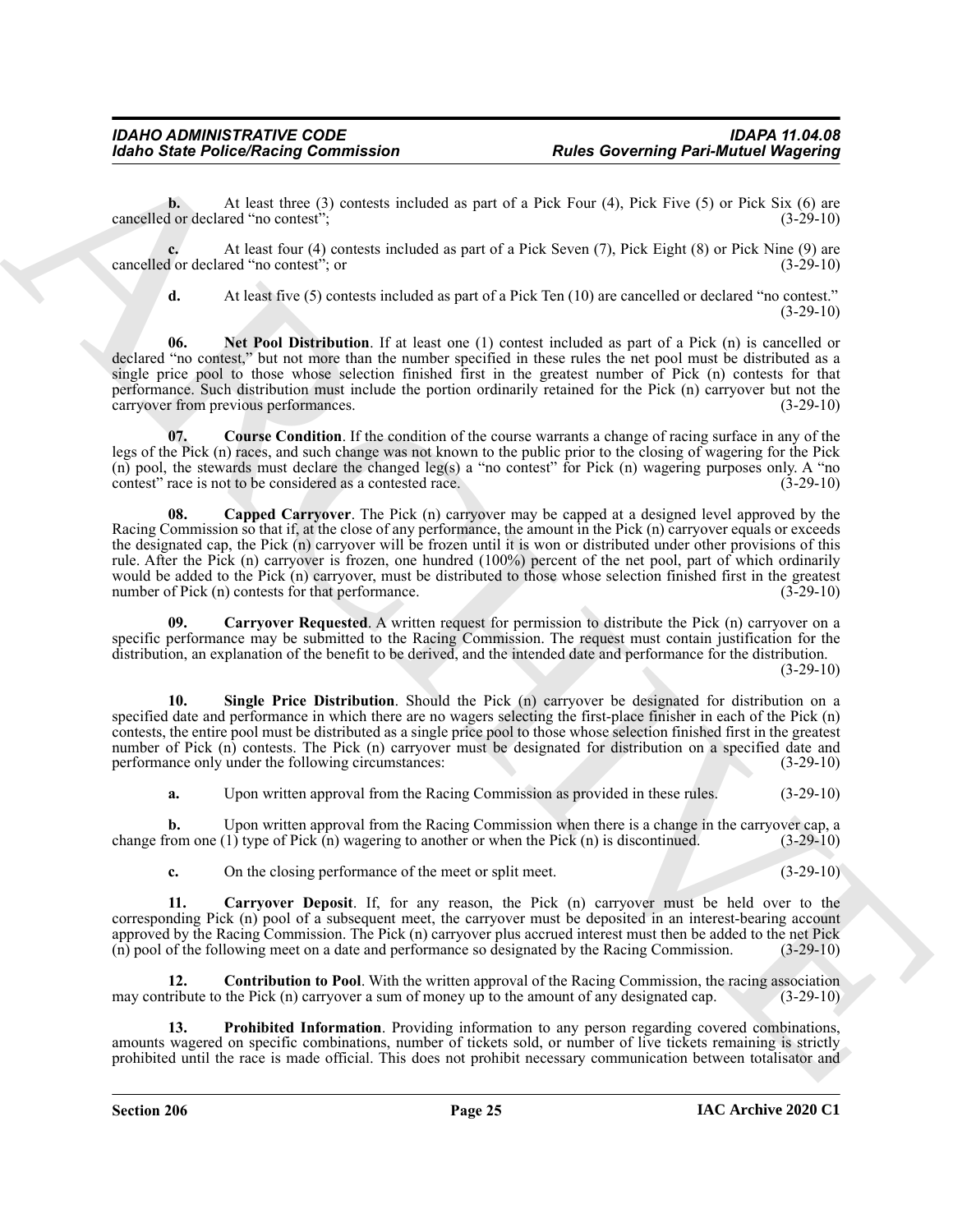**b.** At least three (3) contests included as part of a Pick Four (4), Pick Five (5) or Pick Six (6) are cancelled or declared "no contest"; (3-29-10)

**c.** At least four (4) contests included as part of a Pick Seven (7), Pick Eight (8) or Pick Nine (9) are cancelled or declared "no contest"; or (3-29-10)

**d.** At least five (5) contests included as part of a Pick Ten (10) are cancelled or declared "no contest." (3-29-10)

**06. Net Pool Distribution**. If at least one (1) contest included as part of a Pick (n) is cancelled or declared "no contest," but not more than the number specified in these rules the net pool must be distributed as a single price pool to those whose selection finished first in the greatest number of Pick (n) contests for that performance. Such distribution must include the portion ordinarily retained for the Pick (n) carryover but not the carryover from previous performances. (3-29-10)

**07. Course Condition**. If the condition of the course warrants a change of racing surface in any of the legs of the Pick (n) races, and such change was not known to the public prior to the closing of wagering for the Pick (n) pool, the stewards must declare the changed leg(s) a "no contest" for Pick (n) wagering purposes only. A "no contest" race is not to be considered as a contested race. (3-29-10)

**08. Capped Carryover**. The Pick (n) carryover may be capped at a designed level approved by the Racing Commission so that if, at the close of any performance, the amount in the Pick (n) carryover equals or exceeds the designated cap, the Pick (n) carryover will be frozen until it is won or distributed under other provisions of this rule. After the Pick (n) carryover is frozen, one hundred (100%) percent of the net pool, part of which ordinarily would be added to the Pick (n) carryover, must be distributed to those whose selection finished first in the greatest number of Pick (n) contests for that performance. (3-29-10)

**09. Carryover Requested**. A written request for permission to distribute the Pick (n) carryover on a specific performance may be submitted to the Racing Commission. The request must contain justification for the distribution, an explanation of the benefit to be derived, and the intended date and performance for the distribution. (3-29-10)

**10. Single Price Distribution**. Should the Pick (n) carryover be designated for distribution on a specified date and performance in which there are no wagers selecting the first-place finisher in each of the Pick (n) contests, the entire pool must be distributed as a single price pool to those whose selection finished first in the greatest number of Pick (n) contests. The Pick (n) carryover must be designated for distribution on a specified date and performance only under the following circumstances: (3-29-10)

**a.** Upon written approval from the Racing Commission as provided in these rules. (3-29-10)

**b.** Upon written approval from the Racing Commission when there is a change in the carryover cap, a change from one (1) type of Pick (n) wagering to another or when the Pick (n) is discontinued. (3-29-10)

**c.** On the closing performance of the meet or split meet. (3-29-10)

**11. Carryover Deposit**. If, for any reason, the Pick (n) carryover must be held over to the corresponding Pick (n) pool of a subsequent meet, the carryover must be deposited in an interest-bearing account approved by the Racing Commission. The Pick (n) carryover plus accrued interest must then be added to the net Pick (n) pool of the following meet on a date and performance so designated by the Racing Commission. (3-29-10)

**12. Contribution to Pool**. With the written approval of the Racing Commission, the racing association may contribute to the Pick (n) carryover a sum of money up to the amount of any designated cap. (3-29-10)

**13. Prohibited Information**. Providing information to any person regarding covered combinations, amounts wagered on specific combinations, number of tickets sold, or number of live tickets remaining is strictly prohibited until the race is made official. This does not prohibit necessary communication between totalisator and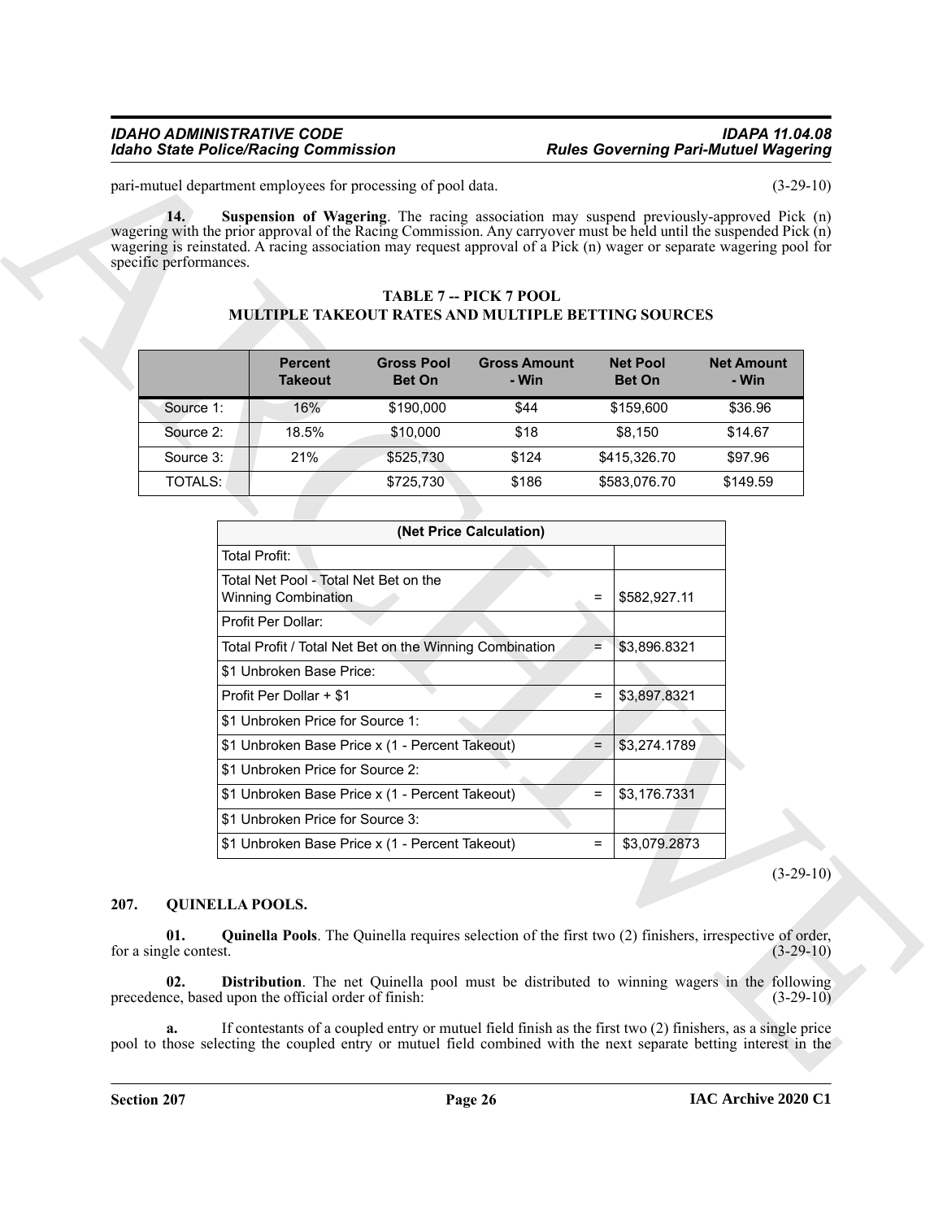pari-mutuel department employees for processing of pool data. (3-29-10)

**14. Suspension of Wagering**. The racing association may suspend previously-approved Pick (n) wagering with the prior approval of the Racing Commission. Any carryover must be held until the suspended Pick (n) wagering is reinstated. A racing association may request approval of a Pick (n) wager or separate wagering pool for specific performances.

**TABLE 7 -- PICK 7 POOL**
**MULTIPLE TAKEOUT RATES AND MULTIPLE BETTING SOURCES**

| | Percent Takeout | Gross Pool Bet On | Gross Amount - Win | Net Pool Bet On | Net Amount - Win |
|---|---|---|---|---|---|
| Source 1: | 16% | $190,000 | $44 | $159,600 | $36.96 |
| Source 2: | 18.5% | $10,000 | $18 | $8,150 | $14.67 |
| Source 3: | 21% | $525,730 | $124 | $415,326.70 | $97.96 |
| TOTALS: | | $725,730 | $186 | $583,076.70 | $149.59 |

| (Net Price Calculation) | | |
|---|---|---|
| Total Profit: | | |
| Total Net Pool - Total Net Bet on the Winning Combination | = | $582,927.11 |
| Profit Per Dollar: | | |
| Total Profit / Total Net Bet on the Winning Combination | = | $3,896.8321 |
| $1 Unbroken Base Price: | | |
| Profit Per Dollar + $1 | = | $3,897.8321 |
| $1 Unbroken Price for Source 1: | | |
| $1 Unbroken Base Price x (1 - Percent Takeout) | = | $3,274.1789 |
| $1 Unbroken Price for Source 2: | | |
| $1 Unbroken Base Price x (1 - Percent Takeout) | = | $3,176.7331 |
| $1 Unbroken Price for Source 3: | | |
| $1 Unbroken Base Price x (1 - Percent Takeout) | = | $3,079.2873 |

(3-29-10)

## 207. QUINELLA POOLS.

**01. Quinella Pools**. The Quinella requires selection of the first two (2) finishers, irrespective of order, for a single contest. (3-29-10)

**02. Distribution**. The net Quinella pool must be distributed to winning wagers in the following precedence, based upon the official order of finish: (3-29-10)

**a.** If contestants of a coupled entry or mutuel field finish as the first two (2) finishers, as a single price pool to those selecting the coupled entry or mutuel field combined with the next separate betting interest in the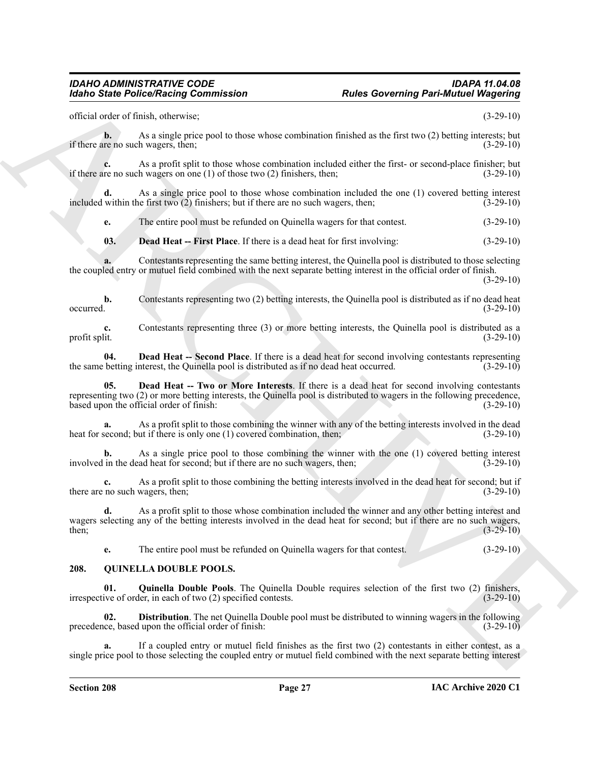official order of finish, otherwise; (3-29-10)

**b.** As a single price pool to those whose combination finished as the first two (2) betting interests; but if there are no such wagers, then; (3-29-10)

**c.** As a profit split to those whose combination included either the first- or second-place finisher; but if there are no such wagers on one (1) of those two (2) finishers, then; (3-29-10)

**d.** As a single price pool to those whose combination included the one (1) covered betting interest included within the first two (2) finishers; but if there are no such wagers, then; (3-29-10)

**e.** The entire pool must be refunded on Quinella wagers for that contest. (3-29-10)

**03. Dead Heat -- First Place**. If there is a dead heat for first involving: (3-29-10)

**a.** Contestants representing the same betting interest, the Quinella pool is distributed to those selecting the coupled entry or mutuel field combined with the next separate betting interest in the official order of finish. (3-29-10)

**b.** Contestants representing two (2) betting interests, the Quinella pool is distributed as if no dead heat occurred. (3-29-10)

**c.** Contestants representing three (3) or more betting interests, the Quinella pool is distributed as a profit split. (3-29-10)

**04. Dead Heat -- Second Place**. If there is a dead heat for second involving contestants representing the same betting interest, the Quinella pool is distributed as if no dead heat occurred. (3-29-10)

**05. Dead Heat -- Two or More Interests**. If there is a dead heat for second involving contestants representing two (2) or more betting interests, the Quinella pool is distributed to wagers in the following precedence, based upon the official order of finish: (3-29-10)

**a.** As a profit split to those combining the winner with any of the betting interests involved in the dead heat for second; but if there is only one (1) covered combination, then; (3-29-10)

**b.** As a single price pool to those combining the winner with the one (1) covered betting interest involved in the dead heat for second; but if there are no such wagers, then; (3-29-10)

**c.** As a profit split to those combining the betting interests involved in the dead heat for second; but if there are no such wagers, then; (3-29-10)

**d.** As a profit split to those whose combination included the winner and any other betting interest and wagers selecting any of the betting interests involved in the dead heat for second; but if there are no such wagers, then; (3-29-10)

**e.** The entire pool must be refunded on Quinella wagers for that contest. (3-29-10)

## 208. QUINELLA DOUBLE POOLS.

**01. Quinella Double Pools**. The Quinella Double requires selection of the first two (2) finishers, irrespective of order, in each of two (2) specified contests. (3-29-10)

**02. Distribution**. The net Quinella Double pool must be distributed to winning wagers in the following precedence, based upon the official order of finish: (3-29-10)

**a.** If a coupled entry or mutuel field finishes as the first two (2) contestants in either contest, as a single price pool to those selecting the coupled entry or mutuel field combined with the next separate betting interest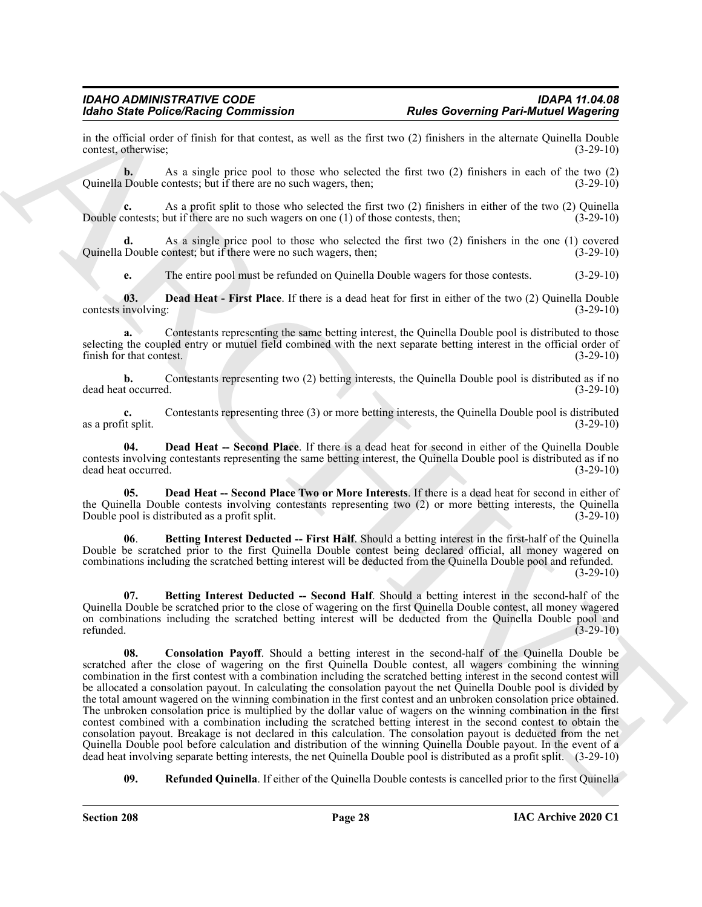in the official order of finish for that contest, as well as the first two (2) finishers in the alternate Quinella Double contest, otherwise; (3-29-10)

**b.** As a single price pool to those who selected the first two (2) finishers in each of the two (2) Quinella Double contests; but if there are no such wagers, then; (3-29-10)

**c.** As a profit split to those who selected the first two (2) finishers in either of the two (2) Quinella Double contests; but if there are no such wagers on one (1) of those contests, then; (3-29-10)

**d.** As a single price pool to those who selected the first two (2) finishers in the one (1) covered Quinella Double contest; but if there were no such wagers, then; (3-29-10)

**e.** The entire pool must be refunded on Quinella Double wagers for those contests. (3-29-10)

**03. Dead Heat - First Place**. If there is a dead heat for first in either of the two (2) Quinella Double contests involving: (3-29-10)

**a.** Contestants representing the same betting interest, the Quinella Double pool is distributed to those selecting the coupled entry or mutuel field combined with the next separate betting interest in the official order of finish for that contest. (3-29-10)

**b.** Contestants representing two (2) betting interests, the Quinella Double pool is distributed as if no dead heat occurred. (3-29-10)

**c.** Contestants representing three (3) or more betting interests, the Quinella Double pool is distributed as a profit split. (3-29-10)

**04. Dead Heat -- Second Place**. If there is a dead heat for second in either of the Quinella Double contests involving contestants representing the same betting interest, the Quinella Double pool is distributed as if no dead heat occurred. (3-29-10)

**05. Dead Heat -- Second Place Two or More Interests**. If there is a dead heat for second in either of the Quinella Double contests involving contestants representing two (2) or more betting interests, the Quinella Double pool is distributed as a profit split. (3-29-10)

**06**. **Betting Interest Deducted -- First Half**. Should a betting interest in the first-half of the Quinella Double be scratched prior to the first Quinella Double contest being declared official, all money wagered on combinations including the scratched betting interest will be deducted from the Quinella Double pool and refunded. (3-29-10)

**07. Betting Interest Deducted -- Second Half**. Should a betting interest in the second-half of the Quinella Double be scratched prior to the close of wagering on the first Quinella Double contest, all money wagered on combinations including the scratched betting interest will be deducted from the Quinella Double pool and refunded. (3-29-10)

**08. Consolation Payoff**. Should a betting interest in the second-half of the Quinella Double be scratched after the close of wagering on the first Quinella Double contest, all wagers combining the winning combination in the first contest with a combination including the scratched betting interest in the second contest will be allocated a consolation payout. In calculating the consolation payout the net Quinella Double pool is divided by the total amount wagered on the winning combination in the first contest and an unbroken consolation price obtained. The unbroken consolation price is multiplied by the dollar value of wagers on the winning combination in the first contest combined with a combination including the scratched betting interest in the second contest to obtain the consolation payout. Breakage is not declared in this calculation. The consolation payout is deducted from the net Quinella Double pool before calculation and distribution of the winning Quinella Double payout. In the event of a dead heat involving separate betting interests, the net Quinella Double pool is distributed as a profit split. (3-29-10)

**09. Refunded Quinella**. If either of the Quinella Double contests is cancelled prior to the first Quinella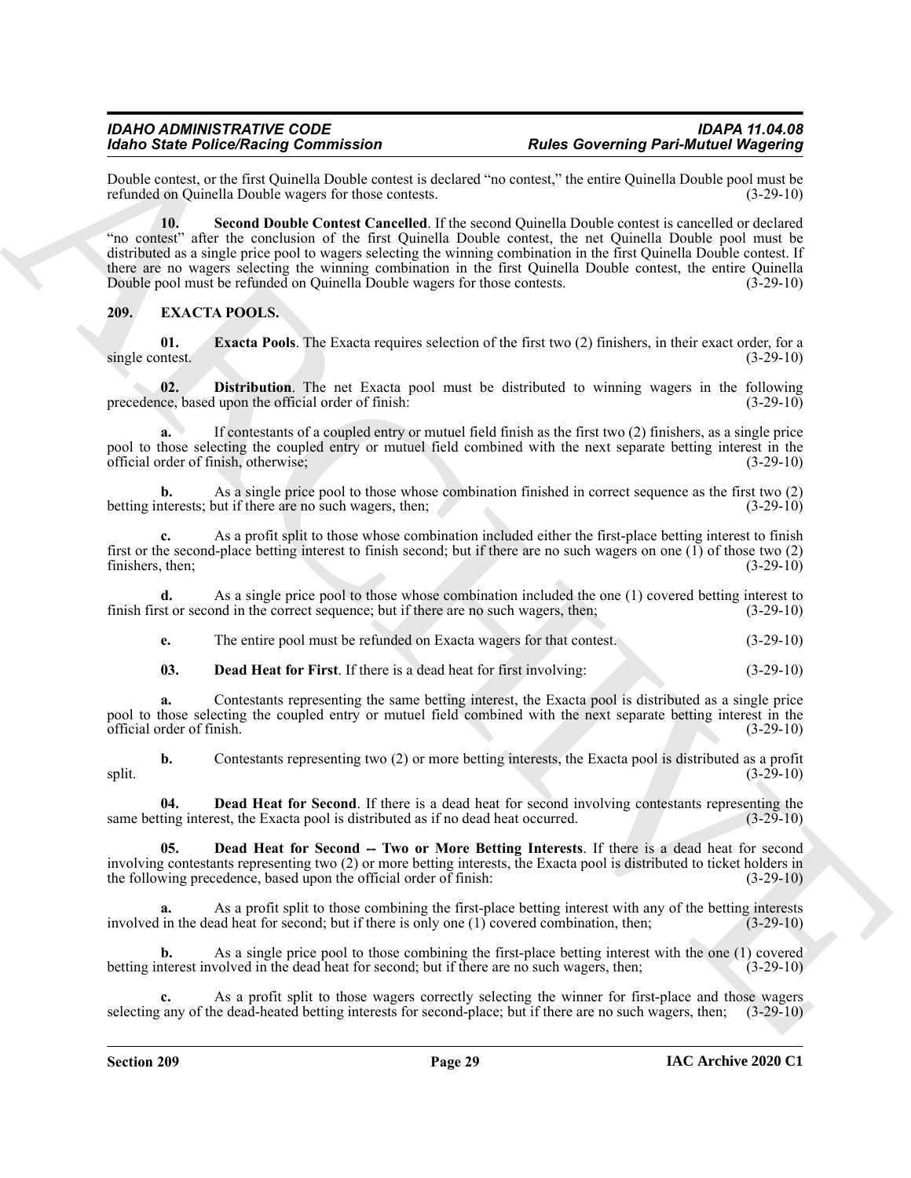Double contest, or the first Quinella Double contest is declared "no contest," the entire Quinella Double pool must be refunded on Quinella Double wagers for those contests. (3-29-10)

**10. Second Double Contest Cancelled**. If the second Quinella Double contest is cancelled or declared "no contest" after the conclusion of the first Quinella Double contest, the net Quinella Double pool must be distributed as a single price pool to wagers selecting the winning combination in the first Quinella Double contest. If there are no wagers selecting the winning combination in the first Quinella Double contest, the entire Quinella Double pool must be refunded on Quinella Double wagers for those contests. (3-29-10)

## 209. EXACTA POOLS.

**01. Exacta Pools**. The Exacta requires selection of the first two (2) finishers, in their exact order, for a single contest. (3-29-10)

**02. Distribution**. The net Exacta pool must be distributed to winning wagers in the following precedence, based upon the official order of finish: (3-29-10)

**a.** If contestants of a coupled entry or mutuel field finish as the first two (2) finishers, as a single price pool to those selecting the coupled entry or mutuel field combined with the next separate betting interest in the official order of finish, otherwise; (3-29-10)

**b.** As a single price pool to those whose combination finished in correct sequence as the first two (2) betting interests; but if there are no such wagers, then; (3-29-10)

**c.** As a profit split to those whose combination included either the first-place betting interest to finish first or the second-place betting interest to finish second; but if there are no such wagers on one (1) of those two (2) finishers, then; (3-29-10)

**d.** As a single price pool to those whose combination included the one (1) covered betting interest to finish first or second in the correct sequence; but if there are no such wagers, then; (3-29-10)

**e.** The entire pool must be refunded on Exacta wagers for that contest. (3-29-10)

**03. Dead Heat for First**. If there is a dead heat for first involving: (3-29-10)

**a.** Contestants representing the same betting interest, the Exacta pool is distributed as a single price pool to those selecting the coupled entry or mutuel field combined with the next separate betting interest in the official order of finish. (3-29-10)

**b.** Contestants representing two (2) or more betting interests, the Exacta pool is distributed as a profit split. (3-29-10)

**04. Dead Heat for Second**. If there is a dead heat for second involving contestants representing the same betting interest, the Exacta pool is distributed as if no dead heat occurred. (3-29-10)

**05. Dead Heat for Second -- Two or More Betting Interests**. If there is a dead heat for second involving contestants representing two (2) or more betting interests, the Exacta pool is distributed to ticket holders in the following precedence, based upon the official order of finish: (3-29-10)

**a.** As a profit split to those combining the first-place betting interest with any of the betting interests involved in the dead heat for second; but if there is only one (1) covered combination, then; (3-29-10)

**b.** As a single price pool to those combining the first-place betting interest with the one (1) covered betting interest involved in the dead heat for second; but if there are no such wagers, then; (3-29-10)

**c.** As a profit split to those wagers correctly selecting the winner for first-place and those wagers selecting any of the dead-heated betting interests for second-place; but if there are no such wagers, then; (3-29-10)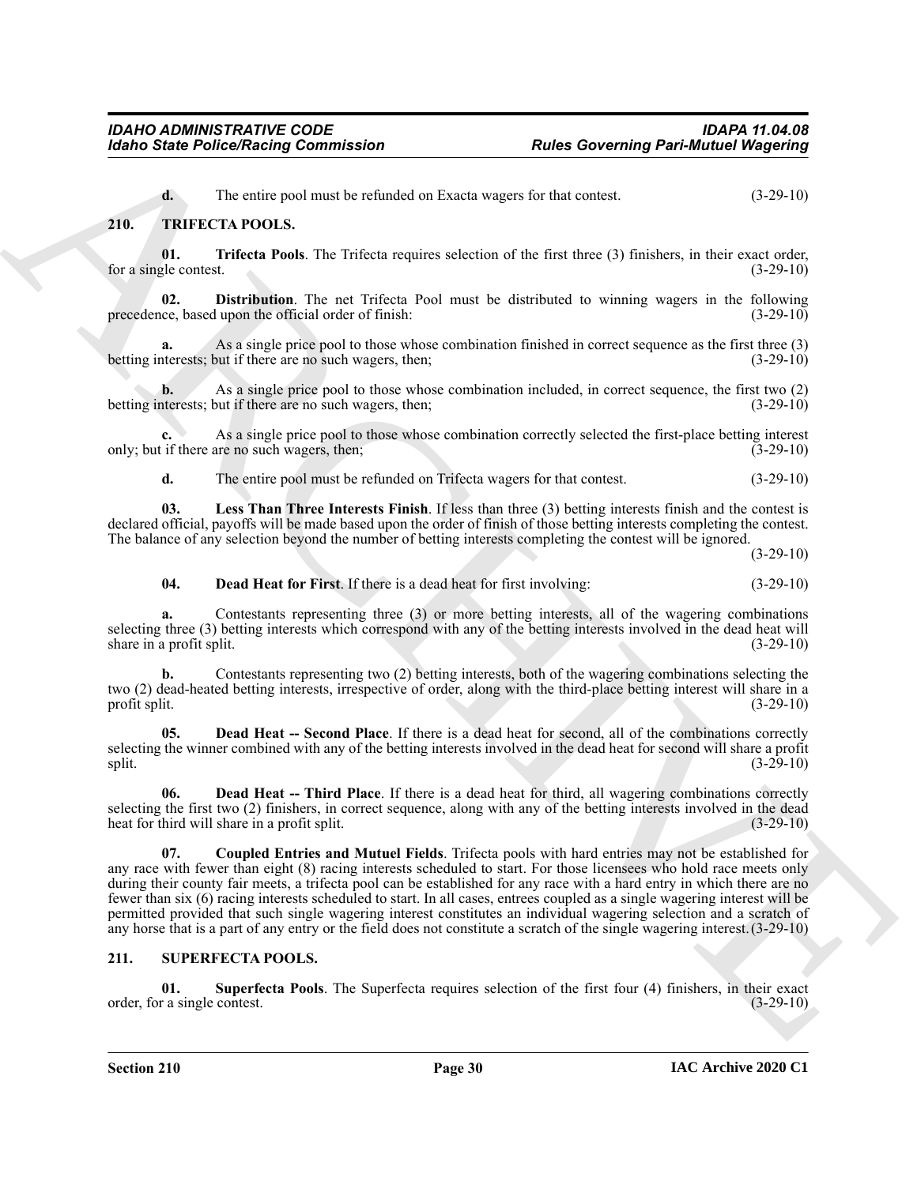**d.** The entire pool must be refunded on Exacta wagers for that contest. (3-29-10)

## 210. TRIFECTA POOLS.

**01. Trifecta Pools**. The Trifecta requires selection of the first three (3) finishers, in their exact order, for a single contest. (3-29-10)

**02. Distribution**. The net Trifecta Pool must be distributed to winning wagers in the following precedence, based upon the official order of finish: (3-29-10)

**a.** As a single price pool to those whose combination finished in correct sequence as the first three (3) betting interests; but if there are no such wagers, then; (3-29-10)

**b.** As a single price pool to those whose combination included, in correct sequence, the first two (2) betting interests; but if there are no such wagers, then; (3-29-10)

**c.** As a single price pool to those whose combination correctly selected the first-place betting interest only; but if there are no such wagers, then; (3-29-10)

**d.** The entire pool must be refunded on Trifecta wagers for that contest. (3-29-10)

**03. Less Than Three Interests Finish**. If less than three (3) betting interests finish and the contest is declared official, payoffs will be made based upon the order of finish of those betting interests completing the contest. The balance of any selection beyond the number of betting interests completing the contest will be ignored. (3-29-10)

**04. Dead Heat for First**. If there is a dead heat for first involving: (3-29-10)

**a.** Contestants representing three (3) or more betting interests, all of the wagering combinations selecting three (3) betting interests which correspond with any of the betting interests involved in the dead heat will share in a profit split. (3-29-10)

**b.** Contestants representing two (2) betting interests, both of the wagering combinations selecting the two (2) dead-heated betting interests, irrespective of order, along with the third-place betting interest will share in a profit split. (3-29-10)

**05. Dead Heat -- Second Place**. If there is a dead heat for second, all of the combinations correctly selecting the winner combined with any of the betting interests involved in the dead heat for second will share a profit split. (3-29-10)

**06. Dead Heat -- Third Place**. If there is a dead heat for third, all wagering combinations correctly selecting the first two (2) finishers, in correct sequence, along with any of the betting interests involved in the dead heat for third will share in a profit split. (3-29-10)

**07. Coupled Entries and Mutuel Fields**. Trifecta pools with hard entries may not be established for any race with fewer than eight (8) racing interests scheduled to start. For those licensees who hold race meets only during their county fair meets, a trifecta pool can be established for any race with a hard entry in which there are no fewer than six (6) racing interests scheduled to start. In all cases, entrees coupled as a single wagering interest will be permitted provided that such single wagering interest constitutes an individual wagering selection and a scratch of any horse that is a part of any entry or the field does not constitute a scratch of the single wagering interest. (3-29-10)

## 211. SUPERFECTA POOLS.

**01. Superfecta Pools**. The Superfecta requires selection of the first four (4) finishers, in their exact order, for a single contest. (3-29-10)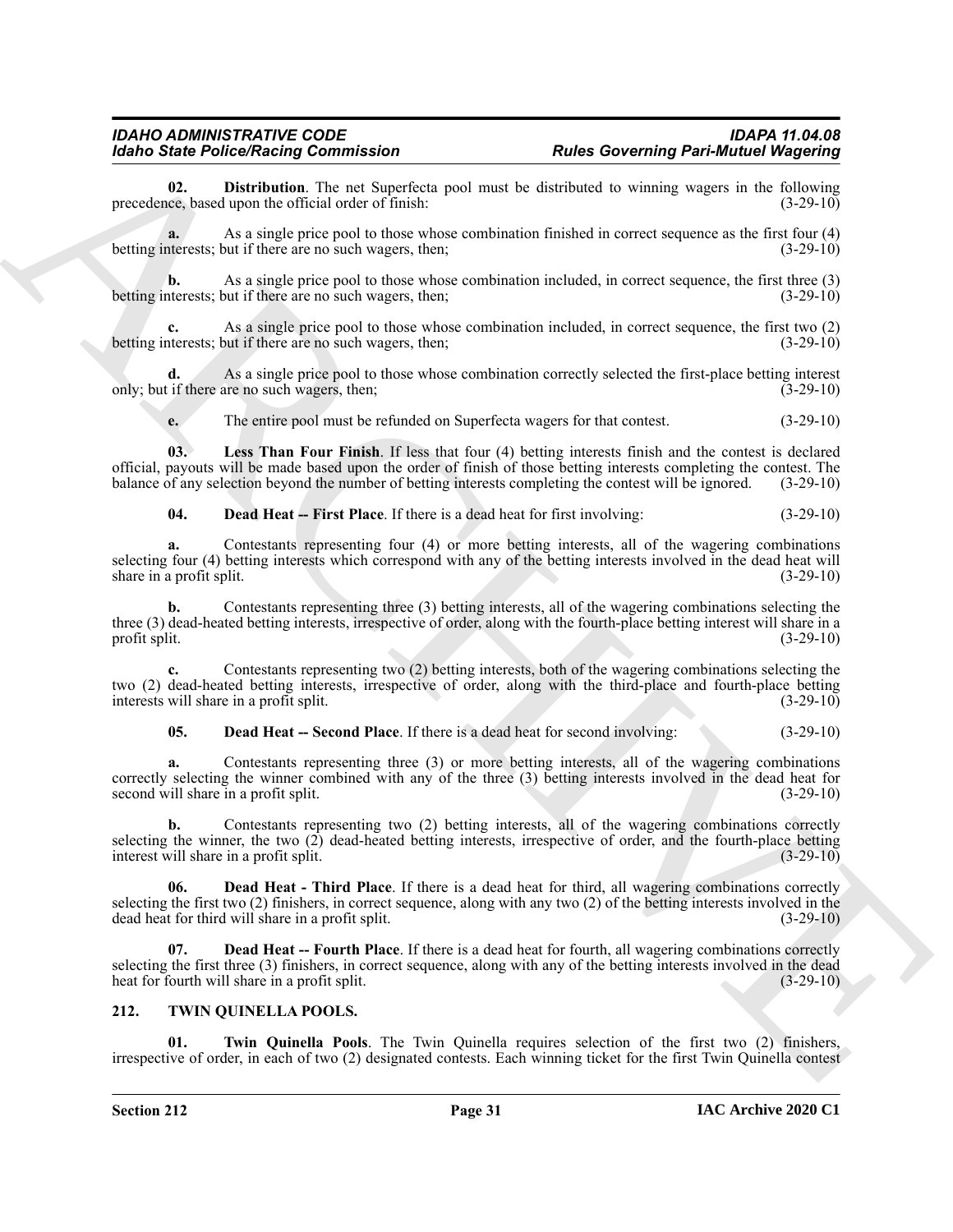**02. Distribution**. The net Superfecta pool must be distributed to winning wagers in the following precedence, based upon the official order of finish: (3-29-10)

**a.** As a single price pool to those whose combination finished in correct sequence as the first four (4) betting interests; but if there are no such wagers, then; (3-29-10)

**b.** As a single price pool to those whose combination included, in correct sequence, the first three (3) betting interests; but if there are no such wagers, then; (3-29-10)

**c.** As a single price pool to those whose combination included, in correct sequence, the first two (2) betting interests; but if there are no such wagers, then; (3-29-10)

**d.** As a single price pool to those whose combination correctly selected the first-place betting interest only; but if there are no such wagers, then; (3-29-10)

**e.** The entire pool must be refunded on Superfecta wagers for that contest. (3-29-10)

**03. Less Than Four Finish**. If less that four (4) betting interests finish and the contest is declared official, payouts will be made based upon the order of finish of those betting interests completing the contest. The balance of any selection beyond the number of betting interests completing the contest will be ignored. (3-29-10)

**04. Dead Heat -- First Place**. If there is a dead heat for first involving: (3-29-10)

**a.** Contestants representing four (4) or more betting interests, all of the wagering combinations selecting four (4) betting interests which correspond with any of the betting interests involved in the dead heat will share in a profit split. (3-29-10)

**b.** Contestants representing three (3) betting interests, all of the wagering combinations selecting the three (3) dead-heated betting interests, irrespective of order, along with the fourth-place betting interest will share in a profit split. (3-29-10)

**c.** Contestants representing two (2) betting interests, both of the wagering combinations selecting the two (2) dead-heated betting interests, irrespective of order, along with the third-place and fourth-place betting interests will share in a profit split. (3-29-10)

**05. Dead Heat -- Second Place**. If there is a dead heat for second involving: (3-29-10)

**a.** Contestants representing three (3) or more betting interests, all of the wagering combinations correctly selecting the winner combined with any of the three (3) betting interests involved in the dead heat for second will share in a profit split. (3-29-10)

**b.** Contestants representing two (2) betting interests, all of the wagering combinations correctly selecting the winner, the two (2) dead-heated betting interests, irrespective of order, and the fourth-place betting interest will share in a profit split. (3-29-10)

**06. Dead Heat - Third Place**. If there is a dead heat for third, all wagering combinations correctly selecting the first two (2) finishers, in correct sequence, along with any two (2) of the betting interests involved in the dead heat for third will share in a profit split. (3-29-10)

**07. Dead Heat -- Fourth Place**. If there is a dead heat for fourth, all wagering combinations correctly selecting the first three (3) finishers, in correct sequence, along with any of the betting interests involved in the dead heat for fourth will share in a profit split. (3-29-10)

## 212. TWIN QUINELLA POOLS.

**01. Twin Quinella Pools**. The Twin Quinella requires selection of the first two (2) finishers, irrespective of order, in each of two (2) designated contests. Each winning ticket for the first Twin Quinella contest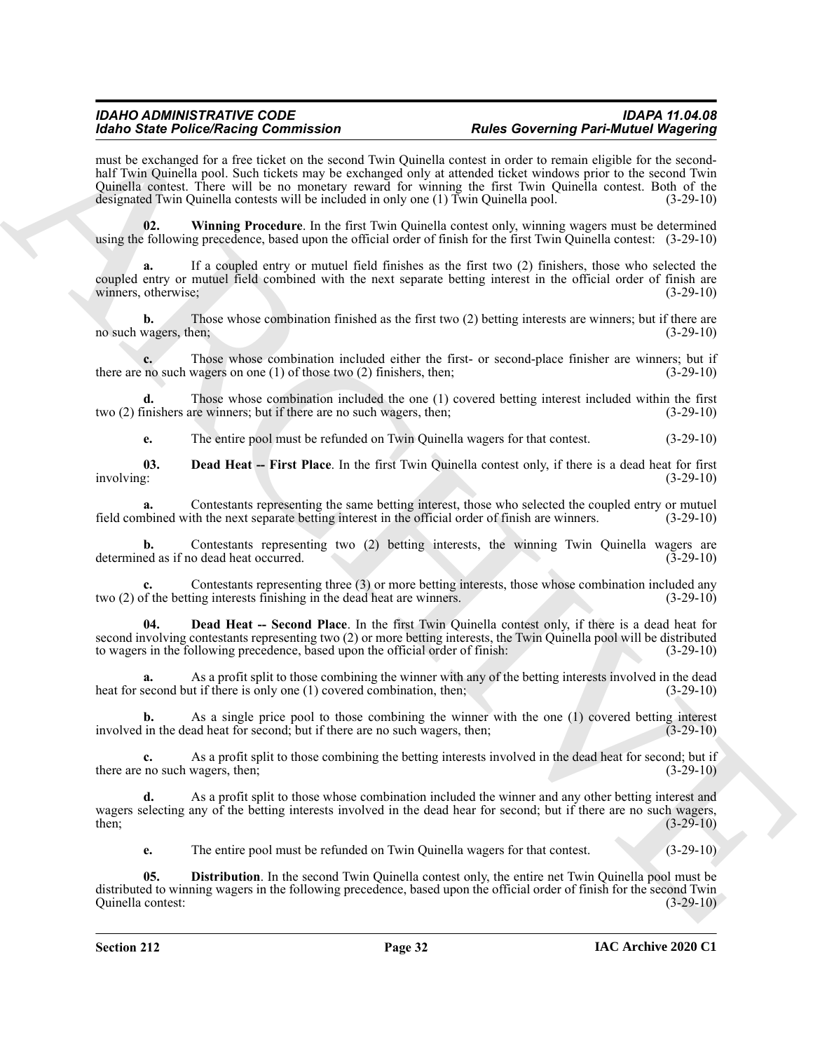must be exchanged for a free ticket on the second Twin Quinella contest in order to remain eligible for the second-half Twin Quinella pool. Such tickets may be exchanged only at attended ticket windows prior to the second Twin Quinella contest. There will be no monetary reward for winning the first Twin Quinella contest. Both of the designated Twin Quinella contests will be included in only one (1) Twin Quinella pool. (3-29-10)

**02. Winning Procedure**. In the first Twin Quinella contest only, winning wagers must be determined using the following precedence, based upon the official order of finish for the first Twin Quinella contest: (3-29-10)

**a.** If a coupled entry or mutuel field finishes as the first two (2) finishers, those who selected the coupled entry or mutuel field combined with the next separate betting interest in the official order of finish are winners, otherwise; (3-29-10)

**b.** Those whose combination finished as the first two (2) betting interests are winners; but if there are no such wagers, then; (3-29-10)

**c.** Those whose combination included either the first- or second-place finisher are winners; but if there are no such wagers on one (1) of those two (2) finishers, then; (3-29-10)

**d.** Those whose combination included the one (1) covered betting interest included within the first two (2) finishers are winners; but if there are no such wagers, then; (3-29-10)

**e.** The entire pool must be refunded on Twin Quinella wagers for that contest. (3-29-10)

**03. Dead Heat -- First Place**. In the first Twin Quinella contest only, if there is a dead heat for first involving: (3-29-10)

**a.** Contestants representing the same betting interest, those who selected the coupled entry or mutuel field combined with the next separate betting interest in the official order of finish are winners. (3-29-10)

**b.** Contestants representing two (2) betting interests, the winning Twin Quinella wagers are determined as if no dead heat occurred. (3-29-10)

**c.** Contestants representing three (3) or more betting interests, those whose combination included any two (2) of the betting interests finishing in the dead heat are winners. (3-29-10)

**04. Dead Heat -- Second Place**. In the first Twin Quinella contest only, if there is a dead heat for second involving contestants representing two (2) or more betting interests, the Twin Quinella pool will be distributed to wagers in the following precedence, based upon the official order of finish: (3-29-10)

**a.** As a profit split to those combining the winner with any of the betting interests involved in the dead heat for second but if there is only one (1) covered combination, then; (3-29-10)

**b.** As a single price pool to those combining the winner with the one (1) covered betting interest involved in the dead heat for second; but if there are no such wagers, then; (3-29-10)

**c.** As a profit split to those combining the betting interests involved in the dead heat for second; but if there are no such wagers, then; (3-29-10)

**d.** As a profit split to those whose combination included the winner and any other betting interest and wagers selecting any of the betting interests involved in the dead hear for second; but if there are no such wagers, then; (3-29-10)

**e.** The entire pool must be refunded on Twin Quinella wagers for that contest. (3-29-10)

**05. Distribution**. In the second Twin Quinella contest only, the entire net Twin Quinella pool must be distributed to winning wagers in the following precedence, based upon the official order of finish for the second Twin Quinella contest: (3-29-10)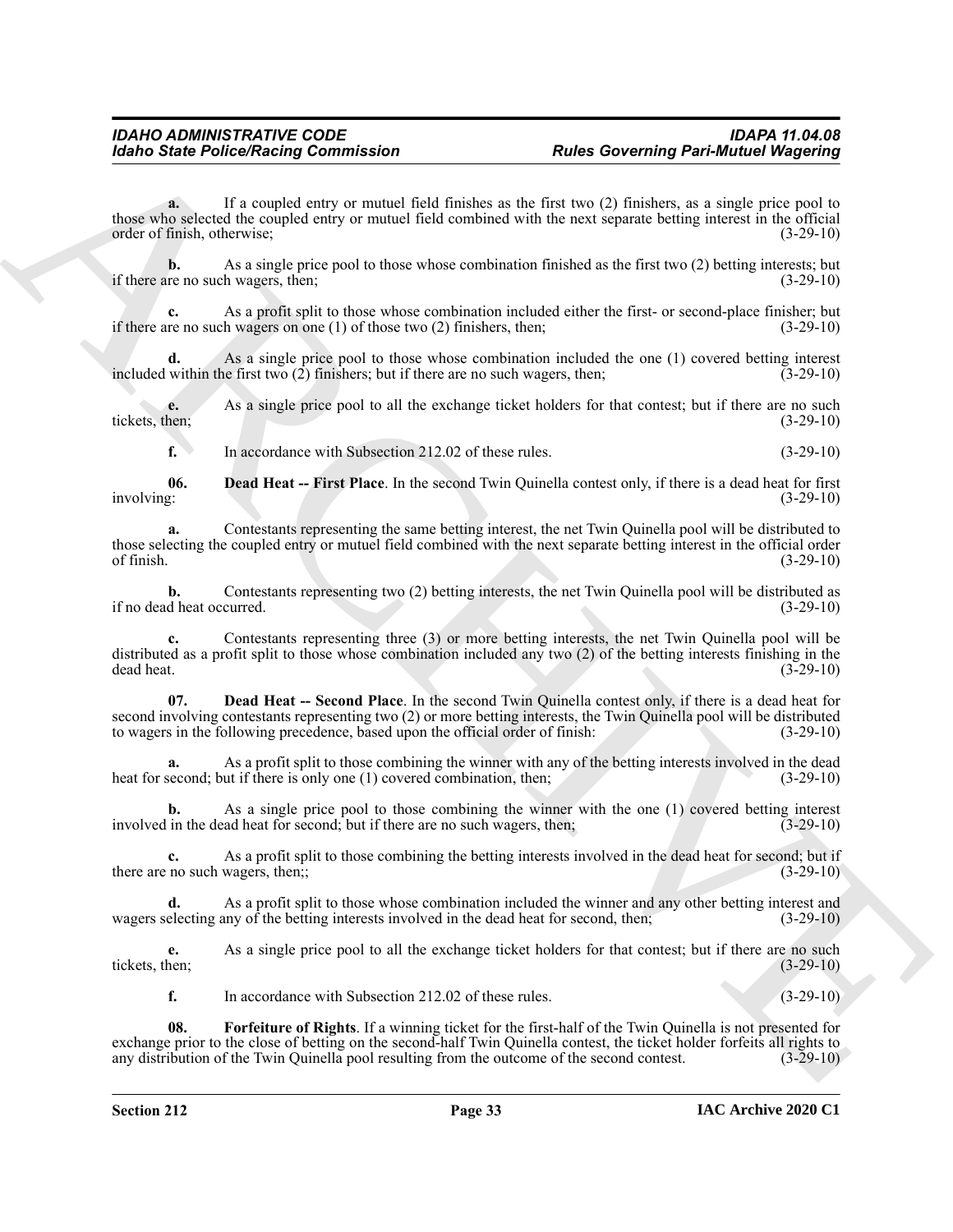**a.** If a coupled entry or mutuel field finishes as the first two (2) finishers, as a single price pool to those who selected the coupled entry or mutuel field combined with the next separate betting interest in the official order of finish, otherwise; (3-29-10)

**b.** As a single price pool to those whose combination finished as the first two (2) betting interests; but if there are no such wagers, then; (3-29-10)

**c.** As a profit split to those whose combination included either the first- or second-place finisher; but if there are no such wagers on one (1) of those two (2) finishers, then; (3-29-10)

**d.** As a single price pool to those whose combination included the one (1) covered betting interest included within the first two (2) finishers; but if there are no such wagers, then; (3-29-10)

**e.** As a single price pool to all the exchange ticket holders for that contest; but if there are no such tickets, then; (3-29-10)

**f.** In accordance with Subsection 212.02 of these rules. (3-29-10)

**06. Dead Heat -- First Place**. In the second Twin Quinella contest only, if there is a dead heat for first involving: (3-29-10)

**a.** Contestants representing the same betting interest, the net Twin Quinella pool will be distributed to those selecting the coupled entry or mutuel field combined with the next separate betting interest in the official order of finish. (3-29-10)

**b.** Contestants representing two (2) betting interests, the net Twin Quinella pool will be distributed as if no dead heat occurred. (3-29-10)

**c.** Contestants representing three (3) or more betting interests, the net Twin Quinella pool will be distributed as a profit split to those whose combination included any two (2) of the betting interests finishing in the dead heat. (3-29-10)

**07. Dead Heat -- Second Place**. In the second Twin Quinella contest only, if there is a dead heat for second involving contestants representing two (2) or more betting interests, the Twin Quinella pool will be distributed to wagers in the following precedence, based upon the official order of finish: (3-29-10)

**a.** As a profit split to those combining the winner with any of the betting interests involved in the dead heat for second; but if there is only one (1) covered combination, then; (3-29-10)

**b.** As a single price pool to those combining the winner with the one (1) covered betting interest involved in the dead heat for second; but if there are no such wagers, then; (3-29-10)

**c.** As a profit split to those combining the betting interests involved in the dead heat for second; but if there are no such wagers, then;; (3-29-10)

**d.** As a profit split to those whose combination included the winner and any other betting interest and wagers selecting any of the betting interests involved in the dead heat for second, then; (3-29-10)

**e.** As a single price pool to all the exchange ticket holders for that contest; but if there are no such tickets, then; (3-29-10)

**f.** In accordance with Subsection 212.02 of these rules. (3-29-10)

**08. Forfeiture of Rights**. If a winning ticket for the first-half of the Twin Quinella is not presented for exchange prior to the close of betting on the second-half Twin Quinella contest, the ticket holder forfeits all rights to any distribution of the Twin Quinella pool resulting from the outcome of the second contest. (3-29-10)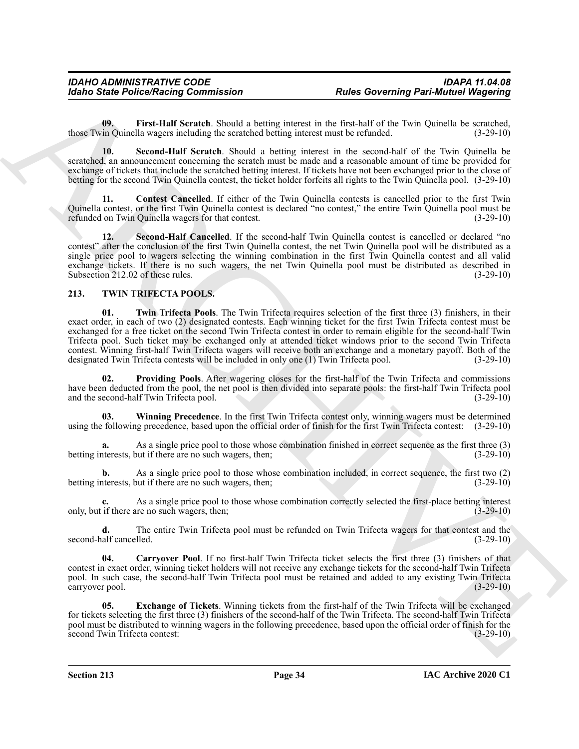**09. First-Half Scratch**. Should a betting interest in the first-half of the Twin Quinella be scratched, those Twin Quinella wagers including the scratched betting interest must be refunded. (3-29-10)

**10. Second-Half Scratch**. Should a betting interest in the second-half of the Twin Quinella be scratched, an announcement concerning the scratch must be made and a reasonable amount of time be provided for exchange of tickets that include the scratched betting interest. If tickets have not been exchanged prior to the close of betting for the second Twin Quinella contest, the ticket holder forfeits all rights to the Twin Quinella pool. (3-29-10)

**11. Contest Cancelled**. If either of the Twin Quinella contests is cancelled prior to the first Twin Quinella contest, or the first Twin Quinella contest is declared "no contest," the entire Twin Quinella pool must be refunded on Twin Quinella wagers for that contest. (3-29-10)

**12. Second-Half Cancelled**. If the second-half Twin Quinella contest is cancelled or declared "no contest" after the conclusion of the first Twin Quinella contest, the net Twin Quinella pool will be distributed as a single price pool to wagers selecting the winning combination in the first Twin Quinella contest and all valid exchange tickets. If there is no such wagers, the net Twin Quinella pool must be distributed as described in Subsection 212.02 of these rules. (3-29-10)

## 213. TWIN TRIFECTA POOLS.

**01. Twin Trifecta Pools**. The Twin Trifecta requires selection of the first three (3) finishers, in their exact order, in each of two (2) designated contests. Each winning ticket for the first Twin Trifecta contest must be exchanged for a free ticket on the second Twin Trifecta contest in order to remain eligible for the second-half Twin Trifecta pool. Such ticket may be exchanged only at attended ticket windows prior to the second Twin Trifecta contest. Winning first-half Twin Trifecta wagers will receive both an exchange and a monetary payoff. Both of the designated Twin Trifecta contests will be included in only one (1) Twin Trifecta pool. (3-29-10)

**02. Providing Pools**. After wagering closes for the first-half of the Twin Trifecta and commissions have been deducted from the pool, the net pool is then divided into separate pools: the first-half Twin Trifecta pool and the second-half Twin Trifecta pool. (3-29-10)

**03. Winning Precedence**. In the first Twin Trifecta contest only, winning wagers must be determined using the following precedence, based upon the official order of finish for the first Twin Trifecta contest: (3-29-10)

**a.** As a single price pool to those whose combination finished in correct sequence as the first three (3) betting interests, but if there are no such wagers, then; (3-29-10)

**b.** As a single price pool to those whose combination included, in correct sequence, the first two (2) betting interests, but if there are no such wagers, then; (3-29-10)

**c.** As a single price pool to those whose combination correctly selected the first-place betting interest only, but if there are no such wagers, then; (3-29-10)

**d.** The entire Twin Trifecta pool must be refunded on Twin Trifecta wagers for that contest and the second-half cancelled. (3-29-10)

**04. Carryover Pool**. If no first-half Twin Trifecta ticket selects the first three (3) finishers of that contest in exact order, winning ticket holders will not receive any exchange tickets for the second-half Twin Trifecta pool. In such case, the second-half Twin Trifecta pool must be retained and added to any existing Twin Trifecta carryover pool. (3-29-10)

**05. Exchange of Tickets**. Winning tickets from the first-half of the Twin Trifecta will be exchanged for tickets selecting the first three (3) finishers of the second-half of the Twin Trifecta. The second-half Twin Trifecta pool must be distributed to winning wagers in the following precedence, based upon the official order of finish for the second Twin Trifecta contest: (3-29-10)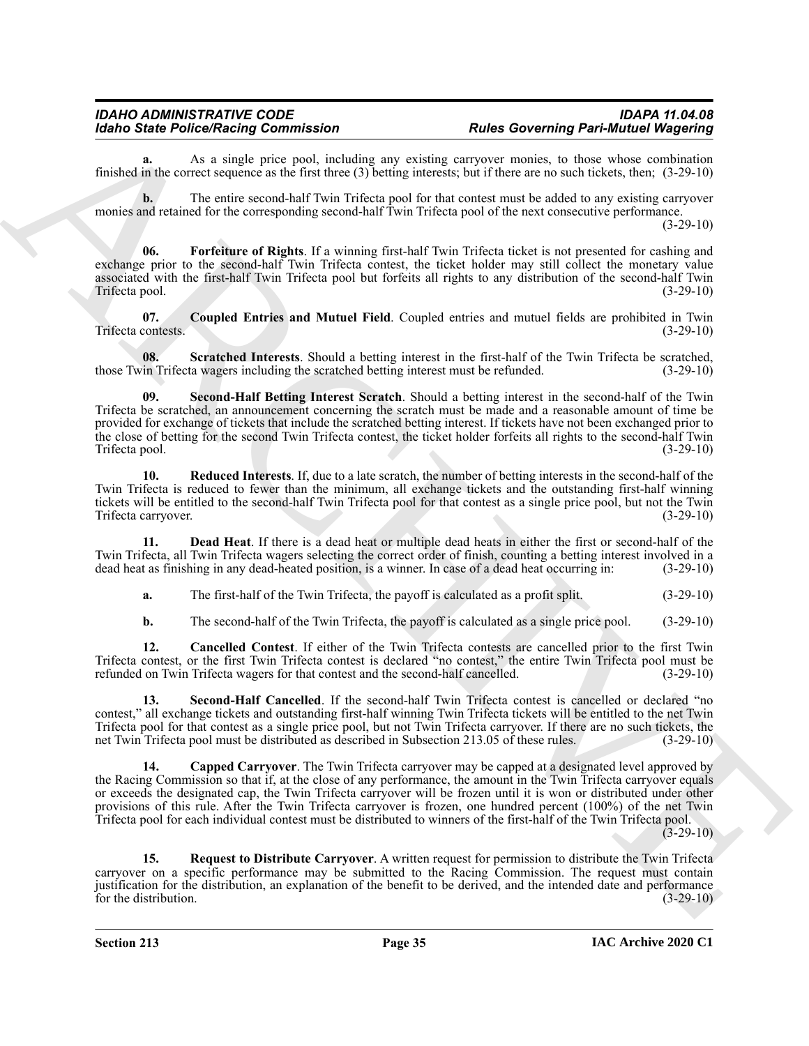**a.** As a single price pool, including any existing carryover monies, to those whose combination finished in the correct sequence as the first three (3) betting interests; but if there are no such tickets, then; (3-29-10)

**b.** The entire second-half Twin Trifecta pool for that contest must be added to any existing carryover monies and retained for the corresponding second-half Twin Trifecta pool of the next consecutive performance. (3-29-10)

**06. Forfeiture of Rights**. If a winning first-half Twin Trifecta ticket is not presented for cashing and exchange prior to the second-half Twin Trifecta contest, the ticket holder may still collect the monetary value associated with the first-half Twin Trifecta pool but forfeits all rights to any distribution of the second-half Twin Trifecta pool. (3-29-10)

**07. Coupled Entries and Mutuel Field**. Coupled entries and mutuel fields are prohibited in Twin Trifecta contests. (3-29-10)

**08. Scratched Interests**. Should a betting interest in the first-half of the Twin Trifecta be scratched, those Twin Trifecta wagers including the scratched betting interest must be refunded. (3-29-10)

**09. Second-Half Betting Interest Scratch**. Should a betting interest in the second-half of the Twin Trifecta be scratched, an announcement concerning the scratch must be made and a reasonable amount of time be provided for exchange of tickets that include the scratched betting interest. If tickets have not been exchanged prior to the close of betting for the second Twin Trifecta contest, the ticket holder forfeits all rights to the second-half Twin Trifecta pool. (3-29-10)

**10. Reduced Interests**. If, due to a late scratch, the number of betting interests in the second-half of the Twin Trifecta is reduced to fewer than the minimum, all exchange tickets and the outstanding first-half winning tickets will be entitled to the second-half Twin Trifecta pool for that contest as a single price pool, but not the Twin Trifecta carryover. (3-29-10)

**11. Dead Heat**. If there is a dead heat or multiple dead heats in either the first or second-half of the Twin Trifecta, all Twin Trifecta wagers selecting the correct order of finish, counting a betting interest involved in a dead heat as finishing in any dead-heated position, is a winner. In case of a dead heat occurring in: (3-29-10)

**a.** The first-half of the Twin Trifecta, the payoff is calculated as a profit split. (3-29-10)

**b.** The second-half of the Twin Trifecta, the payoff is calculated as a single price pool. (3-29-10)

**12. Cancelled Contest**. If either of the Twin Trifecta contests are cancelled prior to the first Twin Trifecta contest, or the first Twin Trifecta contest is declared "no contest," the entire Twin Trifecta pool must be refunded on Twin Trifecta wagers for that contest and the second-half cancelled. (3-29-10)

**13. Second-Half Cancelled**. If the second-half Twin Trifecta contest is cancelled or declared "no contest," all exchange tickets and outstanding first-half winning Twin Trifecta tickets will be entitled to the net Twin Trifecta pool for that contest as a single price pool, but not Twin Trifecta carryover. If there are no such tickets, the net Twin Trifecta pool must be distributed as described in Subsection 213.05 of these rules. (3-29-10)

**14. Capped Carryover**. The Twin Trifecta carryover may be capped at a designated level approved by the Racing Commission so that if, at the close of any performance, the amount in the Twin Trifecta carryover equals or exceeds the designated cap, the Twin Trifecta carryover will be frozen until it is won or distributed under other provisions of this rule. After the Twin Trifecta carryover is frozen, one hundred percent (100%) of the net Twin Trifecta pool for each individual contest must be distributed to winners of the first-half of the Twin Trifecta pool. (3-29-10)

**15. Request to Distribute Carryover**. A written request for permission to distribute the Twin Trifecta carryover on a specific performance may be submitted to the Racing Commission. The request must contain justification for the distribution, an explanation of the benefit to be derived, and the intended date and performance for the distribution. (3-29-10)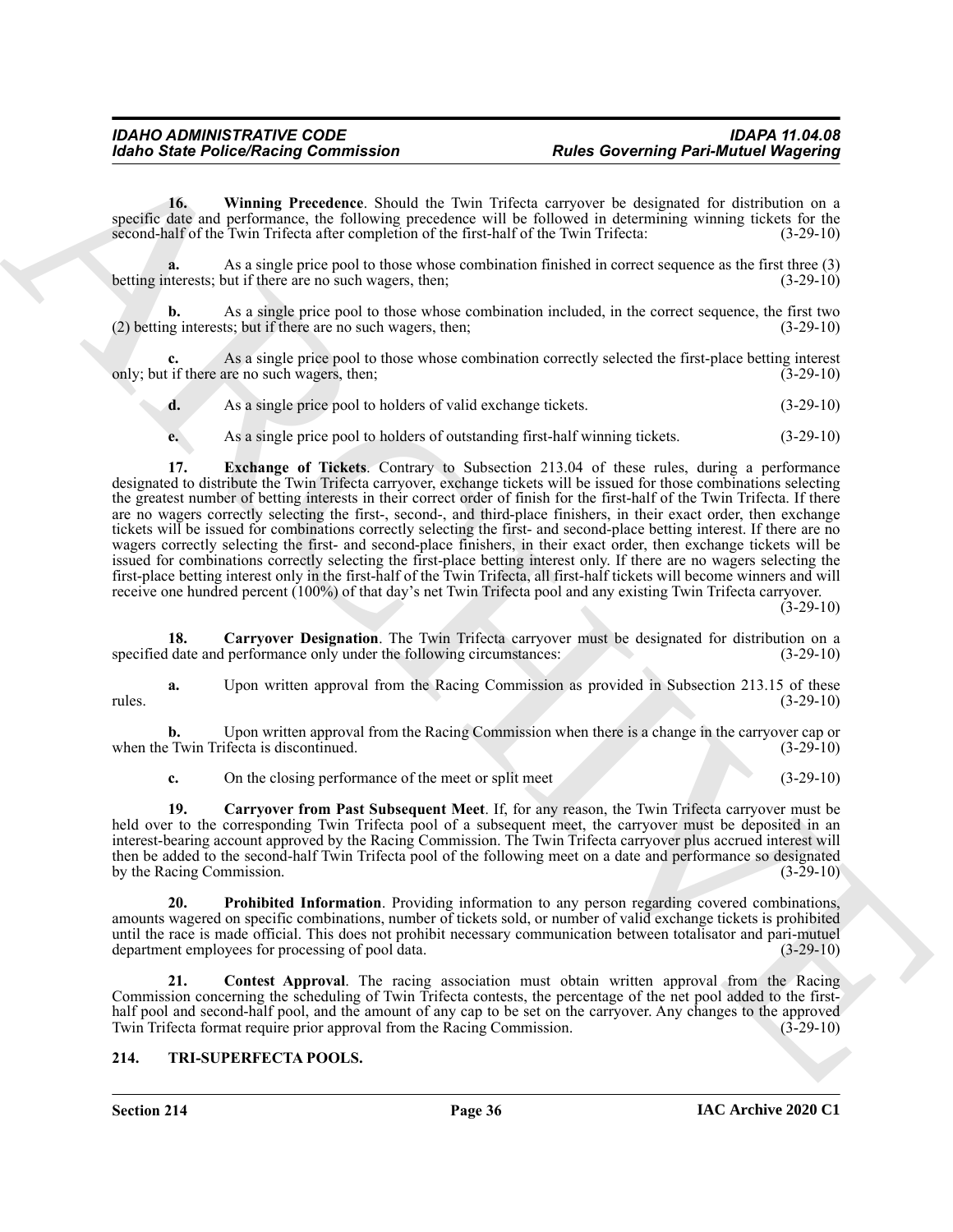**16. Winning Precedence**. Should the Twin Trifecta carryover be designated for distribution on a specific date and performance, the following precedence will be followed in determining winning tickets for the second-half of the Twin Trifecta after completion of the first-half of the Twin Trifecta: (3-29-10)

**a.** As a single price pool to those whose combination finished in correct sequence as the first three (3) betting interests; but if there are no such wagers, then; (3-29-10)

**b.** As a single price pool to those whose combination included, in the correct sequence, the first two (2) betting interests; but if there are no such wagers, then; (3-29-10)

**c.** As a single price pool to those whose combination correctly selected the first-place betting interest only; but if there are no such wagers, then; (3-29-10)

**d.** As a single price pool to holders of valid exchange tickets. (3-29-10)

**e.** As a single price pool to holders of outstanding first-half winning tickets. (3-29-10)

**17. Exchange of Tickets**. Contrary to Subsection 213.04 of these rules, during a performance designated to distribute the Twin Trifecta carryover, exchange tickets will be issued for those combinations selecting the greatest number of betting interests in their correct order of finish for the first-half of the Twin Trifecta. If there are no wagers correctly selecting the first-, second-, and third-place finishers, in their exact order, then exchange tickets will be issued for combinations correctly selecting the first- and second-place betting interest. If there are no wagers correctly selecting the first- and second-place finishers, in their exact order, then exchange tickets will be issued for combinations correctly selecting the first-place betting interest only. If there are no wagers selecting the first-place betting interest only in the first-half of the Twin Trifecta, all first-half tickets will become winners and will receive one hundred percent (100%) of that day's net Twin Trifecta pool and any existing Twin Trifecta carryover. (3-29-10)

**18. Carryover Designation**. The Twin Trifecta carryover must be designated for distribution on a specified date and performance only under the following circumstances: (3-29-10)

**a.** Upon written approval from the Racing Commission as provided in Subsection 213.15 of these rules. (3-29-10)

**b.** Upon written approval from the Racing Commission when there is a change in the carryover cap or when the Twin Trifecta is discontinued. (3-29-10)

**c.** On the closing performance of the meet or split meet (3-29-10)

**19. Carryover from Past Subsequent Meet**. If, for any reason, the Twin Trifecta carryover must be held over to the corresponding Twin Trifecta pool of a subsequent meet, the carryover must be deposited in an interest-bearing account approved by the Racing Commission. The Twin Trifecta carryover plus accrued interest will then be added to the second-half Twin Trifecta pool of the following meet on a date and performance so designated by the Racing Commission. (3-29-10)

**20. Prohibited Information**. Providing information to any person regarding covered combinations, amounts wagered on specific combinations, number of tickets sold, or number of valid exchange tickets is prohibited until the race is made official. This does not prohibit necessary communication between totalisator and pari-mutuel department employees for processing of pool data. (3-29-10)

**21. Contest Approval**. The racing association must obtain written approval from the Racing Commission concerning the scheduling of Twin Trifecta contests, the percentage of the net pool added to the first-half pool and second-half pool, and the amount of any cap to be set on the carryover. Any changes to the approved Twin Trifecta format require prior approval from the Racing Commission. (3-29-10)

## 214. TRI-SUPERFECTA POOLS.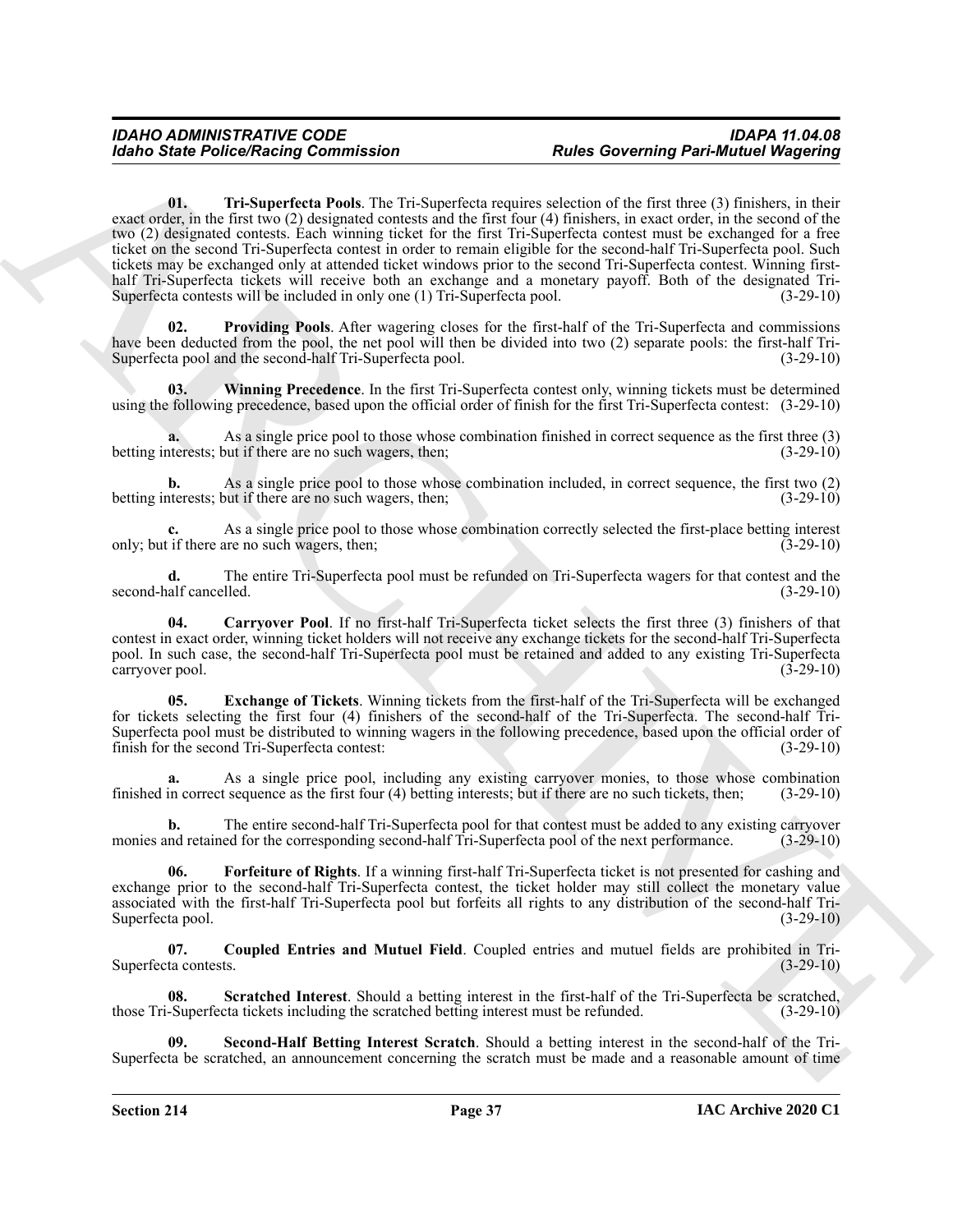**01. Tri-Superfecta Pools**. The Tri-Superfecta requires selection of the first three (3) finishers, in their exact order, in the first two (2) designated contests and the first four (4) finishers, in exact order, in the second of the two (2) designated contests. Each winning ticket for the first Tri-Superfecta contest must be exchanged for a free ticket on the second Tri-Superfecta contest in order to remain eligible for the second-half Tri-Superfecta pool. Such tickets may be exchanged only at attended ticket windows prior to the second Tri-Superfecta contest. Winning first-half Tri-Superfecta tickets will receive both an exchange and a monetary payoff. Both of the designated Tri-Superfecta contests will be included in only one (1) Tri-Superfecta pool. (3-29-10)

**02. Providing Pools**. After wagering closes for the first-half of the Tri-Superfecta and commissions have been deducted from the pool, the net pool will then be divided into two (2) separate pools: the first-half Tri-Superfecta pool and the second-half Tri-Superfecta pool. (3-29-10)

**03. Winning Precedence**. In the first Tri-Superfecta contest only, winning tickets must be determined using the following precedence, based upon the official order of finish for the first Tri-Superfecta contest: (3-29-10)

**a.** As a single price pool to those whose combination finished in correct sequence as the first three (3) betting interests; but if there are no such wagers, then; (3-29-10)

**b.** As a single price pool to those whose combination included, in correct sequence, the first two (2) betting interests; but if there are no such wagers, then; (3-29-10)

**c.** As a single price pool to those whose combination correctly selected the first-place betting interest only; but if there are no such wagers, then; (3-29-10)

**d.** The entire Tri-Superfecta pool must be refunded on Tri-Superfecta wagers for that contest and the second-half cancelled. (3-29-10)

**04. Carryover Pool**. If no first-half Tri-Superfecta ticket selects the first three (3) finishers of that contest in exact order, winning ticket holders will not receive any exchange tickets for the second-half Tri-Superfecta pool. In such case, the second-half Tri-Superfecta pool must be retained and added to any existing Tri-Superfecta carryover pool. (3-29-10)

**05. Exchange of Tickets**. Winning tickets from the first-half of the Tri-Superfecta will be exchanged for tickets selecting the first four (4) finishers of the second-half of the Tri-Superfecta. The second-half Tri-Superfecta pool must be distributed to winning wagers in the following precedence, based upon the official order of finish for the second Tri-Superfecta contest: (3-29-10)

**a.** As a single price pool, including any existing carryover monies, to those whose combination finished in correct sequence as the first four (4) betting interests; but if there are no such tickets, then; (3-29-10)

**b.** The entire second-half Tri-Superfecta pool for that contest must be added to any existing carryover monies and retained for the corresponding second-half Tri-Superfecta pool of the next performance. (3-29-10)

**06. Forfeiture of Rights**. If a winning first-half Tri-Superfecta ticket is not presented for cashing and exchange prior to the second-half Tri-Superfecta contest, the ticket holder may still collect the monetary value associated with the first-half Tri-Superfecta pool but forfeits all rights to any distribution of the second-half Tri-Superfecta pool. (3-29-10)

**07. Coupled Entries and Mutuel Field**. Coupled entries and mutuel fields are prohibited in Tri-Superfecta contests. (3-29-10)

**08. Scratched Interest**. Should a betting interest in the first-half of the Tri-Superfecta be scratched, those Tri-Superfecta tickets including the scratched betting interest must be refunded. (3-29-10)

**09. Second-Half Betting Interest Scratch**. Should a betting interest in the second-half of the Tri-Superfecta be scratched, an announcement concerning the scratch must be made and a reasonable amount of time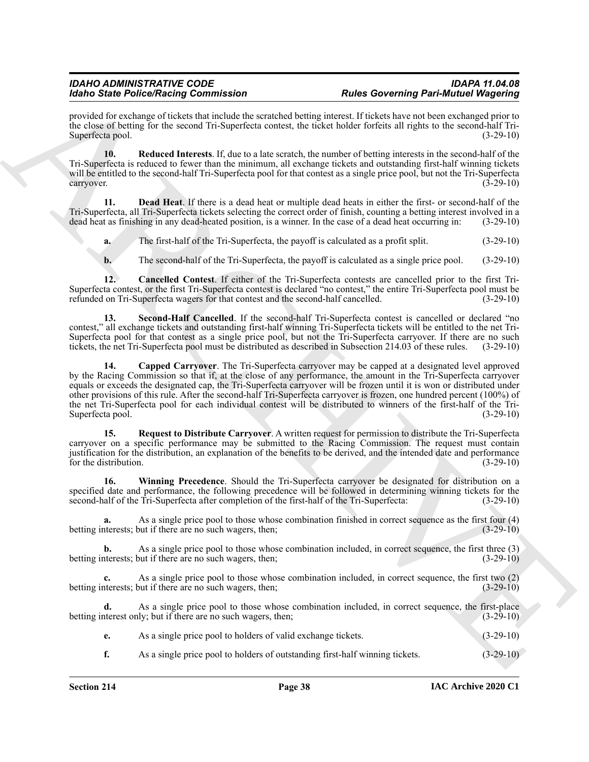provided for exchange of tickets that include the scratched betting interest. If tickets have not been exchanged prior to the close of betting for the second Tri-Superfecta contest, the ticket holder forfeits all rights to the second-half Tri-Superfecta pool. (3-29-10)

**10. Reduced Interests**. If, due to a late scratch, the number of betting interests in the second-half of the Tri-Superfecta is reduced to fewer than the minimum, all exchange tickets and outstanding first-half winning tickets will be entitled to the second-half Tri-Superfecta pool for that contest as a single price pool, but not the Tri-Superfecta carryover. (3-29-10)

**11. Dead Heat**. If there is a dead heat or multiple dead heats in either the first- or second-half of the Tri-Superfecta, all Tri-Superfecta tickets selecting the correct order of finish, counting a betting interest involved in a dead heat as finishing in any dead-heated position, is a winner. In the case of a dead heat occurring in: (3-29-10)

**a.** The first-half of the Tri-Superfecta, the payoff is calculated as a profit split. (3-29-10)

**b.** The second-half of the Tri-Superfecta, the payoff is calculated as a single price pool. (3-29-10)

**12. Cancelled Contest**. If either of the Tri-Superfecta contests are cancelled prior to the first Tri-Superfecta contest, or the first Tri-Superfecta contest is declared "no contest," the entire Tri-Superfecta pool must be refunded on Tri-Superfecta wagers for that contest and the second-half cancelled. (3-29-10)

**13. Second-Half Cancelled**. If the second-half Tri-Superfecta contest is cancelled or declared "no contest," all exchange tickets and outstanding first-half winning Tri-Superfecta tickets will be entitled to the net Tri-Superfecta pool for that contest as a single price pool, but not the Tri-Superfecta carryover. If there are no such tickets, the net Tri-Superfecta pool must be distributed as described in Subsection 214.03 of these rules. (3-29-10)

**14. Capped Carryover**. The Tri-Superfecta carryover may be capped at a designated level approved by the Racing Commission so that if, at the close of any performance, the amount in the Tri-Superfecta carryover equals or exceeds the designated cap, the Tri-Superfecta carryover will be frozen until it is won or distributed under other provisions of this rule. After the second-half Tri-Superfecta carryover is frozen, one hundred percent (100%) of the net Tri-Superfecta pool for each individual contest will be distributed to winners of the first-half of the Tri-Superfecta pool. (3-29-10)

**15. Request to Distribute Carryover**. A written request for permission to distribute the Tri-Superfecta carryover on a specific performance may be submitted to the Racing Commission. The request must contain justification for the distribution, an explanation of the benefits to be derived, and the intended date and performance for the distribution. (3-29-10)

**16. Winning Precedence**. Should the Tri-Superfecta carryover be designated for distribution on a specified date and performance, the following precedence will be followed in determining winning tickets for the second-half of the Tri-Superfecta after completion of the first-half of the Tri-Superfecta: (3-29-10)

**a.** As a single price pool to those whose combination finished in correct sequence as the first four (4) betting interests; but if there are no such wagers, then; (3-29-10)

**b.** As a single price pool to those whose combination included, in correct sequence, the first three (3) betting interests; but if there are no such wagers, then; (3-29-10)

**c.** As a single price pool to those whose combination included, in correct sequence, the first two (2) betting interests; but if there are no such wagers, then; (3-29-10)

**d.** As a single price pool to those whose combination included, in correct sequence, the first-place betting interest only; but if there are no such wagers, then; (3-29-10)

**e.** As a single price pool to holders of valid exchange tickets. (3-29-10)

**f.** As a single price pool to holders of outstanding first-half winning tickets. (3-29-10)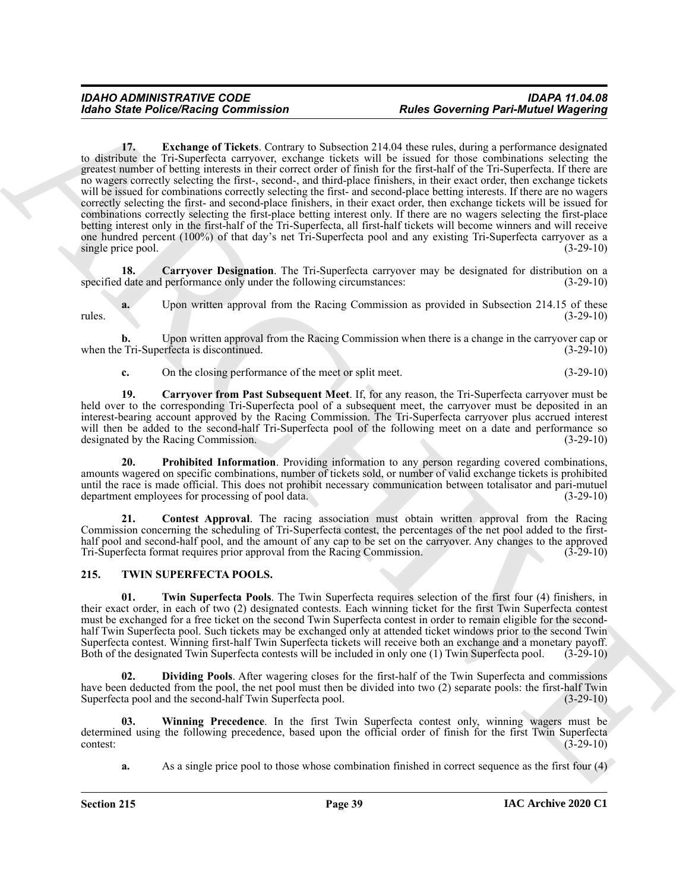**17. Exchange of Tickets**. Contrary to Subsection 214.04 these rules, during a performance designated to distribute the Tri-Superfecta carryover, exchange tickets will be issued for those combinations selecting the greatest number of betting interests in their correct order of finish for the first-half of the Tri-Superfecta. If there are no wagers correctly selecting the first-, second-, and third-place finishers, in their exact order, then exchange tickets will be issued for combinations correctly selecting the first- and second-place betting interests. If there are no wagers correctly selecting the first- and second-place finishers, in their exact order, then exchange tickets will be issued for combinations correctly selecting the first-place betting interest only. If there are no wagers selecting the first-place betting interest only in the first-half of the Tri-Superfecta, all first-half tickets will become winners and will receive one hundred percent (100%) of that day's net Tri-Superfecta pool and any existing Tri-Superfecta carryover as a single price pool. (3-29-10)

**18. Carryover Designation**. The Tri-Superfecta carryover may be designated for distribution on a specified date and performance only under the following circumstances: (3-29-10)

**a.** Upon written approval from the Racing Commission as provided in Subsection 214.15 of these rules. (3-29-10)

**b.** Upon written approval from the Racing Commission when there is a change in the carryover cap or when the Tri-Superfecta is discontinued. (3-29-10)

**c.** On the closing performance of the meet or split meet. (3-29-10)

**19. Carryover from Past Subsequent Meet**. If, for any reason, the Tri-Superfecta carryover must be held over to the corresponding Tri-Superfecta pool of a subsequent meet, the carryover must be deposited in an interest-bearing account approved by the Racing Commission. The Tri-Superfecta carryover plus accrued interest will then be added to the second-half Tri-Superfecta pool of the following meet on a date and performance so designated by the Racing Commission. (3-29-10)

**20. Prohibited Information**. Providing information to any person regarding covered combinations, amounts wagered on specific combinations, number of tickets sold, or number of valid exchange tickets is prohibited until the race is made official. This does not prohibit necessary communication between totalisator and pari-mutuel department employees for processing of pool data. (3-29-10)

**21. Contest Approval**. The racing association must obtain written approval from the Racing Commission concerning the scheduling of Tri-Superfecta contest, the percentages of the net pool added to the first-half pool and second-half pool, and the amount of any cap to be set on the carryover. Any changes to the approved Tri-Superfecta format requires prior approval from the Racing Commission. (3-29-10)

## 215. TWIN SUPERFECTA POOLS.

**01. Twin Superfecta Pools**. The Twin Superfecta requires selection of the first four (4) finishers, in their exact order, in each of two (2) designated contests. Each winning ticket for the first Twin Superfecta contest must be exchanged for a free ticket on the second Twin Superfecta contest in order to remain eligible for the second-half Twin Superfecta pool. Such tickets may be exchanged only at attended ticket windows prior to the second Twin Superfecta contest. Winning first-half Twin Superfecta tickets will receive both an exchange and a monetary payoff. Both of the designated Twin Superfecta contests will be included in only one (1) Twin Superfecta pool. (3-29-10)

**02. Dividing Pools**. After wagering closes for the first-half of the Twin Superfecta and commissions have been deducted from the pool, the net pool must then be divided into two (2) separate pools: the first-half Twin Superfecta pool and the second-half Twin Superfecta pool. (3-29-10)

**03. Winning Precedence**. In the first Twin Superfecta contest only, winning wagers must be determined using the following precedence, based upon the official order of finish for the first Twin Superfecta contest: (3-29-10)

**a.** As a single price pool to those whose combination finished in correct sequence as the first four (4)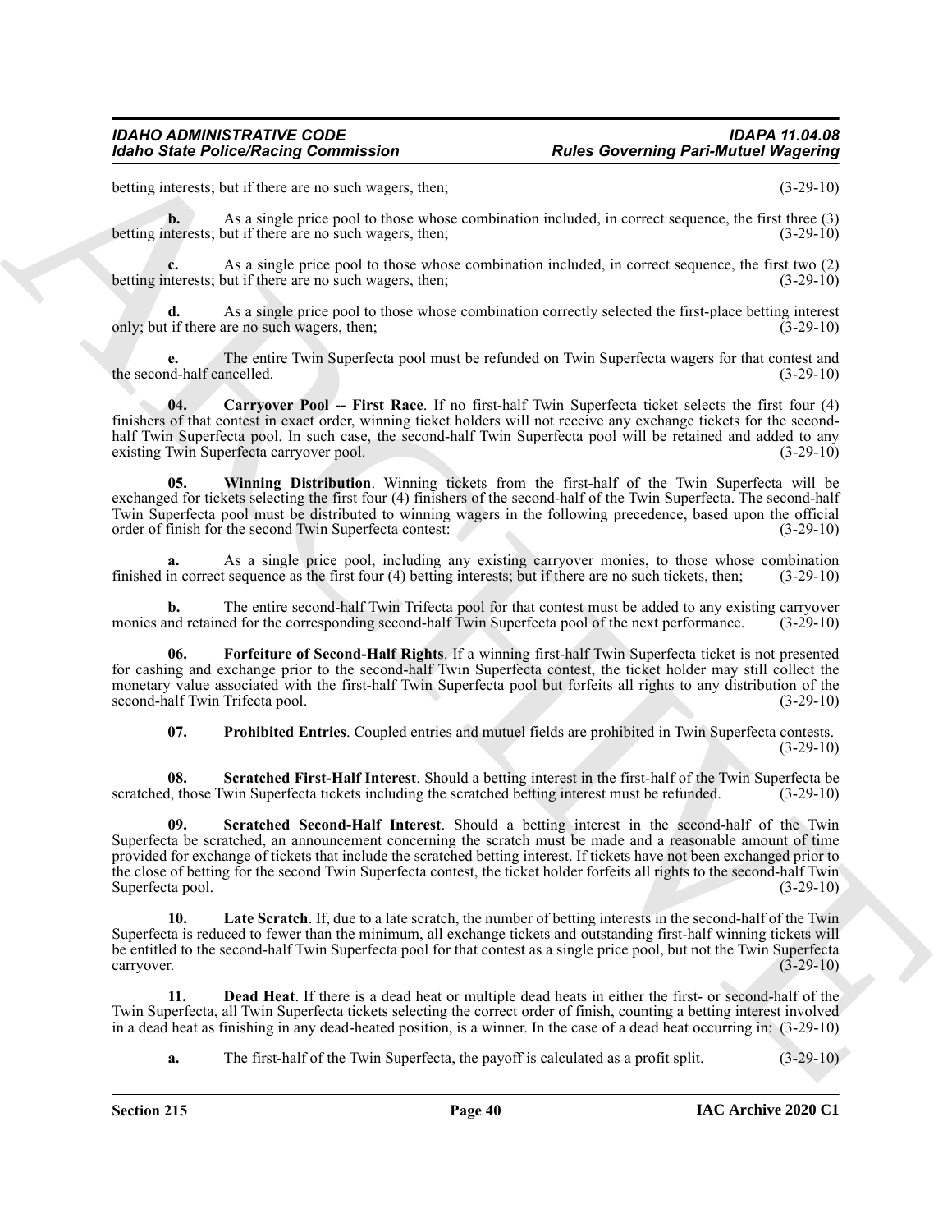betting interests; but if there are no such wagers, then; (3-29-10)

**b.** As a single price pool to those whose combination included, in correct sequence, the first three (3) betting interests; but if there are no such wagers, then; (3-29-10)

**c.** As a single price pool to those whose combination included, in correct sequence, the first two (2) betting interests; but if there are no such wagers, then; (3-29-10)

**d.** As a single price pool to those whose combination correctly selected the first-place betting interest only; but if there are no such wagers, then; (3-29-10)

**e.** The entire Twin Superfecta pool must be refunded on Twin Superfecta wagers for that contest and the second-half cancelled. (3-29-10)

**04. Carryover Pool -- First Race**. If no first-half Twin Superfecta ticket selects the first four (4) finishers of that contest in exact order, winning ticket holders will not receive any exchange tickets for the second-half Twin Superfecta pool. In such case, the second-half Twin Superfecta pool will be retained and added to any existing Twin Superfecta carryover pool. (3-29-10)

**05. Winning Distribution**. Winning tickets from the first-half of the Twin Superfecta will be exchanged for tickets selecting the first four (4) finishers of the second-half of the Twin Superfecta. The second-half Twin Superfecta pool must be distributed to winning wagers in the following precedence, based upon the official order of finish for the second Twin Superfecta contest: (3-29-10)

**a.** As a single price pool, including any existing carryover monies, to those whose combination finished in correct sequence as the first four (4) betting interests; but if there are no such tickets, then; (3-29-10)

**b.** The entire second-half Twin Trifecta pool for that contest must be added to any existing carryover monies and retained for the corresponding second-half Twin Superfecta pool of the next performance. (3-29-10)

**06. Forfeiture of Second-Half Rights**. If a winning first-half Twin Superfecta ticket is not presented for cashing and exchange prior to the second-half Twin Superfecta contest, the ticket holder may still collect the monetary value associated with the first-half Twin Superfecta pool but forfeits all rights to any distribution of the second-half Twin Trifecta pool. (3-29-10)

**07. Prohibited Entries**. Coupled entries and mutuel fields are prohibited in Twin Superfecta contests. (3-29-10)

**08. Scratched First-Half Interest**. Should a betting interest in the first-half of the Twin Superfecta be scratched, those Twin Superfecta tickets including the scratched betting interest must be refunded. (3-29-10)

**09. Scratched Second-Half Interest**. Should a betting interest in the second-half of the Twin Superfecta be scratched, an announcement concerning the scratch must be made and a reasonable amount of time provided for exchange of tickets that include the scratched betting interest. If tickets have not been exchanged prior to the close of betting for the second Twin Superfecta contest, the ticket holder forfeits all rights to the second-half Twin Superfecta pool. (3-29-10)

**10. Late Scratch**. If, due to a late scratch, the number of betting interests in the second-half of the Twin Superfecta is reduced to fewer than the minimum, all exchange tickets and outstanding first-half winning tickets will be entitled to the second-half Twin Superfecta pool for that contest as a single price pool, but not the Twin Superfecta carryover. (3-29-10)

**11. Dead Heat**. If there is a dead heat or multiple dead heats in either the first- or second-half of the Twin Superfecta, all Twin Superfecta tickets selecting the correct order of finish, counting a betting interest involved in a dead heat as finishing in any dead-heated position, is a winner. In the case of a dead heat occurring in: (3-29-10)

**a.** The first-half of the Twin Superfecta, the payoff is calculated as a profit split. (3-29-10)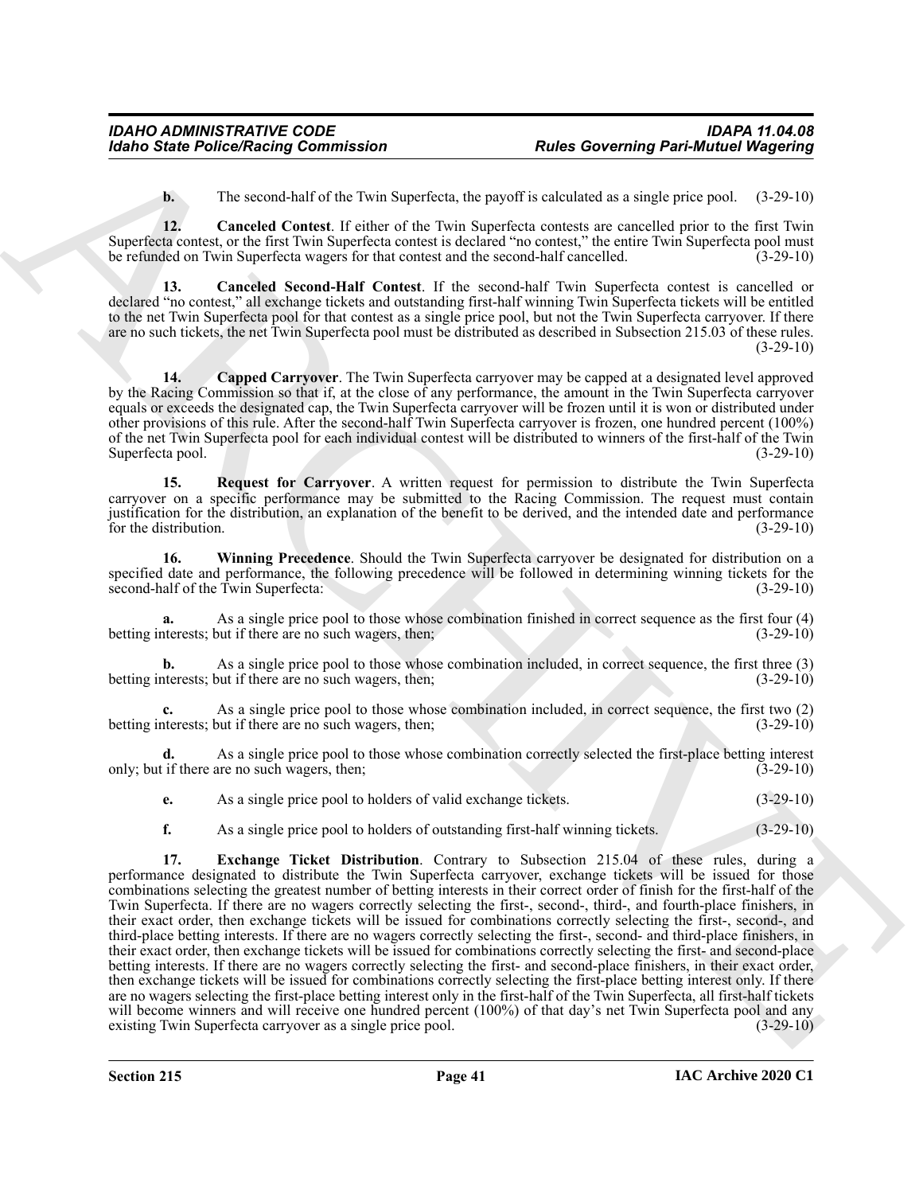**b.** The second-half of the Twin Superfecta, the payoff is calculated as a single price pool. (3-29-10)

**12. Canceled Contest**. If either of the Twin Superfecta contests are cancelled prior to the first Twin Superfecta contest, or the first Twin Superfecta contest is declared "no contest," the entire Twin Superfecta pool must be refunded on Twin Superfecta wagers for that contest and the second-half cancelled. (3-29-10)

**13. Canceled Second-Half Contest**. If the second-half Twin Superfecta contest is cancelled or declared "no contest," all exchange tickets and outstanding first-half winning Twin Superfecta tickets will be entitled to the net Twin Superfecta pool for that contest as a single price pool, but not the Twin Superfecta carryover. If there are no such tickets, the net Twin Superfecta pool must be distributed as described in Subsection 215.03 of these rules. (3-29-10)

**14. Capped Carryover**. The Twin Superfecta carryover may be capped at a designated level approved by the Racing Commission so that if, at the close of any performance, the amount in the Twin Superfecta carryover equals or exceeds the designated cap, the Twin Superfecta carryover will be frozen until it is won or distributed under other provisions of this rule. After the second-half Twin Superfecta carryover is frozen, one hundred percent (100%) of the net Twin Superfecta pool for each individual contest will be distributed to winners of the first-half of the Twin Superfecta pool. (3-29-10)

**15. Request for Carryover**. A written request for permission to distribute the Twin Superfecta carryover on a specific performance may be submitted to the Racing Commission. The request must contain justification for the distribution, an explanation of the benefit to be derived, and the intended date and performance for the distribution. (3-29-10)

**16. Winning Precedence**. Should the Twin Superfecta carryover be designated for distribution on a specified date and performance, the following precedence will be followed in determining winning tickets for the second-half of the Twin Superfecta: (3-29-10)

**a.** As a single price pool to those whose combination finished in correct sequence as the first four (4) betting interests; but if there are no such wagers, then; (3-29-10)

**b.** As a single price pool to those whose combination included, in correct sequence, the first three (3) betting interests; but if there are no such wagers, then; (3-29-10)

**c.** As a single price pool to those whose combination included, in correct sequence, the first two (2) betting interests; but if there are no such wagers, then; (3-29-10)

**d.** As a single price pool to those whose combination correctly selected the first-place betting interest only; but if there are no such wagers, then; (3-29-10)

**e.** As a single price pool to holders of valid exchange tickets. (3-29-10)

**f.** As a single price pool to holders of outstanding first-half winning tickets. (3-29-10)

**17. Exchange Ticket Distribution**. Contrary to Subsection 215.04 of these rules, during a performance designated to distribute the Twin Superfecta carryover, exchange tickets will be issued for those combinations selecting the greatest number of betting interests in their correct order of finish for the first-half of the Twin Superfecta. If there are no wagers correctly selecting the first-, second-, third-, and fourth-place finishers, in their exact order, then exchange tickets will be issued for combinations correctly selecting the first-, second-, and third-place betting interests. If there are no wagers correctly selecting the first-, second- and third-place finishers, in their exact order, then exchange tickets will be issued for combinations correctly selecting the first- and second-place betting interests. If there are no wagers correctly selecting the first- and second-place finishers, in their exact order, then exchange tickets will be issued for combinations correctly selecting the first-place betting interest only. If there are no wagers selecting the first-place betting interest only in the first-half of the Twin Superfecta, all first-half tickets will become winners and will receive one hundred percent (100%) of that day's net Twin Superfecta pool and any existing Twin Superfecta carryover as a single price pool. (3-29-10)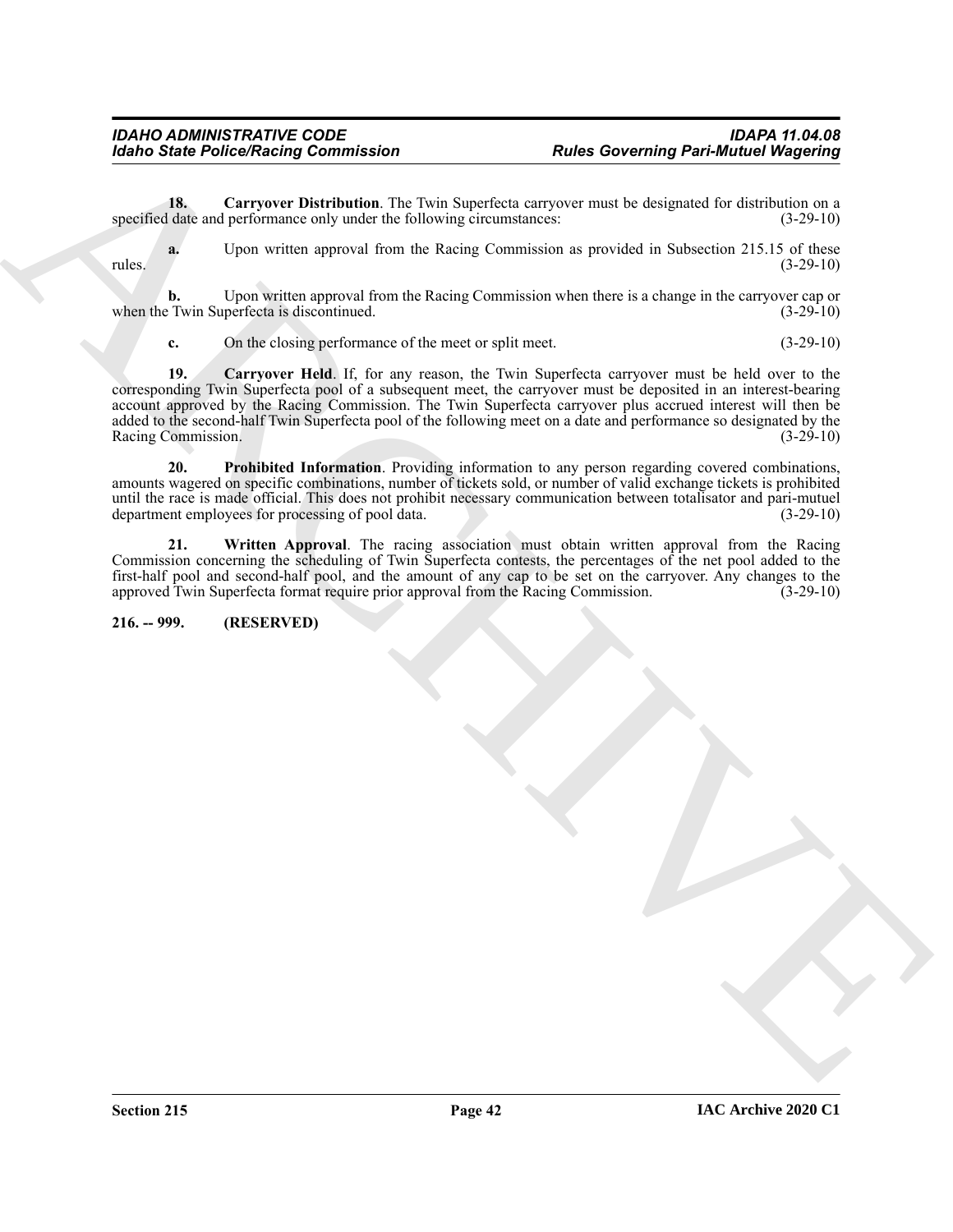**18. Carryover Distribution**. The Twin Superfecta carryover must be designated for distribution on a specified date and performance only under the following circumstances: (3-29-10)

**a.** Upon written approval from the Racing Commission as provided in Subsection 215.15 of these rules. (3-29-10)

**b.** Upon written approval from the Racing Commission when there is a change in the carryover cap or when the Twin Superfecta is discontinued. (3-29-10)

**c.** On the closing performance of the meet or split meet. (3-29-10)

**19. Carryover Held**. If, for any reason, the Twin Superfecta carryover must be held over to the corresponding Twin Superfecta pool of a subsequent meet, the carryover must be deposited in an interest-bearing account approved by the Racing Commission. The Twin Superfecta carryover plus accrued interest will then be added to the second-half Twin Superfecta pool of the following meet on a date and performance so designated by the Racing Commission. (3-29-10)

**20. Prohibited Information**. Providing information to any person regarding covered combinations, amounts wagered on specific combinations, number of tickets sold, or number of valid exchange tickets is prohibited until the race is made official. This does not prohibit necessary communication between totalisator and pari-mutuel department employees for processing of pool data. (3-29-10)

**21. Written Approval**. The racing association must obtain written approval from the Racing Commission concerning the scheduling of Twin Superfecta contests, the percentages of the net pool added to the first-half pool and second-half pool, and the amount of any cap to be set on the carryover. Any changes to the approved Twin Superfecta format require prior approval from the Racing Commission. (3-29-10)

**216. -- 999. (RESERVED)**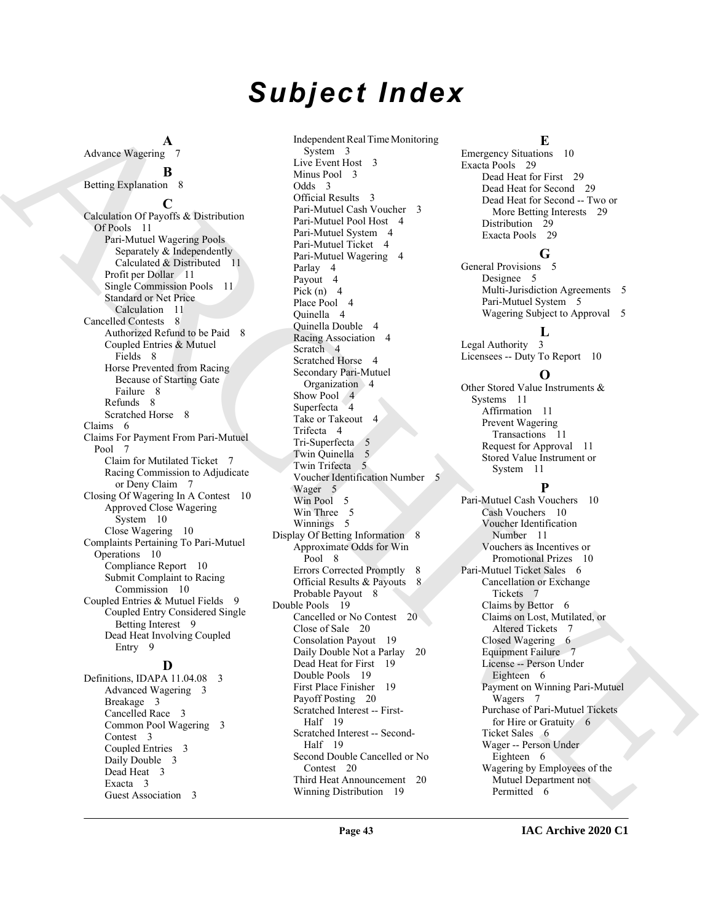# Subject Index

**A**

Advance Wagering 7

**B**

Betting Explanation 8

**C**

Calculation Of Payoffs & Distribution Of Pools 11
- Pari-Mutuel Wagering Pools Separately & Independently Calculated & Distributed 11
- Profit per Dollar 11
- Single Commission Pools 11
- Standard or Net Price Calculation 11

Cancelled Contests 8
- Authorized Refund to be Paid 8
- Coupled Entries & Mutuel Fields 8
- Horse Prevented from Racing Because of Starting Gate Failure 8
- Refunds 8
- Scratched Horse 8

Claims 6

Claims For Payment From Pari-Mutuel Pool 7
- Claim for Mutilated Ticket 7
- Racing Commission to Adjudicate or Deny Claim 7

Closing Of Wagering In A Contest 10
- Approved Close Wagering System 10
- Close Wagering 10

Complaints Pertaining To Pari-Mutuel Operations 10
- Compliance Report 10
- Submit Complaint to Racing Commission 10

Coupled Entries & Mutuel Fields 9
- Coupled Entry Considered Single Betting Interest 9
- Dead Heat Involving Coupled Entry 9

**D**

Definitions, IDAPA 11.04.08 3
- Advanced Wagering 3
- Breakage 3
- Cancelled Race 3
- Common Pool Wagering 3
- Contest 3
- Coupled Entries 3
- Daily Double 3
- Dead Heat 3
- Exacta 3
- Guest Association 3
- Independent Real Time Monitoring System 3
- Live Event Host 3
- Minus Pool 3
- Odds 3
- Official Results 3
- Pari-Mutuel Cash Voucher 3
- Pari-Mutuel Pool Host 4
- Pari-Mutuel System 4
- Pari-Mutuel Ticket 4
- Pari-Mutuel Wagering 4
- Parlay 4
- Payout 4
- Pick (n) 4
- Place Pool 4
- Quinella 4
- Quinella Double 4
- Racing Association 4
- Scratch 4
- Scratched Horse 4
- Secondary Pari-Mutuel Organization 4
- Show Pool 4
- Superfecta 4
- Take or Takeout 4
- Trifecta 4
- Tri-Superfecta 5
- Twin Quinella 5
- Twin Trifecta 5
- Voucher Identification Number 5
- Wager 5
- Win Pool 5
- Win Three 5
- Winnings 5

Display Of Betting Information 8
- Approximate Odds for Win Pool 8
- Errors Corrected Promptly 8
- Official Results & Payouts 8
- Probable Payout 8

Double Pools 19
- Cancelled or No Contest 20
- Close of Sale 20
- Consolation Payout 19
- Daily Double Not a Parlay 20
- Dead Heat for First 19
- Double Pools 19
- First Place Finisher 19
- Payoff Posting 20
- Scratched Interest -- First-Half 19
- Scratched Interest -- Second-Half 19
- Second Double Cancelled or No Contest 20
- Third Heat Announcement 20
- Winning Distribution 19

**E**

Emergency Situations 10

Exacta Pools 29
- Dead Heat for First 29
- Dead Heat for Second 29
- Dead Heat for Second -- Two or More Betting Interests 29
- Distribution 29
- Exacta Pools 29

**G**

General Provisions 5
- Designee 5
- Multi-Jurisdiction Agreements 5
- Pari-Mutuel System 5
- Wagering Subject to Approval 5

**L**

Legal Authority 3

Licensees -- Duty To Report 10

**O**

Other Stored Value Instruments & Systems 11
- Affirmation 11
- Prevent Wagering Transactions 11
- Request for Approval 11
- Stored Value Instrument or System 11

**P**

Pari-Mutuel Cash Vouchers 10
- Cash Vouchers 10
- Voucher Identification Number 11
- Vouchers as Incentives or Promotional Prizes 10

Pari-Mutuel Ticket Sales 6
- Cancellation or Exchange Tickets 7
- Claims by Bettor 6
- Claims on Lost, Mutilated, or Altered Tickets 7
- Closed Wagering 6
- Equipment Failure 7
- License -- Person Under Eighteen 6
- Payment on Winning Pari-Mutuel Wagers 7
- Purchase of Pari-Mutuel Tickets for Hire or Gratuity 6
- Ticket Sales 6
- Wager -- Person Under Eighteen 6
- Wagering by Employees of the Mutuel Department not Permitted 6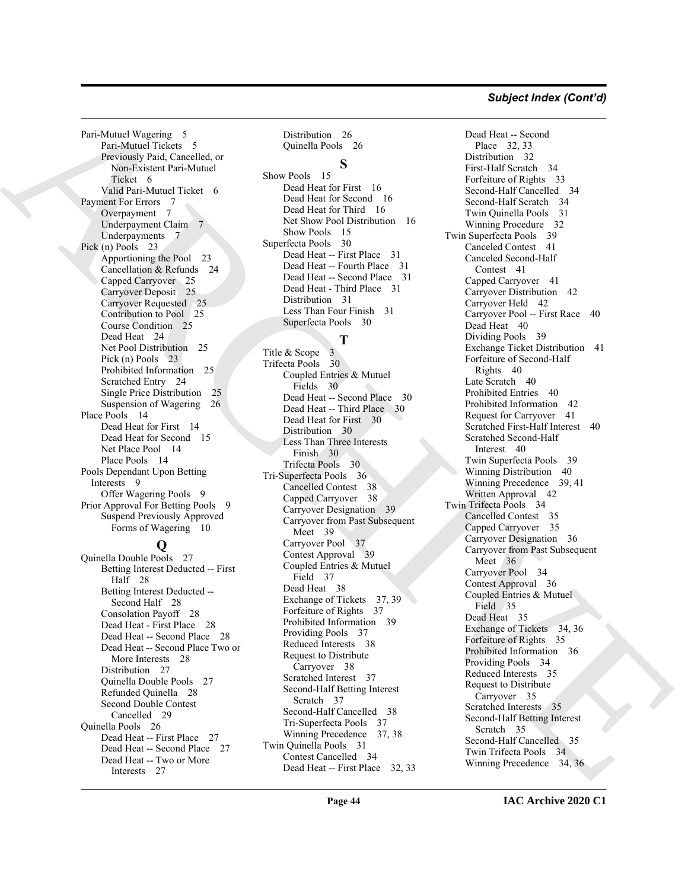## Subject Index (Cont'd)

Pari-Mutuel Wagering 5
- Pari-Mutuel Tickets 5
- Previously Paid, Cancelled, or Non-Existent Pari-Mutuel Ticket 6
- Valid Pari-Mutuel Ticket 6

Payment For Errors 7
- Overpayment 7
- Underpayment Claim 7
- Underpayments 7

Pick (n) Pools 23
- Apportioning the Pool 23
- Cancellation & Refunds 24
- Capped Carryover 25
- Carryover Deposit 25
- Carryover Requested 25
- Contribution to Pool 25
- Course Condition 25
- Dead Heat 24
- Net Pool Distribution 25
- Pick (n) Pools 23
- Prohibited Information 25
- Scratched Entry 24
- Single Price Distribution 25
- Suspension of Wagering 26

Place Pools 14
- Dead Heat for First 14
- Dead Heat for Second 15
- Net Place Pool 14
- Place Pools 14

Pools Dependant Upon Betting Interests 9
- Offer Wagering Pools 9

Prior Approval For Betting Pools 9
- Suspend Previously Approved Forms of Wagering 10

### Q

Quinella Double Pools 27
- Betting Interest Deducted -- First Half 28
- Betting Interest Deducted -- Second Half 28
- Consolation Payoff 28
- Dead Heat - First Place 28
- Dead Heat -- Second Place 28
- Dead Heat -- Second Place Two or More Interests 28
- Distribution 27
- Quinella Double Pools 27
- Refunded Quinella 28
- Second Double Contest Cancelled 29

Quinella Pools 26
- Dead Heat -- First Place 27
- Dead Heat -- Second Place 27
- Dead Heat -- Two or More Interests 27
- Distribution 26
- Quinella Pools 26

### S

Show Pools 15
- Dead Heat for First 16
- Dead Heat for Second 16
- Dead Heat for Third 16
- Net Show Pool Distribution 16
- Show Pools 15

Superfecta Pools 30
- Dead Heat -- First Place 31
- Dead Heat -- Fourth Place 31
- Dead Heat -- Second Place 31
- Dead Heat - Third Place 31
- Distribution 31
- Less Than Four Finish 31
- Superfecta Pools 30

### T

Title & Scope 3

Trifecta Pools 30
- Coupled Entries & Mutuel Fields 30
- Dead Heat -- Second Place 30
- Dead Heat -- Third Place 30
- Dead Heat for First 30
- Distribution 30
- Less Than Three Interests Finish 30
- Trifecta Pools 30

Tri-Superfecta Pools 36
- Cancelled Contest 38
- Capped Carryover 38
- Carryover Designation 39
- Carryover from Past Subsequent Meet 39
- Carryover Pool 37
- Contest Approval 39
- Coupled Entries & Mutuel Field 37
- Dead Heat 38
- Exchange of Tickets 37, 39
- Forfeiture of Rights 37
- Prohibited Information 39
- Providing Pools 37
- Reduced Interests 38
- Request to Distribute Carryover 38
- Scratched Interest 37
- Second-Half Betting Interest Scratch 37
- Second-Half Cancelled 38
- Tri-Superfecta Pools 37
- Winning Precedence 37, 38

Twin Quinella Pools 31
- Contest Cancelled 34
- Dead Heat -- First Place 32, 33
- Dead Heat -- Second Place 32, 33
- Distribution 32
- First-Half Scratch 34
- Forfeiture of Rights 33
- Second-Half Cancelled 34
- Second-Half Scratch 34
- Twin Quinella Pools 31
- Winning Procedure 32

Twin Superfecta Pools 39
- Canceled Contest 41
- Canceled Second-Half Contest 41
- Capped Carryover 41
- Carryover Distribution 42
- Carryover Held 42
- Carryover Pool -- First Race 40
- Dead Heat 40
- Dividing Pools 39
- Exchange Ticket Distribution 41
- Forfeiture of Second-Half Rights 40
- Late Scratch 40
- Prohibited Entries 40
- Prohibited Information 42
- Request for Carryover 41
- Scratched First-Half Interest 40
- Scratched Second-Half Interest 40
- Twin Superfecta Pools 39
- Winning Distribution 40
- Winning Precedence 39, 41
- Written Approval 42

Twin Trifecta Pools 34
- Cancelled Contest 35
- Capped Carryover 35
- Carryover Designation 36
- Carryover from Past Subsequent Meet 36
- Carryover Pool 34
- Contest Approval 36
- Coupled Entries & Mutuel Field 35
- Dead Heat 35
- Exchange of Tickets 34, 36
- Forfeiture of Rights 35
- Prohibited Information 36
- Providing Pools 34
- Reduced Interests 35
- Request to Distribute Carryover 35
- Scratched Interests 35
- Second-Half Betting Interest Scratch 35
- Second-Half Cancelled 35
- Twin Trifecta Pools 34
- Winning Precedence 34, 36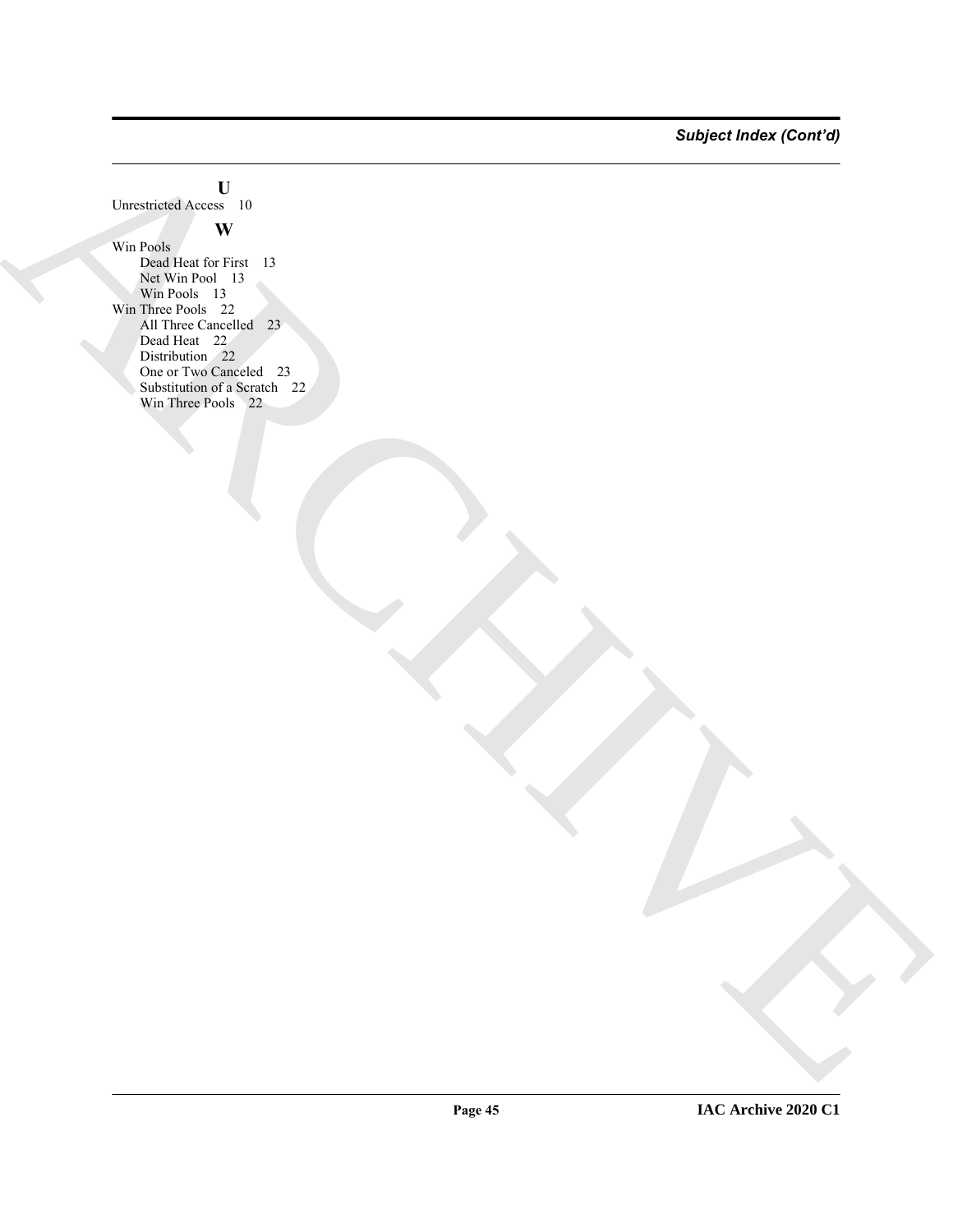### U

Unrestricted Access 10

### W

Win Pools
- Dead Heat for First 13
- Net Win Pool 13
- Win Pools 13

Win Three Pools 22
- All Three Cancelled 23
- Dead Heat 22
- Distribution 22
- One or Two Canceled 23
- Substitution of a Scratch 22
- Win Three Pools 22